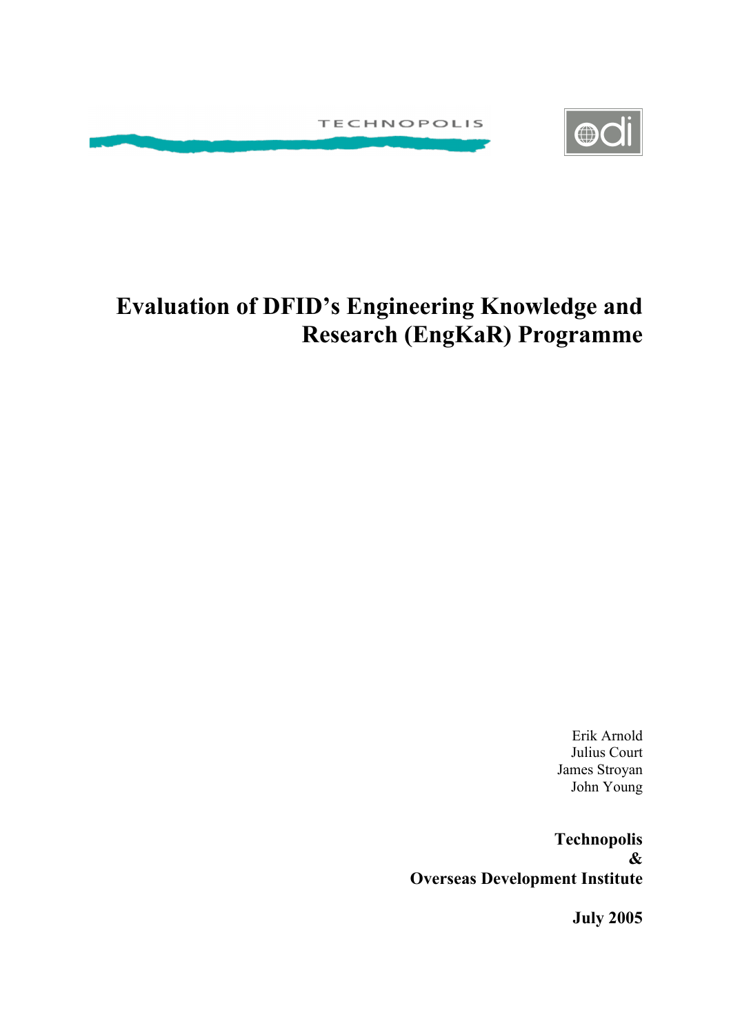TECHNOPOLIS

odi

# Evaluation of DFID's Engineering Knowledge and Research (EngKaR) Programme

Erik Arnold
Julius Court
James Stroyan
John Young

**Technopolis**
**&**
**Overseas Development Institute**

**July 2005**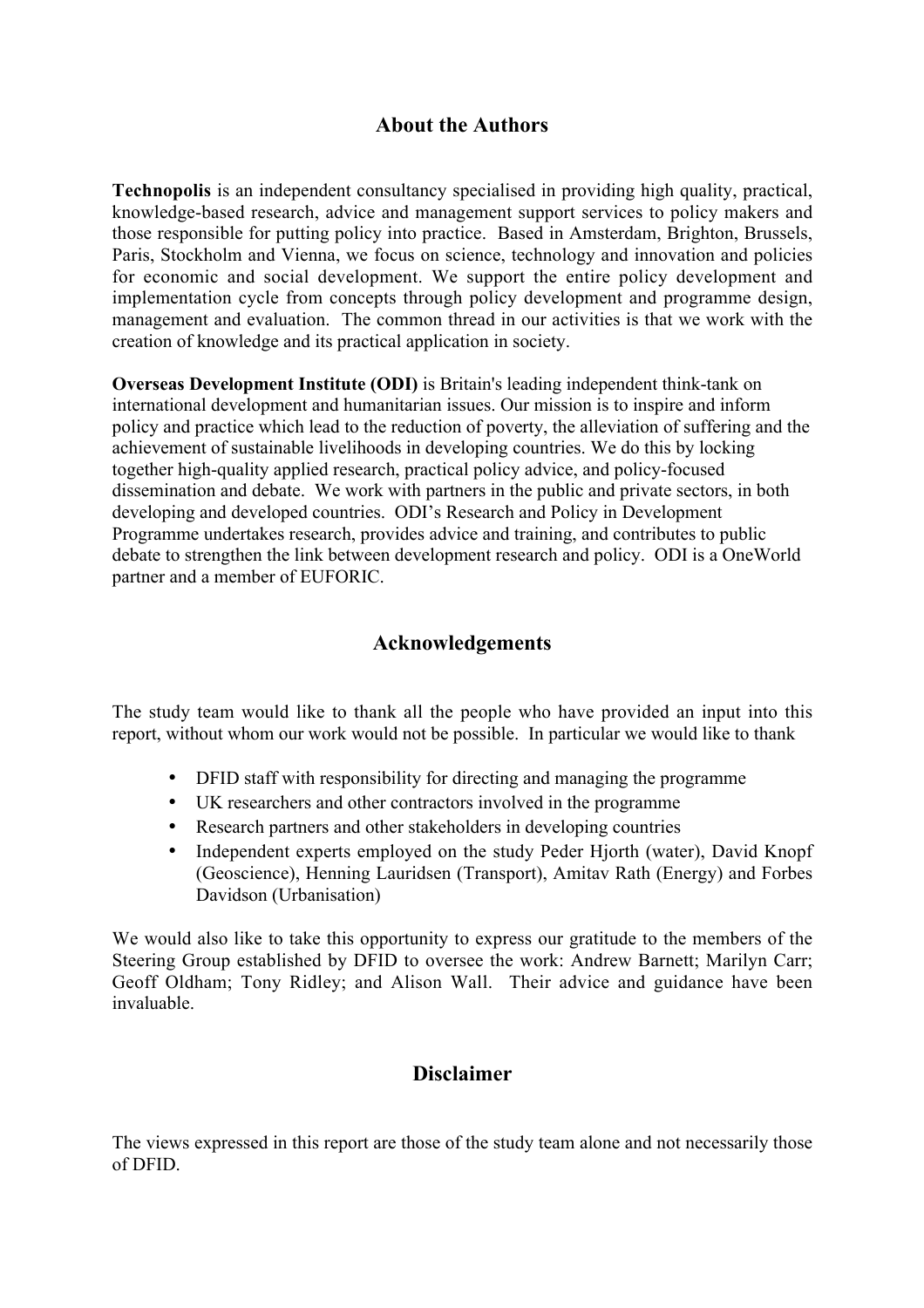## About the Authors

**Technopolis** is an independent consultancy specialised in providing high quality, practical, knowledge-based research, advice and management support services to policy makers and those responsible for putting policy into practice. Based in Amsterdam, Brighton, Brussels, Paris, Stockholm and Vienna, we focus on science, technology and innovation and policies for economic and social development. We support the entire policy development and implementation cycle from concepts through policy development and programme design, management and evaluation. The common thread in our activities is that we work with the creation of knowledge and its practical application in society.

**Overseas Development Institute (ODI)** is Britain's leading independent think-tank on international development and humanitarian issues. Our mission is to inspire and inform policy and practice which lead to the reduction of poverty, the alleviation of suffering and the achievement of sustainable livelihoods in developing countries. We do this by locking together high-quality applied research, practical policy advice, and policy-focused dissemination and debate. We work with partners in the public and private sectors, in both developing and developed countries. ODI's Research and Policy in Development Programme undertakes research, provides advice and training, and contributes to public debate to strengthen the link between development research and policy. ODI is a OneWorld partner and a member of EUFORIC.

## Acknowledgements

The study team would like to thank all the people who have provided an input into this report, without whom our work would not be possible. In particular we would like to thank

- DFID staff with responsibility for directing and managing the programme
- UK researchers and other contractors involved in the programme
- Research partners and other stakeholders in developing countries
- Independent experts employed on the study Peder Hjorth (water), David Knopf (Geoscience), Henning Lauridsen (Transport), Amitav Rath (Energy) and Forbes Davidson (Urbanisation)

We would also like to take this opportunity to express our gratitude to the members of the Steering Group established by DFID to oversee the work: Andrew Barnett; Marilyn Carr; Geoff Oldham; Tony Ridley; and Alison Wall. Their advice and guidance have been invaluable.

## Disclaimer

The views expressed in this report are those of the study team alone and not necessarily those of DFID.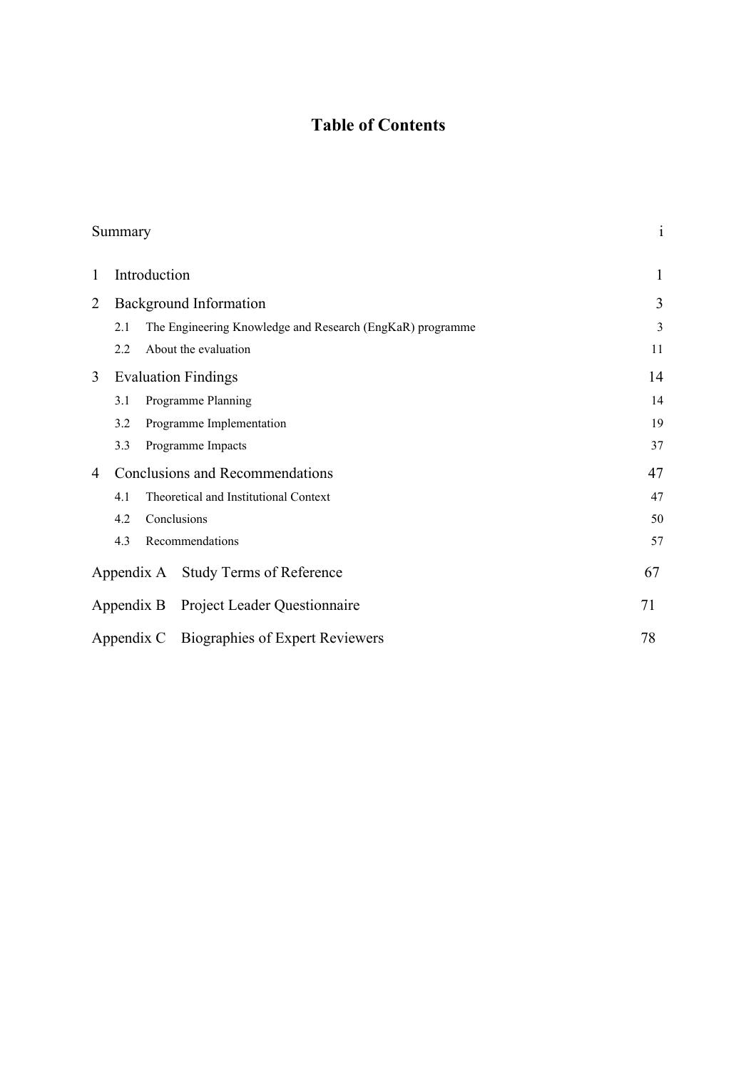# Table of Contents

| | |
|---|---|
| Summary | i |
| 1 Introduction | 1 |
| 2 Background Information | 3 |
| 2.1 The Engineering Knowledge and Research (EngKaR) programme | 3 |
| 2.2 About the evaluation | 11 |
| 3 Evaluation Findings | 14 |
| 3.1 Programme Planning | 14 |
| 3.2 Programme Implementation | 19 |
| 3.3 Programme Impacts | 37 |
| 4 Conclusions and Recommendations | 47 |
| 4.1 Theoretical and Institutional Context | 47 |
| 4.2 Conclusions | 50 |
| 4.3 Recommendations | 57 |
| Appendix A Study Terms of Reference | 67 |
| Appendix B Project Leader Questionnaire | 71 |
| Appendix C Biographies of Expert Reviewers | 78 |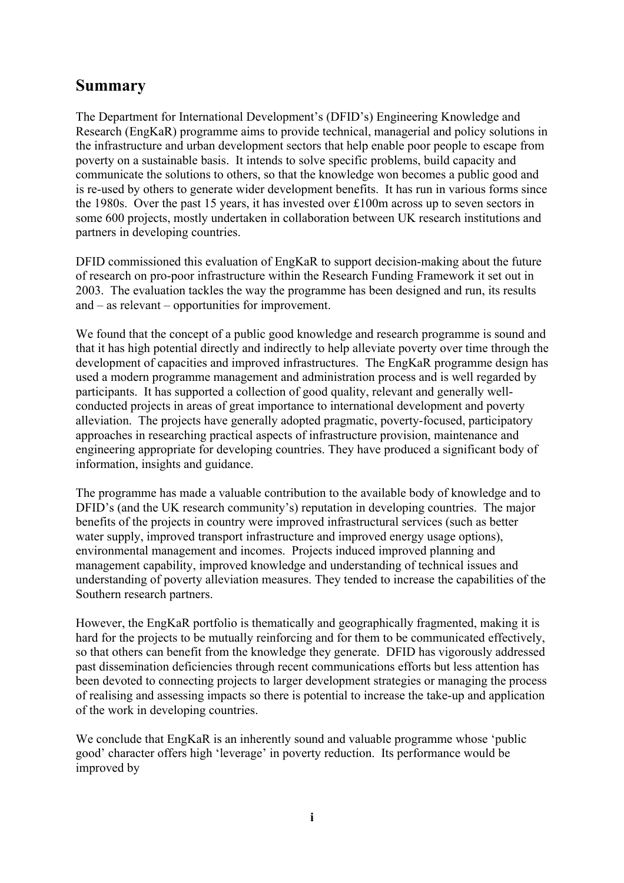## Summary

The Department for International Development's (DFID's) Engineering Knowledge and Research (EngKaR) programme aims to provide technical, managerial and policy solutions in the infrastructure and urban development sectors that help enable poor people to escape from poverty on a sustainable basis. It intends to solve specific problems, build capacity and communicate the solutions to others, so that the knowledge won becomes a public good and is re-used by others to generate wider development benefits. It has run in various forms since the 1980s. Over the past 15 years, it has invested over £100m across up to seven sectors in some 600 projects, mostly undertaken in collaboration between UK research institutions and partners in developing countries.

DFID commissioned this evaluation of EngKaR to support decision-making about the future of research on pro-poor infrastructure within the Research Funding Framework it set out in 2003. The evaluation tackles the way the programme has been designed and run, its results and – as relevant – opportunities for improvement.

We found that the concept of a public good knowledge and research programme is sound and that it has high potential directly and indirectly to help alleviate poverty over time through the development of capacities and improved infrastructures. The EngKaR programme design has used a modern programme management and administration process and is well regarded by participants. It has supported a collection of good quality, relevant and generally well-conducted projects in areas of great importance to international development and poverty alleviation. The projects have generally adopted pragmatic, poverty-focused, participatory approaches in researching practical aspects of infrastructure provision, maintenance and engineering appropriate for developing countries. They have produced a significant body of information, insights and guidance.

The programme has made a valuable contribution to the available body of knowledge and to DFID's (and the UK research community's) reputation in developing countries. The major benefits of the projects in country were improved infrastructural services (such as better water supply, improved transport infrastructure and improved energy usage options), environmental management and incomes. Projects induced improved planning and management capability, improved knowledge and understanding of technical issues and understanding of poverty alleviation measures. They tended to increase the capabilities of the Southern research partners.

However, the EngKaR portfolio is thematically and geographically fragmented, making it is hard for the projects to be mutually reinforcing and for them to be communicated effectively, so that others can benefit from the knowledge they generate. DFID has vigorously addressed past dissemination deficiencies through recent communications efforts but less attention has been devoted to connecting projects to larger development strategies or managing the process of realising and assessing impacts so there is potential to increase the take-up and application of the work in developing countries.

We conclude that EngKaR is an inherently sound and valuable programme whose 'public good' character offers high 'leverage' in poverty reduction. Its performance would be improved by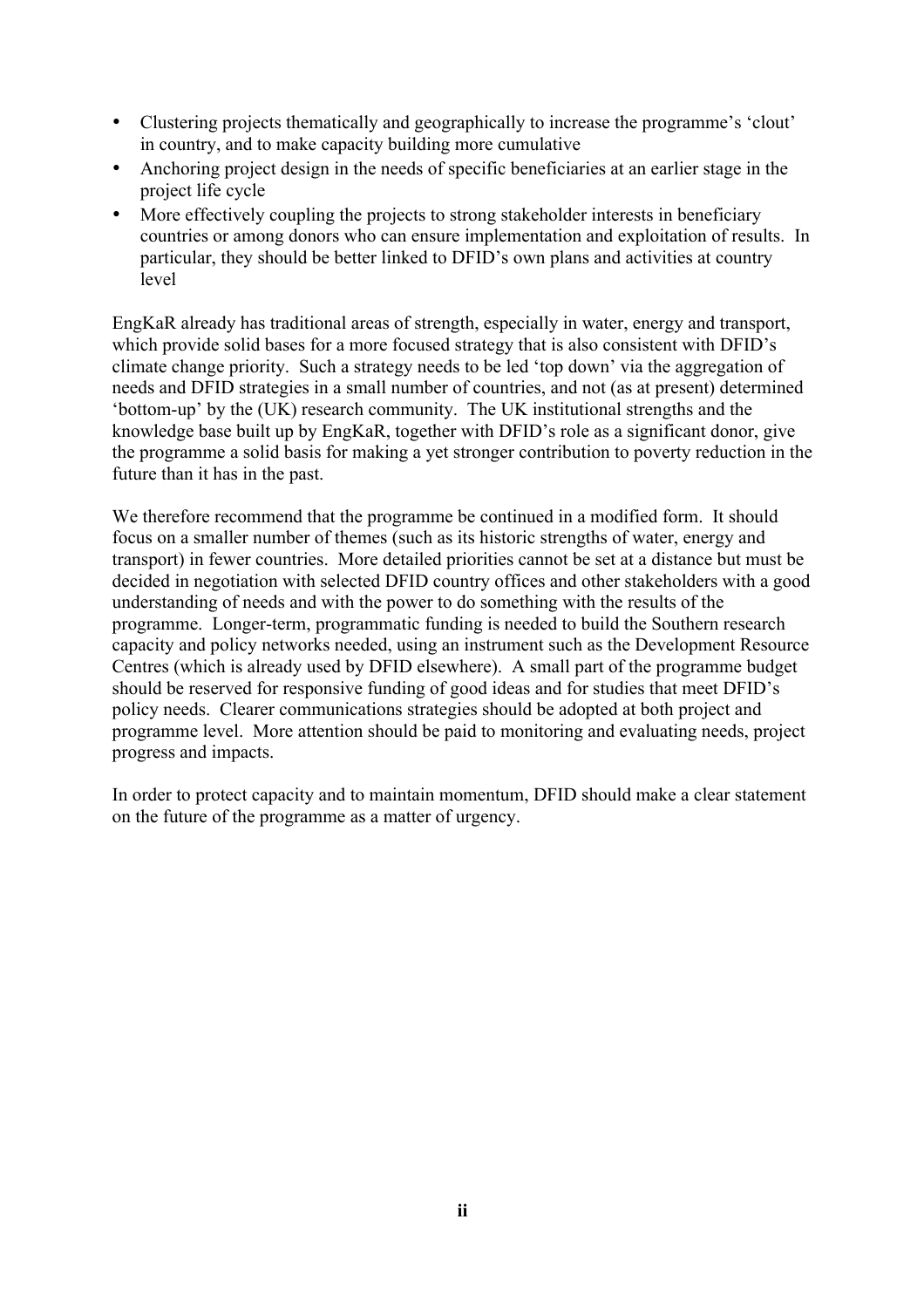- Clustering projects thematically and geographically to increase the programme's 'clout' in country, and to make capacity building more cumulative
- Anchoring project design in the needs of specific beneficiaries at an earlier stage in the project life cycle
- More effectively coupling the projects to strong stakeholder interests in beneficiary countries or among donors who can ensure implementation and exploitation of results. In particular, they should be better linked to DFID's own plans and activities at country level

EngKaR already has traditional areas of strength, especially in water, energy and transport, which provide solid bases for a more focused strategy that is also consistent with DFID's climate change priority. Such a strategy needs to be led 'top down' via the aggregation of needs and DFID strategies in a small number of countries, and not (as at present) determined 'bottom-up' by the (UK) research community. The UK institutional strengths and the knowledge base built up by EngKaR, together with DFID's role as a significant donor, give the programme a solid basis for making a yet stronger contribution to poverty reduction in the future than it has in the past.

We therefore recommend that the programme be continued in a modified form. It should focus on a smaller number of themes (such as its historic strengths of water, energy and transport) in fewer countries. More detailed priorities cannot be set at a distance but must be decided in negotiation with selected DFID country offices and other stakeholders with a good understanding of needs and with the power to do something with the results of the programme. Longer-term, programmatic funding is needed to build the Southern research capacity and policy networks needed, using an instrument such as the Development Resource Centres (which is already used by DFID elsewhere). A small part of the programme budget should be reserved for responsive funding of good ideas and for studies that meet DFID's policy needs. Clearer communications strategies should be adopted at both project and programme level. More attention should be paid to monitoring and evaluating needs, project progress and impacts.

In order to protect capacity and to maintain momentum, DFID should make a clear statement on the future of the programme as a matter of urgency.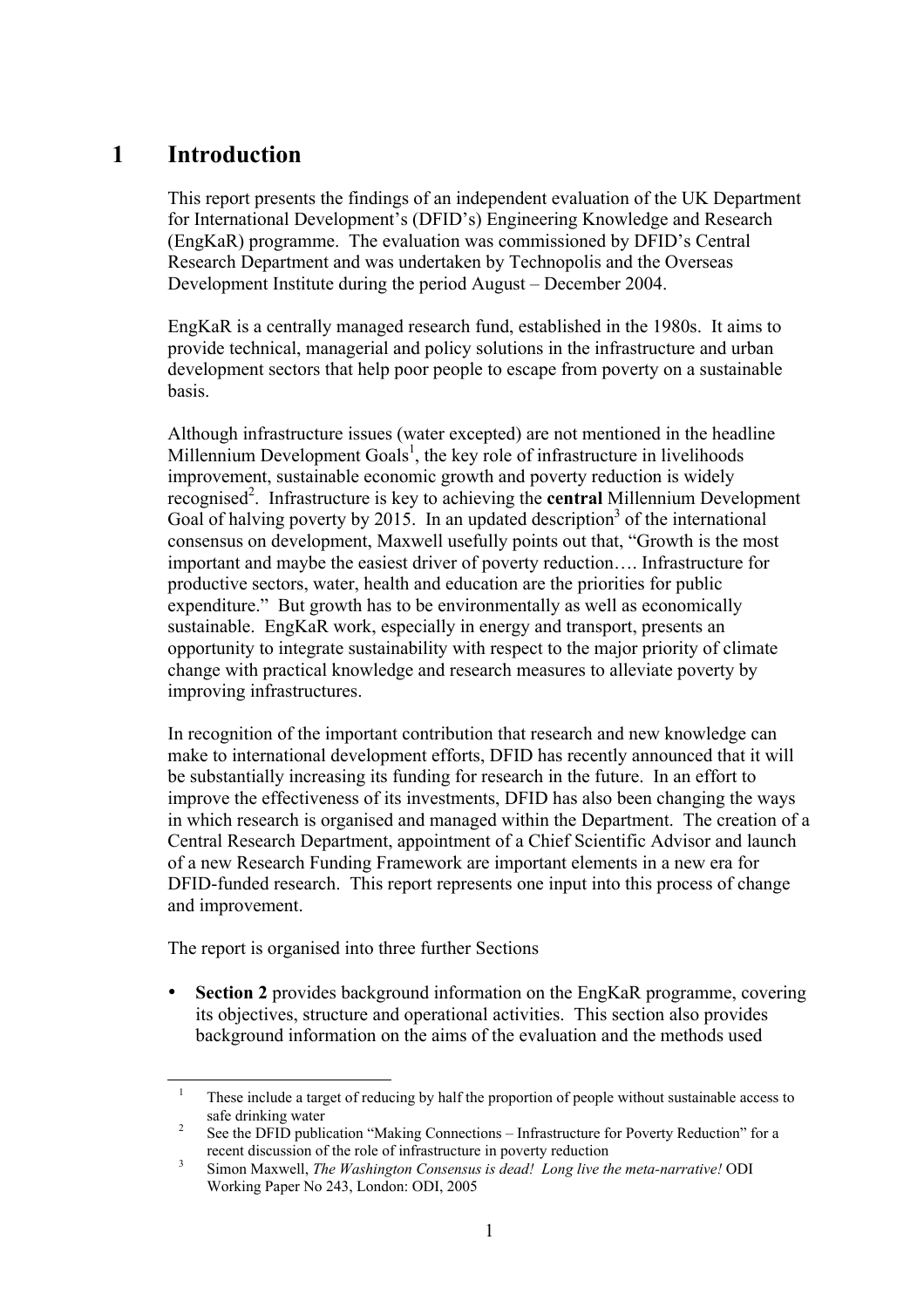# 1 Introduction

This report presents the findings of an independent evaluation of the UK Department for International Development's (DFID's) Engineering Knowledge and Research (EngKaR) programme. The evaluation was commissioned by DFID's Central Research Department and was undertaken by Technopolis and the Overseas Development Institute during the period August – December 2004.

EngKaR is a centrally managed research fund, established in the 1980s. It aims to provide technical, managerial and policy solutions in the infrastructure and urban development sectors that help poor people to escape from poverty on a sustainable basis.

Although infrastructure issues (water excepted) are not mentioned in the headline Millennium Development Goals[1], the key role of infrastructure in livelihoods improvement, sustainable economic growth and poverty reduction is widely recognised[2]. Infrastructure is key to achieving the **central** Millennium Development Goal of halving poverty by 2015. In an updated description[3] of the international consensus on development, Maxwell usefully points out that, "Growth is the most important and maybe the easiest driver of poverty reduction…. Infrastructure for productive sectors, water, health and education are the priorities for public expenditure." But growth has to be environmentally as well as economically sustainable. EngKaR work, especially in energy and transport, presents an opportunity to integrate sustainability with respect to the major priority of climate change with practical knowledge and research measures to alleviate poverty by improving infrastructures.

In recognition of the important contribution that research and new knowledge can make to international development efforts, DFID has recently announced that it will be substantially increasing its funding for research in the future. In an effort to improve the effectiveness of its investments, DFID has also been changing the ways in which research is organised and managed within the Department. The creation of a Central Research Department, appointment of a Chief Scientific Advisor and launch of a new Research Funding Framework are important elements in a new era for DFID-funded research. This report represents one input into this process of change and improvement.

The report is organised into three further Sections

- **Section 2** provides background information on the EngKaR programme, covering its objectives, structure and operational activities. This section also provides background information on the aims of the evaluation and the methods used

---

[1] These include a target of reducing by half the proportion of people without sustainable access to safe drinking water

[2] See the DFID publication "Making Connections – Infrastructure for Poverty Reduction" for a recent discussion of the role of infrastructure in poverty reduction

[3] Simon Maxwell, *The Washington Consensus is dead! Long live the meta-narrative!* ODI Working Paper No 243, London: ODI, 2005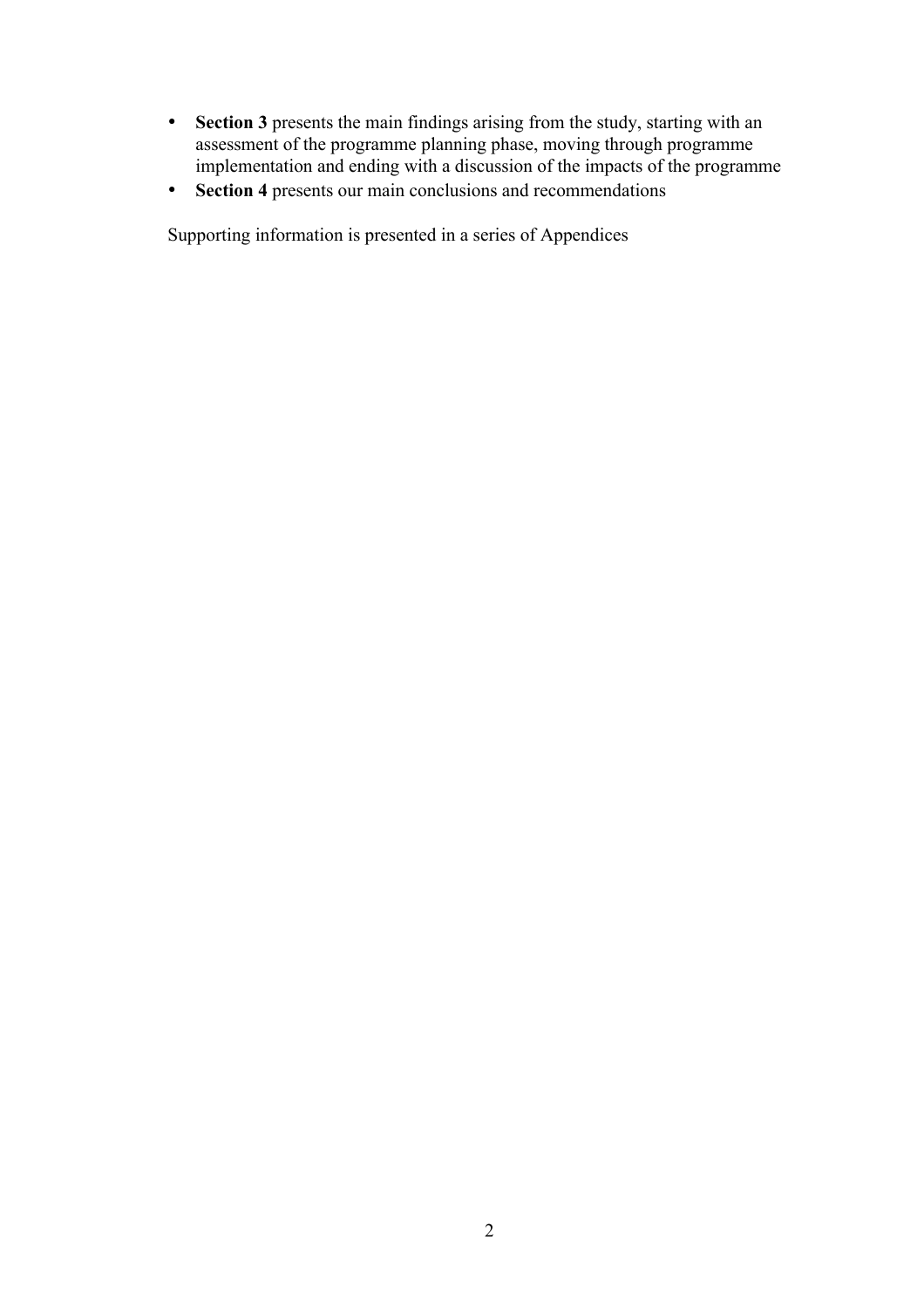- **Section 3** presents the main findings arising from the study, starting with an assessment of the programme planning phase, moving through programme implementation and ending with a discussion of the impacts of the programme
- **Section 4** presents our main conclusions and recommendations

Supporting information is presented in a series of Appendices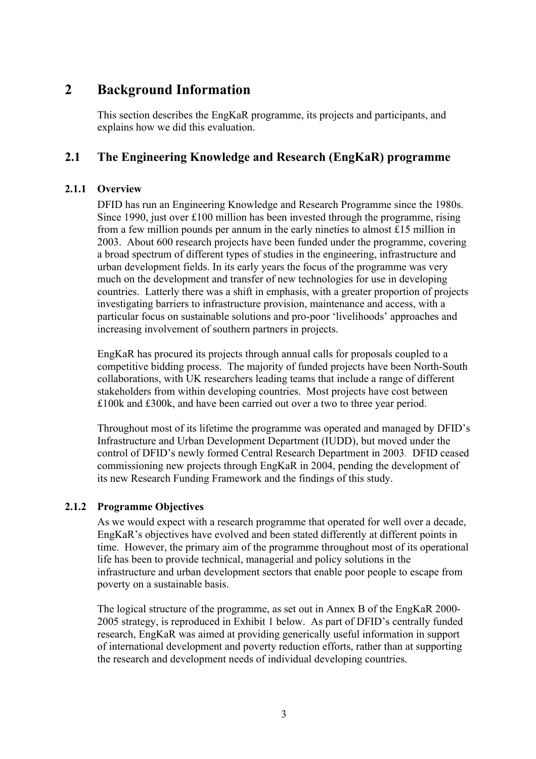# 2 Background Information

This section describes the EngKaR programme, its projects and participants, and explains how we did this evaluation.

## 2.1 The Engineering Knowledge and Research (EngKaR) programme

### 2.1.1 Overview

DFID has run an Engineering Knowledge and Research Programme since the 1980s. Since 1990, just over £100 million has been invested through the programme, rising from a few million pounds per annum in the early nineties to almost £15 million in 2003. About 600 research projects have been funded under the programme, covering a broad spectrum of different types of studies in the engineering, infrastructure and urban development fields. In its early years the focus of the programme was very much on the development and transfer of new technologies for use in developing countries. Latterly there was a shift in emphasis, with a greater proportion of projects investigating barriers to infrastructure provision, maintenance and access, with a particular focus on sustainable solutions and pro-poor 'livelihoods' approaches and increasing involvement of southern partners in projects.

EngKaR has procured its projects through annual calls for proposals coupled to a competitive bidding process. The majority of funded projects have been North-South collaborations, with UK researchers leading teams that include a range of different stakeholders from within developing countries. Most projects have cost between £100k and £300k, and have been carried out over a two to three year period.

Throughout most of its lifetime the programme was operated and managed by DFID's Infrastructure and Urban Development Department (IUDD), but moved under the control of DFID's newly formed Central Research Department in 2003. DFID ceased commissioning new projects through EngKaR in 2004, pending the development of its new Research Funding Framework and the findings of this study.

### 2.1.2 Programme Objectives

As we would expect with a research programme that operated for well over a decade, EngKaR's objectives have evolved and been stated differently at different points in time. However, the primary aim of the programme throughout most of its operational life has been to provide technical, managerial and policy solutions in the infrastructure and urban development sectors that enable poor people to escape from poverty on a sustainable basis.

The logical structure of the programme, as set out in Annex B of the EngKaR 2000-2005 strategy, is reproduced in Exhibit 1 below. As part of DFID's centrally funded research, EngKaR was aimed at providing generically useful information in support of international development and poverty reduction efforts, rather than at supporting the research and development needs of individual developing countries.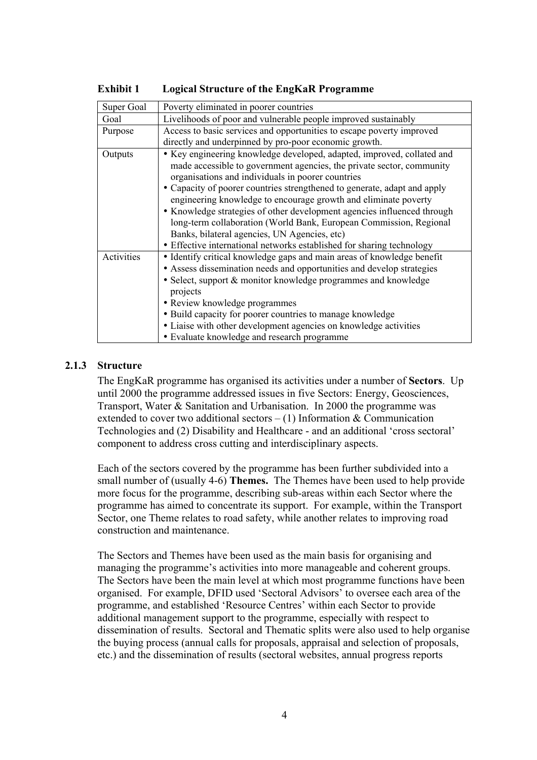**Exhibit 1 Logical Structure of the EngKaR Programme**

| | |
|---|---|
| Super Goal | Poverty eliminated in poorer countries |
| Goal | Livelihoods of poor and vulnerable people improved sustainably |
| Purpose | Access to basic services and opportunities to escape poverty improved directly and underpinned by pro-poor economic growth. |
| Outputs | • Key engineering knowledge developed, adapted, improved, collated and made accessible to government agencies, the private sector, community organisations and individuals in poorer countries<br>• Capacity of poorer countries strengthened to generate, adapt and apply engineering knowledge to encourage growth and eliminate poverty<br>• Knowledge strategies of other development agencies influenced through long-term collaboration (World Bank, European Commission, Regional Banks, bilateral agencies, UN Agencies, etc)<br>• Effective international networks established for sharing technology |
| Activities | • Identify critical knowledge gaps and main areas of knowledge benefit<br>• Assess dissemination needs and opportunities and develop strategies<br>• Select, support & monitor knowledge programmes and knowledge projects<br>• Review knowledge programmes<br>• Build capacity for poorer countries to manage knowledge<br>• Liaise with other development agencies on knowledge activities<br>• Evaluate knowledge and research programme |

### 2.1.3 Structure

The EngKaR programme has organised its activities under a number of **Sectors**. Up until 2000 the programme addressed issues in five Sectors: Energy, Geosciences, Transport, Water & Sanitation and Urbanisation. In 2000 the programme was extended to cover two additional sectors – (1) Information & Communication Technologies and (2) Disability and Healthcare - and an additional 'cross sectoral' component to address cross cutting and interdisciplinary aspects.

Each of the sectors covered by the programme has been further subdivided into a small number of (usually 4-6) **Themes.** The Themes have been used to help provide more focus for the programme, describing sub-areas within each Sector where the programme has aimed to concentrate its support. For example, within the Transport Sector, one Theme relates to road safety, while another relates to improving road construction and maintenance.

The Sectors and Themes have been used as the main basis for organising and managing the programme's activities into more manageable and coherent groups. The Sectors have been the main level at which most programme functions have been organised. For example, DFID used 'Sectoral Advisors' to oversee each area of the programme, and established 'Resource Centres' within each Sector to provide additional management support to the programme, especially with respect to dissemination of results. Sectoral and Thematic splits were also used to help organise the buying process (annual calls for proposals, appraisal and selection of proposals, etc.) and the dissemination of results (sectoral websites, annual progress reports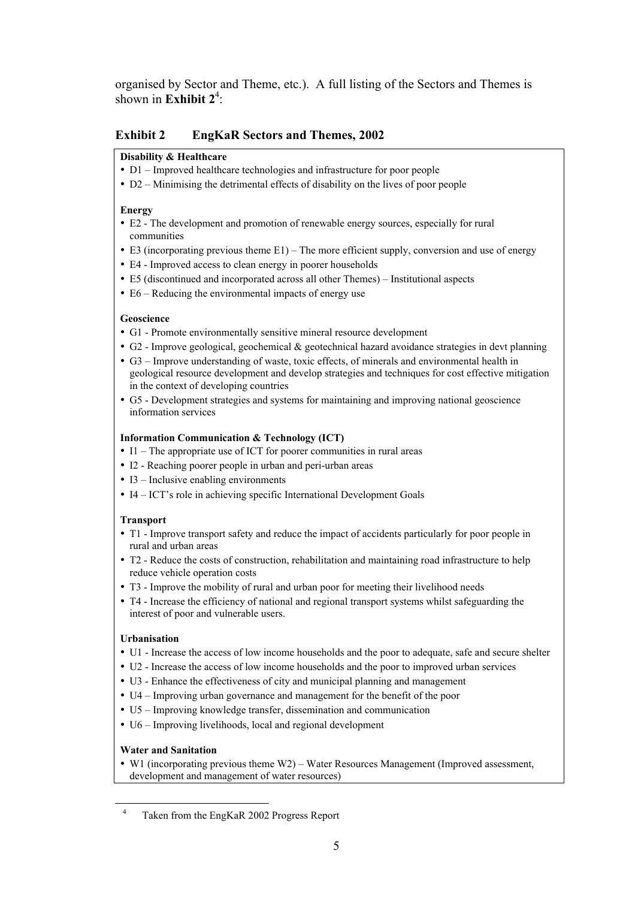organised by Sector and Theme, etc.). A full listing of the Sectors and Themes is shown in **Exhibit 2**[4]:

### Exhibit 2 EngKaR Sectors and Themes, 2002

**Disability & Healthcare**

- D1 – Improved healthcare technologies and infrastructure for poor people
- D2 – Minimising the detrimental effects of disability on the lives of poor people

**Energy**

- E2 - The development and promotion of renewable energy sources, especially for rural communities
- E3 (incorporating previous theme E1) – The more efficient supply, conversion and use of energy
- E4 - Improved access to clean energy in poorer households
- E5 (discontinued and incorporated across all other Themes) – Institutional aspects
- E6 – Reducing the environmental impacts of energy use

**Geoscience**

- G1 - Promote environmentally sensitive mineral resource development
- G2 - Improve geological, geochemical & geotechnical hazard avoidance strategies in devt planning
- G3 – Improve understanding of waste, toxic effects, of minerals and environmental health in geological resource development and develop strategies and techniques for cost effective mitigation in the context of developing countries
- G5 - Development strategies and systems for maintaining and improving national geoscience information services

**Information Communication & Technology (ICT)**

- I1 – The appropriate use of ICT for poorer communities in rural areas
- I2 - Reaching poorer people in urban and peri-urban areas
- I3 – Inclusive enabling environments
- I4 – ICT's role in achieving specific International Development Goals

**Transport**

- T1 - Improve transport safety and reduce the impact of accidents particularly for poor people in rural and urban areas
- T2 - Reduce the costs of construction, rehabilitation and maintaining road infrastructure to help reduce vehicle operation costs
- T3 - Improve the mobility of rural and urban poor for meeting their livelihood needs
- T4 - Increase the efficiency of national and regional transport systems whilst safeguarding the interest of poor and vulnerable users.

**Urbanisation**

- U1 - Increase the access of low income households and the poor to adequate, safe and secure shelter
- U2 - Increase the access of low income households and the poor to improved urban services
- U3 - Enhance the effectiveness of city and municipal planning and management
- U4 – Improving urban governance and management for the benefit of the poor
- U5 – Improving knowledge transfer, dissemination and communication
- U6 – Improving livelihoods, local and regional development

**Water and Sanitation**

- W1 (incorporating previous theme W2) – Water Resources Management (Improved assessment, development and management of water resources)

---

[4] Taken from the EngKaR 2002 Progress Report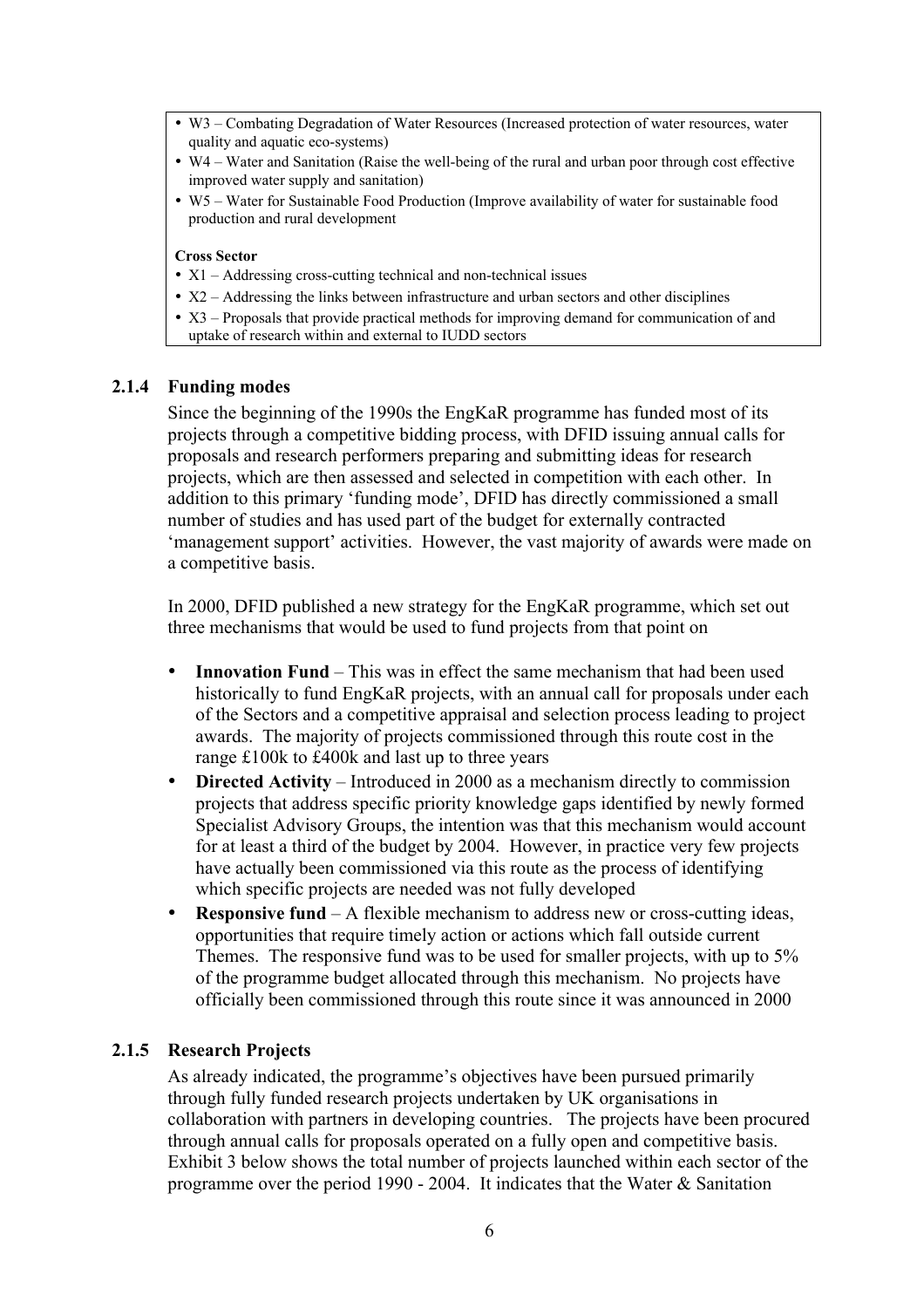- W3 – Combating Degradation of Water Resources (Increased protection of water resources, water quality and aquatic eco-systems)
- W4 – Water and Sanitation (Raise the well-being of the rural and urban poor through cost effective improved water supply and sanitation)
- W5 – Water for Sustainable Food Production (Improve availability of water for sustainable food production and rural development

**Cross Sector**

- X1 – Addressing cross-cutting technical and non-technical issues
- X2 – Addressing the links between infrastructure and urban sectors and other disciplines
- X3 – Proposals that provide practical methods for improving demand for communication of and uptake of research within and external to IUDD sectors

### 2.1.4 Funding modes

Since the beginning of the 1990s the EngKaR programme has funded most of its projects through a competitive bidding process, with DFID issuing annual calls for proposals and research performers preparing and submitting ideas for research projects, which are then assessed and selected in competition with each other. In addition to this primary 'funding mode', DFID has directly commissioned a small number of studies and has used part of the budget for externally contracted 'management support' activities. However, the vast majority of awards were made on a competitive basis.

In 2000, DFID published a new strategy for the EngKaR programme, which set out three mechanisms that would be used to fund projects from that point on

- **Innovation Fund** – This was in effect the same mechanism that had been used historically to fund EngKaR projects, with an annual call for proposals under each of the Sectors and a competitive appraisal and selection process leading to project awards. The majority of projects commissioned through this route cost in the range £100k to £400k and last up to three years
- **Directed Activity** – Introduced in 2000 as a mechanism directly to commission projects that address specific priority knowledge gaps identified by newly formed Specialist Advisory Groups, the intention was that this mechanism would account for at least a third of the budget by 2004. However, in practice very few projects have actually been commissioned via this route as the process of identifying which specific projects are needed was not fully developed
- **Responsive fund** – A flexible mechanism to address new or cross-cutting ideas, opportunities that require timely action or actions which fall outside current Themes. The responsive fund was to be used for smaller projects, with up to 5% of the programme budget allocated through this mechanism. No projects have officially been commissioned through this route since it was announced in 2000

### 2.1.5 Research Projects

As already indicated, the programme's objectives have been pursued primarily through fully funded research projects undertaken by UK organisations in collaboration with partners in developing countries. The projects have been procured through annual calls for proposals operated on a fully open and competitive basis. Exhibit 3 below shows the total number of projects launched within each sector of the programme over the period 1990 - 2004. It indicates that the Water & Sanitation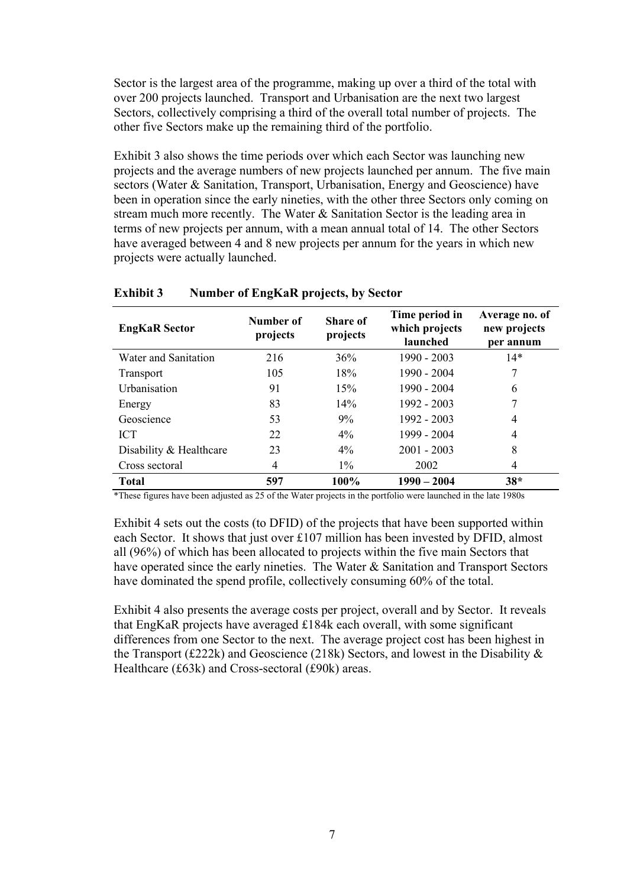Sector is the largest area of the programme, making up over a third of the total with over 200 projects launched. Transport and Urbanisation are the next two largest Sectors, collectively comprising a third of the overall total number of projects. The other five Sectors make up the remaining third of the portfolio.

Exhibit 3 also shows the time periods over which each Sector was launching new projects and the average numbers of new projects launched per annum. The five main sectors (Water & Sanitation, Transport, Urbanisation, Energy and Geoscience) have been in operation since the early nineties, with the other three Sectors only coming on stream much more recently. The Water & Sanitation Sector is the leading area in terms of new projects per annum, with a mean annual total of 14. The other Sectors have averaged between 4 and 8 new projects per annum for the years in which new projects were actually launched.

**Exhibit 3 Number of EngKaR projects, by Sector**

| EngKaR Sector | Number of projects | Share of projects | Time period in which projects launched | Average no. of new projects per annum |
|---|---|---|---|---|
| Water and Sanitation | 216 | 36% | 1990 - 2003 | 14* |
| Transport | 105 | 18% | 1990 - 2004 | 7 |
| Urbanisation | 91 | 15% | 1990 - 2004 | 6 |
| Energy | 83 | 14% | 1992 - 2003 | 7 |
| Geoscience | 53 | 9% | 1992 - 2003 | 4 |
| ICT | 22 | 4% | 1999 - 2004 | 4 |
| Disability & Healthcare | 23 | 4% | 2001 - 2003 | 8 |
| Cross sectoral | 4 | 1% | 2002 | 4 |
| **Total** | **597** | **100%** | **1990 – 2004** | **38*** |

*These figures have been adjusted as 25 of the Water projects in the portfolio were launched in the late 1980s

Exhibit 4 sets out the costs (to DFID) of the projects that have been supported within each Sector. It shows that just over £107 million has been invested by DFID, almost all (96%) of which has been allocated to projects within the five main Sectors that have operated since the early nineties. The Water & Sanitation and Transport Sectors have dominated the spend profile, collectively consuming 60% of the total.

Exhibit 4 also presents the average costs per project, overall and by Sector. It reveals that EngKaR projects have averaged £184k each overall, with some significant differences from one Sector to the next. The average project cost has been highest in the Transport (£222k) and Geoscience (218k) Sectors, and lowest in the Disability & Healthcare (£63k) and Cross-sectoral (£90k) areas.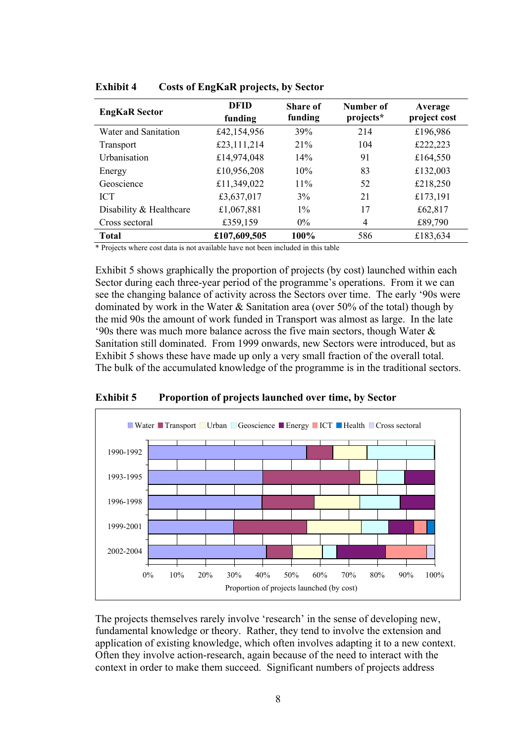**Exhibit 4 Costs of EngKaR projects, by Sector**

| EngKaR Sector | DFID funding | Share of funding | Number of projects* | Average project cost |
|---|---|---|---|---|
| Water and Sanitation | £42,154,956 | 39% | 214 | £196,986 |
| Transport | £23,111,214 | 21% | 104 | £222,223 |
| Urbanisation | £14,974,048 | 14% | 91 | £164,550 |
| Energy | £10,956,208 | 10% | 83 | £132,003 |
| Geoscience | £11,349,022 | 11% | 52 | £218,250 |
| ICT | £3,637,017 | 3% | 21 | £173,191 |
| Disability & Healthcare | £1,067,881 | 1% | 17 | £62,817 |
| Cross sectoral | £359,159 | 0% | 4 | £89,790 |
| **Total** | **£107,609,505** | **100%** | 586 | £183,634 |

* Projects where cost data is not available have not been included in this table

Exhibit 5 shows graphically the proportion of projects (by cost) launched within each Sector during each three-year period of the programme's operations. From it we can see the changing balance of activity across the Sectors over time. The early '90s were dominated by work in the Water & Sanitation area (over 50% of the total) though by the mid 90s the amount of work funded in Transport was almost as large. In the late '90s there was much more balance across the five main sectors, though Water & Sanitation still dominated. From 1999 onwards, new Sectors were introduced, but as Exhibit 5 shows these have made up only a very small fraction of the overall total. The bulk of the accumulated knowledge of the programme is in the traditional sectors.

**Exhibit 5 Proportion of projects launched over time, by Sector**

Legend: Water, Transport, Urban, Geoscience, Energy, ICT, Health, Cross sectoral

Periods: 1990-1992, 1993-1995, 1996-1998, 1999-2001, 2002-2004

Proportion of projects launched (by cost)

The projects themselves rarely involve 'research' in the sense of developing new, fundamental knowledge or theory. Rather, they tend to involve the extension and application of existing knowledge, which often involves adapting it to a new context. Often they involve action-research, again because of the need to interact with the context in order to make them succeed. Significant numbers of projects address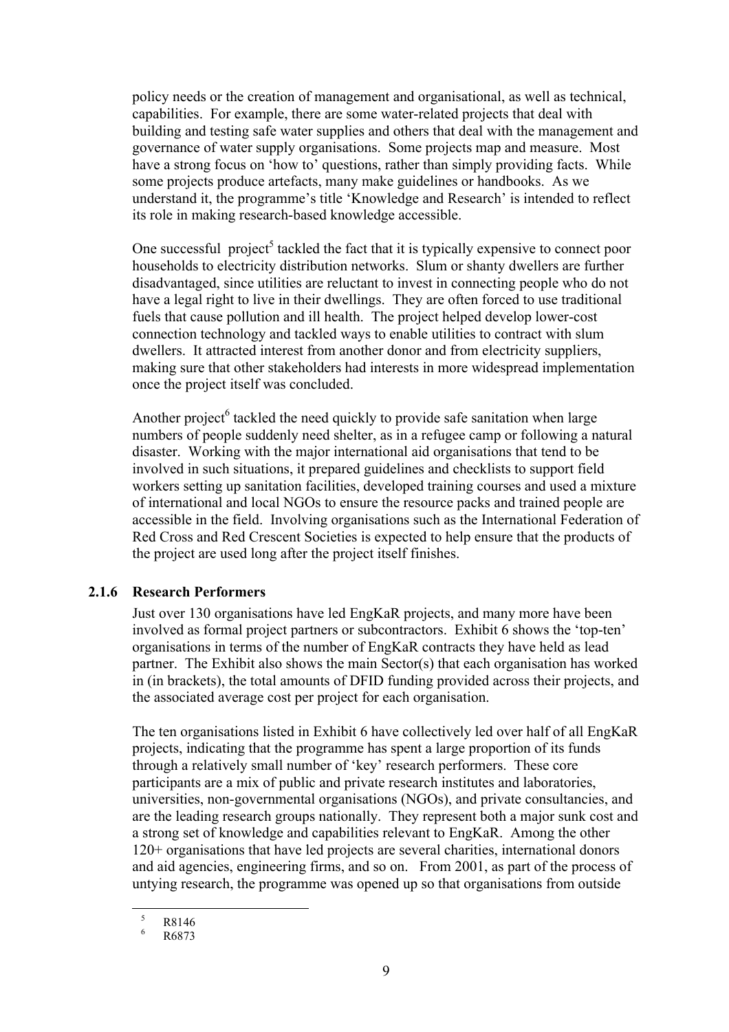policy needs or the creation of management and organisational, as well as technical, capabilities. For example, there are some water-related projects that deal with building and testing safe water supplies and others that deal with the management and governance of water supply organisations. Some projects map and measure. Most have a strong focus on 'how to' questions, rather than simply providing facts. While some projects produce artefacts, many make guidelines or handbooks. As we understand it, the programme's title 'Knowledge and Research' is intended to reflect its role in making research-based knowledge accessible.

One successful project[5] tackled the fact that it is typically expensive to connect poor households to electricity distribution networks. Slum or shanty dwellers are further disadvantaged, since utilities are reluctant to invest in connecting people who do not have a legal right to live in their dwellings. They are often forced to use traditional fuels that cause pollution and ill health. The project helped develop lower-cost connection technology and tackled ways to enable utilities to contract with slum dwellers. It attracted interest from another donor and from electricity suppliers, making sure that other stakeholders had interests in more widespread implementation once the project itself was concluded.

Another project[6] tackled the need quickly to provide safe sanitation when large numbers of people suddenly need shelter, as in a refugee camp or following a natural disaster. Working with the major international aid organisations that tend to be involved in such situations, it prepared guidelines and checklists to support field workers setting up sanitation facilities, developed training courses and used a mixture of international and local NGOs to ensure the resource packs and trained people are accessible in the field. Involving organisations such as the International Federation of Red Cross and Red Crescent Societies is expected to help ensure that the products of the project are used long after the project itself finishes.

### 2.1.6 Research Performers

Just over 130 organisations have led EngKaR projects, and many more have been involved as formal project partners or subcontractors. Exhibit 6 shows the 'top-ten' organisations in terms of the number of EngKaR contracts they have held as lead partner. The Exhibit also shows the main Sector(s) that each organisation has worked in (in brackets), the total amounts of DFID funding provided across their projects, and the associated average cost per project for each organisation.

The ten organisations listed in Exhibit 6 have collectively led over half of all EngKaR projects, indicating that the programme has spent a large proportion of its funds through a relatively small number of 'key' research performers. These core participants are a mix of public and private research institutes and laboratories, universities, non-governmental organisations (NGOs), and private consultancies, and are the leading research groups nationally. They represent both a major sunk cost and a strong set of knowledge and capabilities relevant to EngKaR. Among the other 120+ organisations that have led projects are several charities, international donors and aid agencies, engineering firms, and so on. From 2001, as part of the process of untying research, the programme was opened up so that organisations from outside

[5] R8146

[6] R6873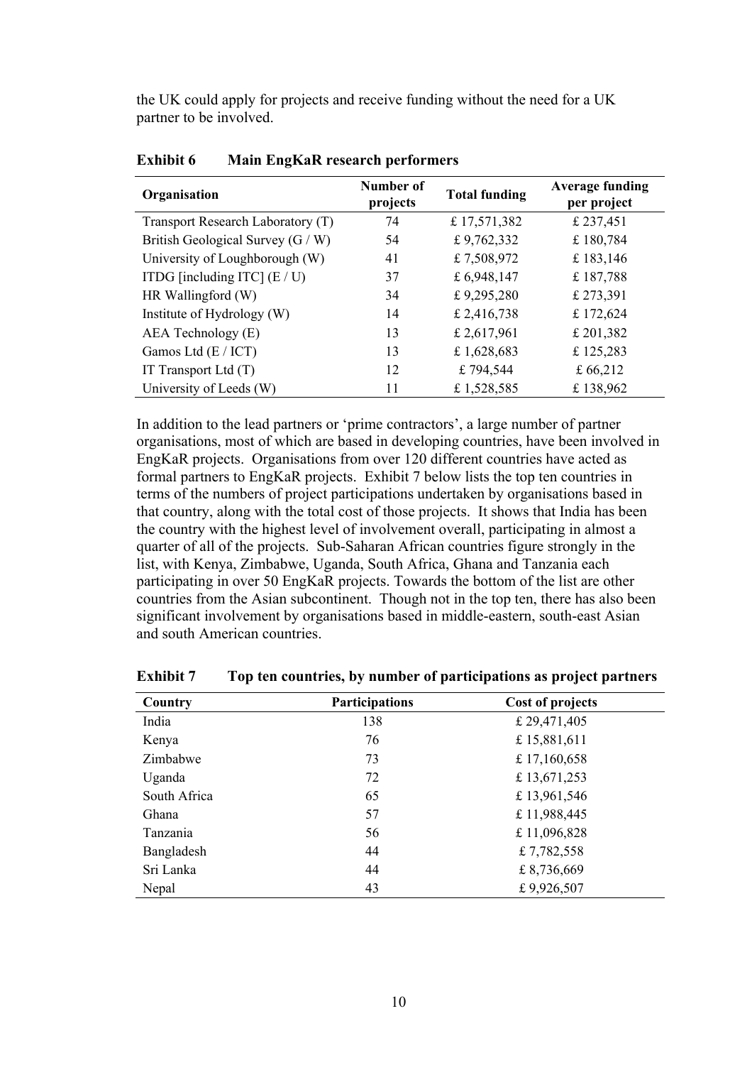the UK could apply for projects and receive funding without the need for a UK partner to be involved.

**Exhibit 6 Main EngKaR research performers**

| Organisation | Number of projects | Total funding | Average funding per project |
|---|---|---|---|
| Transport Research Laboratory (T) | 74 | £ 17,571,382 | £ 237,451 |
| British Geological Survey (G / W) | 54 | £ 9,762,332 | £ 180,784 |
| University of Loughborough (W) | 41 | £ 7,508,972 | £ 183,146 |
| ITDG [including ITC] (E / U) | 37 | £ 6,948,147 | £ 187,788 |
| HR Wallingford (W) | 34 | £ 9,295,280 | £ 273,391 |
| Institute of Hydrology (W) | 14 | £ 2,416,738 | £ 172,624 |
| AEA Technology (E) | 13 | £ 2,617,961 | £ 201,382 |
| Gamos Ltd (E / ICT) | 13 | £ 1,628,683 | £ 125,283 |
| IT Transport Ltd (T) | 12 | £ 794,544 | £ 66,212 |
| University of Leeds (W) | 11 | £ 1,528,585 | £ 138,962 |

In addition to the lead partners or 'prime contractors', a large number of partner organisations, most of which are based in developing countries, have been involved in EngKaR projects. Organisations from over 120 different countries have acted as formal partners to EngKaR projects. Exhibit 7 below lists the top ten countries in terms of the numbers of project participations undertaken by organisations based in that country, along with the total cost of those projects. It shows that India has been the country with the highest level of involvement overall, participating in almost a quarter of all of the projects. Sub-Saharan African countries figure strongly in the list, with Kenya, Zimbabwe, Uganda, South Africa, Ghana and Tanzania each participating in over 50 EngKaR projects. Towards the bottom of the list are other countries from the Asian subcontinent. Though not in the top ten, there has also been significant involvement by organisations based in middle-eastern, south-east Asian and south American countries.

**Exhibit 7 Top ten countries, by number of participations as project partners**

| Country | Participations | Cost of projects |
|---|---|---|
| India | 138 | £ 29,471,405 |
| Kenya | 76 | £ 15,881,611 |
| Zimbabwe | 73 | £ 17,160,658 |
| Uganda | 72 | £ 13,671,253 |
| South Africa | 65 | £ 13,961,546 |
| Ghana | 57 | £ 11,988,445 |
| Tanzania | 56 | £ 11,096,828 |
| Bangladesh | 44 | £ 7,782,558 |
| Sri Lanka | 44 | £ 8,736,669 |
| Nepal | 43 | £ 9,926,507 |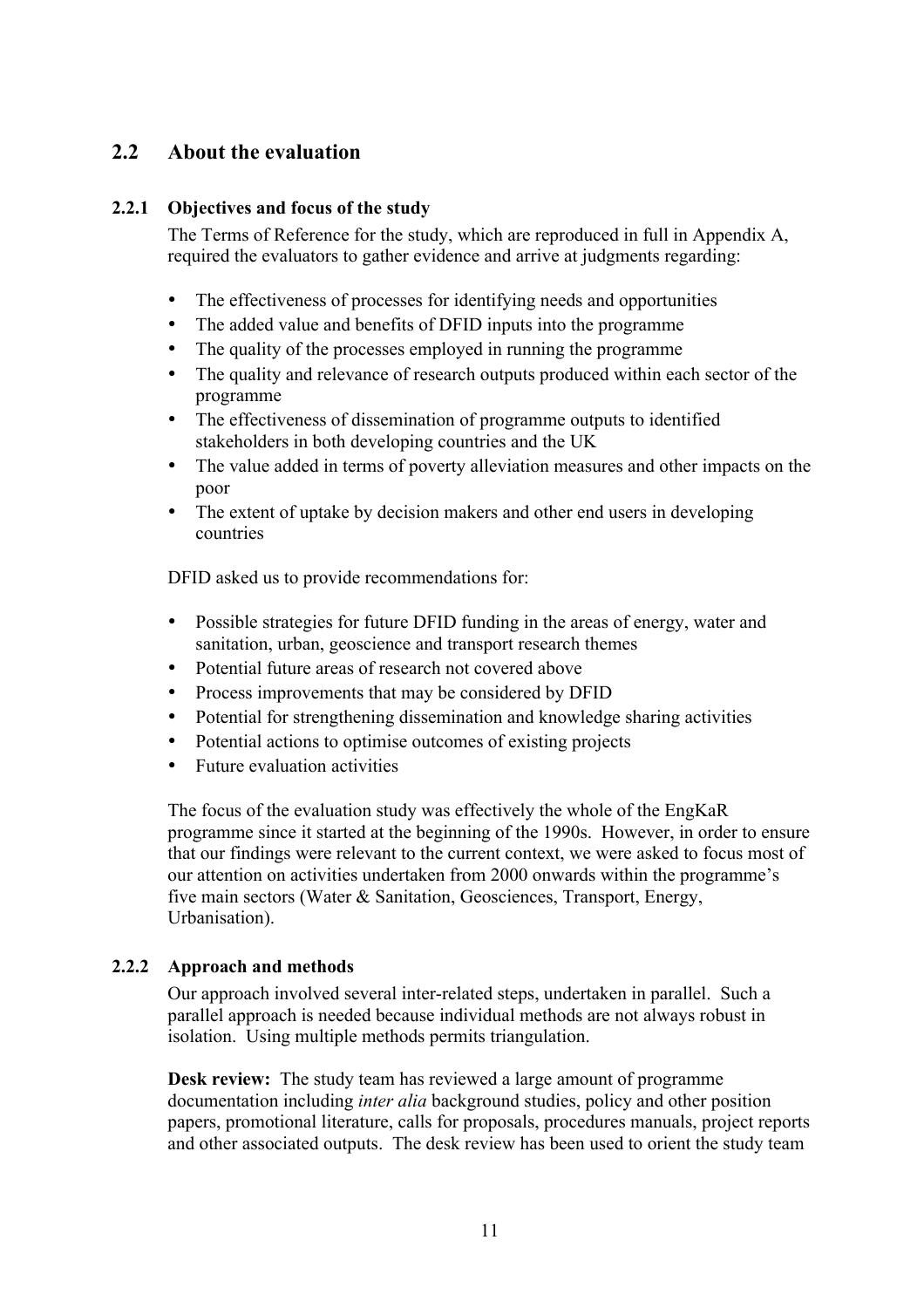## 2.2 About the evaluation

### 2.2.1 Objectives and focus of the study

The Terms of Reference for the study, which are reproduced in full in Appendix A, required the evaluators to gather evidence and arrive at judgments regarding:

- The effectiveness of processes for identifying needs and opportunities
- The added value and benefits of DFID inputs into the programme
- The quality of the processes employed in running the programme
- The quality and relevance of research outputs produced within each sector of the programme
- The effectiveness of dissemination of programme outputs to identified stakeholders in both developing countries and the UK
- The value added in terms of poverty alleviation measures and other impacts on the poor
- The extent of uptake by decision makers and other end users in developing countries

DFID asked us to provide recommendations for:

- Possible strategies for future DFID funding in the areas of energy, water and sanitation, urban, geoscience and transport research themes
- Potential future areas of research not covered above
- Process improvements that may be considered by DFID
- Potential for strengthening dissemination and knowledge sharing activities
- Potential actions to optimise outcomes of existing projects
- Future evaluation activities

The focus of the evaluation study was effectively the whole of the EngKaR programme since it started at the beginning of the 1990s. However, in order to ensure that our findings were relevant to the current context, we were asked to focus most of our attention on activities undertaken from 2000 onwards within the programme's five main sectors (Water & Sanitation, Geosciences, Transport, Energy, Urbanisation).

### 2.2.2 Approach and methods

Our approach involved several inter-related steps, undertaken in parallel. Such a parallel approach is needed because individual methods are not always robust in isolation. Using multiple methods permits triangulation.

**Desk review:** The study team has reviewed a large amount of programme documentation including *inter alia* background studies, policy and other position papers, promotional literature, calls for proposals, procedures manuals, project reports and other associated outputs. The desk review has been used to orient the study team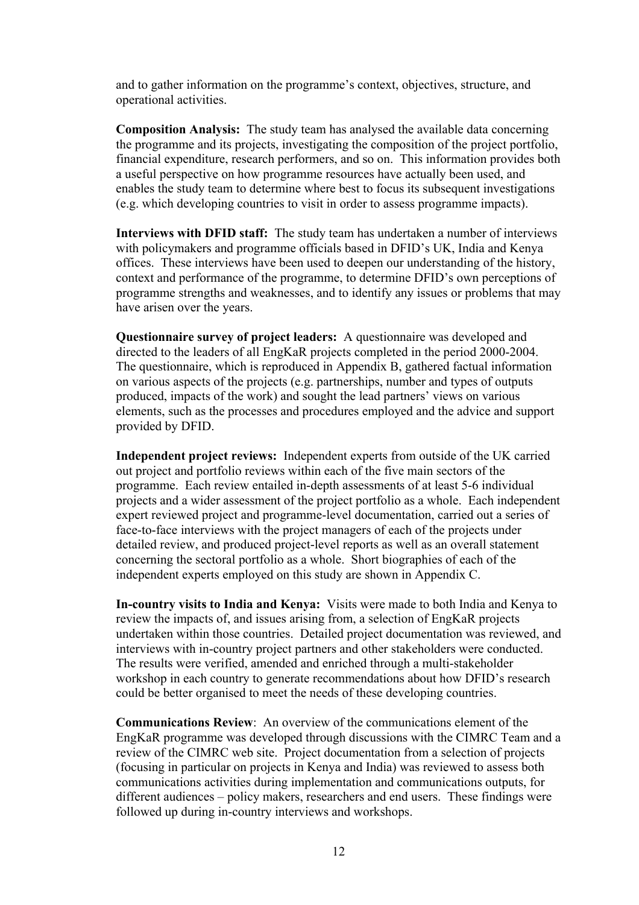and to gather information on the programme's context, objectives, structure, and operational activities.

**Composition Analysis:** The study team has analysed the available data concerning the programme and its projects, investigating the composition of the project portfolio, financial expenditure, research performers, and so on. This information provides both a useful perspective on how programme resources have actually been used, and enables the study team to determine where best to focus its subsequent investigations (e.g. which developing countries to visit in order to assess programme impacts).

**Interviews with DFID staff:** The study team has undertaken a number of interviews with policymakers and programme officials based in DFID's UK, India and Kenya offices. These interviews have been used to deepen our understanding of the history, context and performance of the programme, to determine DFID's own perceptions of programme strengths and weaknesses, and to identify any issues or problems that may have arisen over the years.

**Questionnaire survey of project leaders:** A questionnaire was developed and directed to the leaders of all EngKaR projects completed in the period 2000-2004. The questionnaire, which is reproduced in Appendix B, gathered factual information on various aspects of the projects (e.g. partnerships, number and types of outputs produced, impacts of the work) and sought the lead partners' views on various elements, such as the processes and procedures employed and the advice and support provided by DFID.

**Independent project reviews:** Independent experts from outside of the UK carried out project and portfolio reviews within each of the five main sectors of the programme. Each review entailed in-depth assessments of at least 5-6 individual projects and a wider assessment of the project portfolio as a whole. Each independent expert reviewed project and programme-level documentation, carried out a series of face-to-face interviews with the project managers of each of the projects under detailed review, and produced project-level reports as well as an overall statement concerning the sectoral portfolio as a whole. Short biographies of each of the independent experts employed on this study are shown in Appendix C.

**In-country visits to India and Kenya:** Visits were made to both India and Kenya to review the impacts of, and issues arising from, a selection of EngKaR projects undertaken within those countries. Detailed project documentation was reviewed, and interviews with in-country project partners and other stakeholders were conducted. The results were verified, amended and enriched through a multi-stakeholder workshop in each country to generate recommendations about how DFID's research could be better organised to meet the needs of these developing countries.

**Communications Review**: An overview of the communications element of the EngKaR programme was developed through discussions with the CIMRC Team and a review of the CIMRC web site. Project documentation from a selection of projects (focusing in particular on projects in Kenya and India) was reviewed to assess both communications activities during implementation and communications outputs, for different audiences – policy makers, researchers and end users. These findings were followed up during in-country interviews and workshops.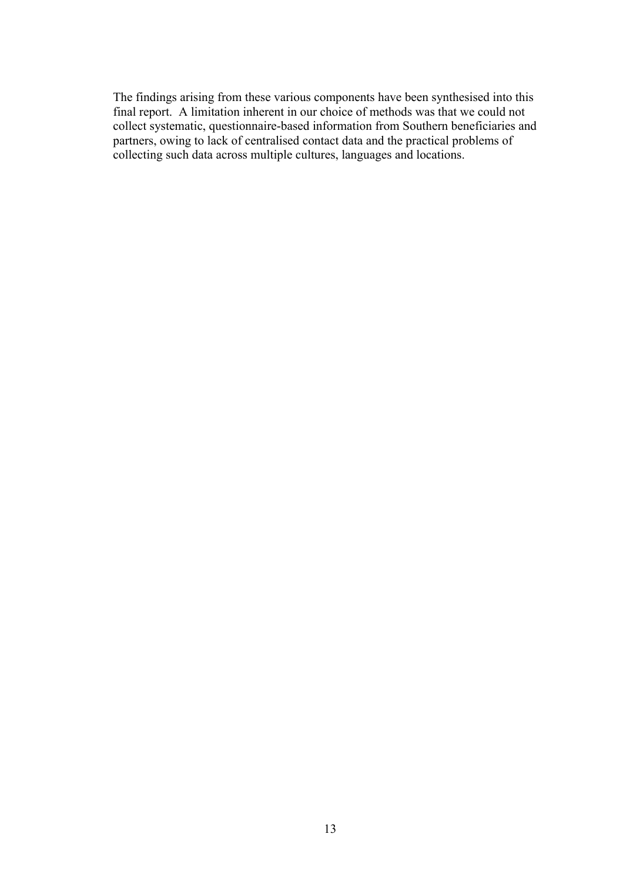The findings arising from these various components have been synthesised into this final report. A limitation inherent in our choice of methods was that we could not collect systematic, questionnaire-based information from Southern beneficiaries and partners, owing to lack of centralised contact data and the practical problems of collecting such data across multiple cultures, languages and locations.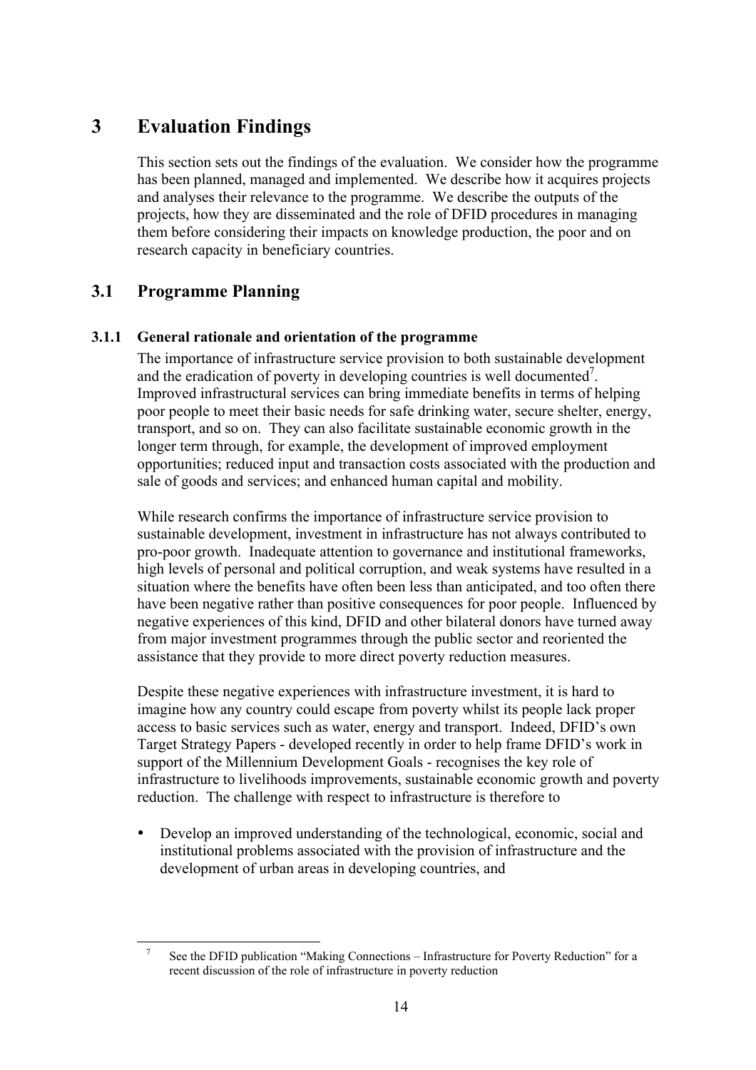# 3 Evaluation Findings

This section sets out the findings of the evaluation. We consider how the programme has been planned, managed and implemented. We describe how it acquires projects and analyses their relevance to the programme. We describe the outputs of the projects, how they are disseminated and the role of DFID procedures in managing them before considering their impacts on knowledge production, the poor and on research capacity in beneficiary countries.

## 3.1 Programme Planning

### 3.1.1 General rationale and orientation of the programme

The importance of infrastructure service provision to both sustainable development and the eradication of poverty in developing countries is well documented[7]. Improved infrastructural services can bring immediate benefits in terms of helping poor people to meet their basic needs for safe drinking water, secure shelter, energy, transport, and so on. They can also facilitate sustainable economic growth in the longer term through, for example, the development of improved employment opportunities; reduced input and transaction costs associated with the production and sale of goods and services; and enhanced human capital and mobility.

While research confirms the importance of infrastructure service provision to sustainable development, investment in infrastructure has not always contributed to pro-poor growth. Inadequate attention to governance and institutional frameworks, high levels of personal and political corruption, and weak systems have resulted in a situation where the benefits have often been less than anticipated, and too often there have been negative rather than positive consequences for poor people. Influenced by negative experiences of this kind, DFID and other bilateral donors have turned away from major investment programmes through the public sector and reoriented the assistance that they provide to more direct poverty reduction measures.

Despite these negative experiences with infrastructure investment, it is hard to imagine how any country could escape from poverty whilst its people lack proper access to basic services such as water, energy and transport. Indeed, DFID's own Target Strategy Papers - developed recently in order to help frame DFID's work in support of the Millennium Development Goals - recognises the key role of infrastructure to livelihoods improvements, sustainable economic growth and poverty reduction. The challenge with respect to infrastructure is therefore to

- Develop an improved understanding of the technological, economic, social and institutional problems associated with the provision of infrastructure and the development of urban areas in developing countries, and

[7] See the DFID publication "Making Connections – Infrastructure for Poverty Reduction" for a recent discussion of the role of infrastructure in poverty reduction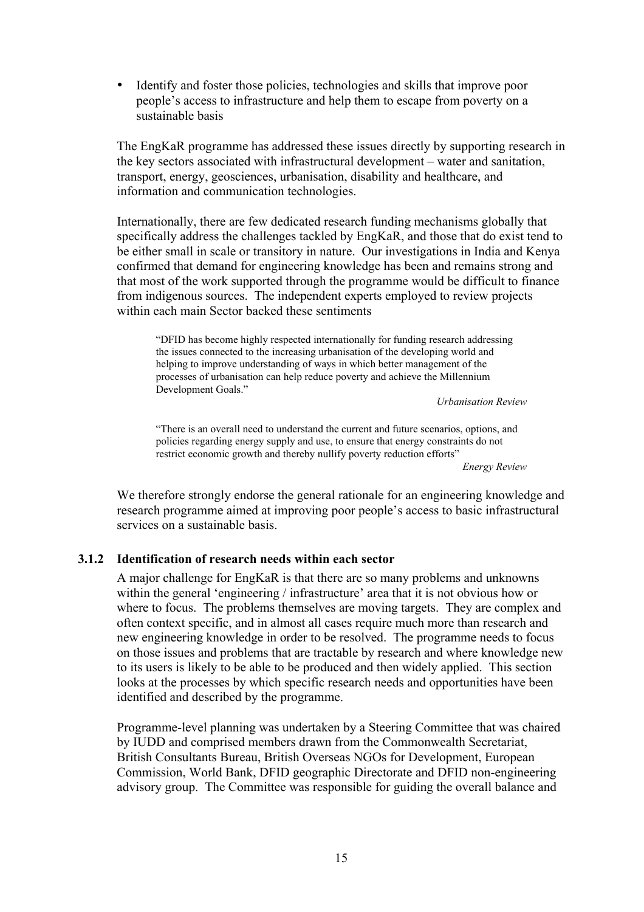- Identify and foster those policies, technologies and skills that improve poor people's access to infrastructure and help them to escape from poverty on a sustainable basis

The EngKaR programme has addressed these issues directly by supporting research in the key sectors associated with infrastructural development – water and sanitation, transport, energy, geosciences, urbanisation, disability and healthcare, and information and communication technologies.

Internationally, there are few dedicated research funding mechanisms globally that specifically address the challenges tackled by EngKaR, and those that do exist tend to be either small in scale or transitory in nature. Our investigations in India and Kenya confirmed that demand for engineering knowledge has been and remains strong and that most of the work supported through the programme would be difficult to finance from indigenous sources. The independent experts employed to review projects within each main Sector backed these sentiments

> "DFID has become highly respected internationally for funding research addressing the issues connected to the increasing urbanisation of the developing world and helping to improve understanding of ways in which better management of the processes of urbanisation can help reduce poverty and achieve the Millennium Development Goals."
>
> *Urbanisation Review*

> "There is an overall need to understand the current and future scenarios, options, and policies regarding energy supply and use, to ensure that energy constraints do not restrict economic growth and thereby nullify poverty reduction efforts"
>
> *Energy Review*

We therefore strongly endorse the general rationale for an engineering knowledge and research programme aimed at improving poor people's access to basic infrastructural services on a sustainable basis.

### 3.1.2 Identification of research needs within each sector

A major challenge for EngKaR is that there are so many problems and unknowns within the general 'engineering / infrastructure' area that it is not obvious how or where to focus. The problems themselves are moving targets. They are complex and often context specific, and in almost all cases require much more than research and new engineering knowledge in order to be resolved. The programme needs to focus on those issues and problems that are tractable by research and where knowledge new to its users is likely to be able to be produced and then widely applied. This section looks at the processes by which specific research needs and opportunities have been identified and described by the programme.

Programme-level planning was undertaken by a Steering Committee that was chaired by IUDD and comprised members drawn from the Commonwealth Secretariat, British Consultants Bureau, British Overseas NGOs for Development, European Commission, World Bank, DFID geographic Directorate and DFID non-engineering advisory group. The Committee was responsible for guiding the overall balance and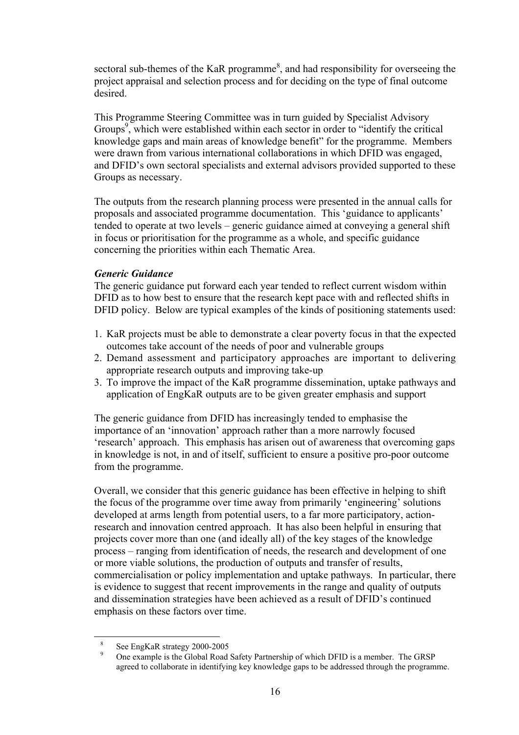sectoral sub-themes of the KaR programme[8], and had responsibility for overseeing the project appraisal and selection process and for deciding on the type of final outcome desired.

This Programme Steering Committee was in turn guided by Specialist Advisory Groups[9], which were established within each sector in order to "identify the critical knowledge gaps and main areas of knowledge benefit" for the programme. Members were drawn from various international collaborations in which DFID was engaged, and DFID's own sectoral specialists and external advisors provided supported to these Groups as necessary.

The outputs from the research planning process were presented in the annual calls for proposals and associated programme documentation. This 'guidance to applicants' tended to operate at two levels – generic guidance aimed at conveying a general shift in focus or prioritisation for the programme as a whole, and specific guidance concerning the priorities within each Thematic Area.

***Generic Guidance***

The generic guidance put forward each year tended to reflect current wisdom within DFID as to how best to ensure that the research kept pace with and reflected shifts in DFID policy. Below are typical examples of the kinds of positioning statements used:

1. KaR projects must be able to demonstrate a clear poverty focus in that the expected outcomes take account of the needs of poor and vulnerable groups
2. Demand assessment and participatory approaches are important to delivering appropriate research outputs and improving take-up
3. To improve the impact of the KaR programme dissemination, uptake pathways and application of EngKaR outputs are to be given greater emphasis and support

The generic guidance from DFID has increasingly tended to emphasise the importance of an 'innovation' approach rather than a more narrowly focused 'research' approach. This emphasis has arisen out of awareness that overcoming gaps in knowledge is not, in and of itself, sufficient to ensure a positive pro-poor outcome from the programme.

Overall, we consider that this generic guidance has been effective in helping to shift the focus of the programme over time away from primarily 'engineering' solutions developed at arms length from potential users, to a far more participatory, action-research and innovation centred approach. It has also been helpful in ensuring that projects cover more than one (and ideally all) of the key stages of the knowledge process – ranging from identification of needs, the research and development of one or more viable solutions, the production of outputs and transfer of results, commercialisation or policy implementation and uptake pathways. In particular, there is evidence to suggest that recent improvements in the range and quality of outputs and dissemination strategies have been achieved as a result of DFID's continued emphasis on these factors over time.

---

[8] See EngKaR strategy 2000-2005

[9] One example is the Global Road Safety Partnership of which DFID is a member. The GRSP agreed to collaborate in identifying key knowledge gaps to be addressed through the programme.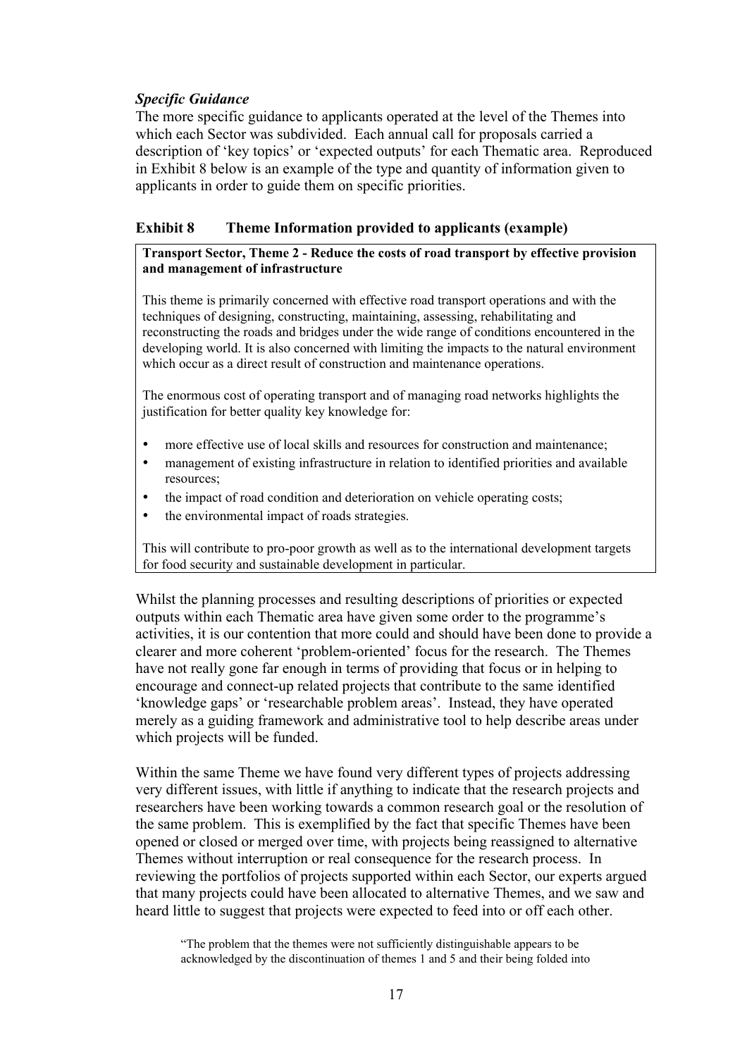*Specific Guidance*

The more specific guidance to applicants operated at the level of the Themes into which each Sector was subdivided. Each annual call for proposals carried a description of 'key topics' or 'expected outputs' for each Thematic area. Reproduced in Exhibit 8 below is an example of the type and quantity of information given to applicants in order to guide them on specific priorities.

### Exhibit 8 Theme Information provided to applicants (example)

> **Transport Sector, Theme 2 - Reduce the costs of road transport by effective provision and management of infrastructure**
>
> This theme is primarily concerned with effective road transport operations and with the techniques of designing, constructing, maintaining, assessing, rehabilitating and reconstructing the roads and bridges under the wide range of conditions encountered in the developing world. It is also concerned with limiting the impacts to the natural environment which occur as a direct result of construction and maintenance operations.
>
> The enormous cost of operating transport and of managing road networks highlights the justification for better quality key knowledge for:
>
> - more effective use of local skills and resources for construction and maintenance;
> - management of existing infrastructure in relation to identified priorities and available resources;
> - the impact of road condition and deterioration on vehicle operating costs;
> - the environmental impact of roads strategies.
>
> This will contribute to pro-poor growth as well as to the international development targets for food security and sustainable development in particular.

Whilst the planning processes and resulting descriptions of priorities or expected outputs within each Thematic area have given some order to the programme's activities, it is our contention that more could and should have been done to provide a clearer and more coherent 'problem-oriented' focus for the research. The Themes have not really gone far enough in terms of providing that focus or in helping to encourage and connect-up related projects that contribute to the same identified 'knowledge gaps' or 'researchable problem areas'. Instead, they have operated merely as a guiding framework and administrative tool to help describe areas under which projects will be funded.

Within the same Theme we have found very different types of projects addressing very different issues, with little if anything to indicate that the research projects and researchers have been working towards a common research goal or the resolution of the same problem. This is exemplified by the fact that specific Themes have been opened or closed or merged over time, with projects being reassigned to alternative Themes without interruption or real consequence for the research process. In reviewing the portfolios of projects supported within each Sector, our experts argued that many projects could have been allocated to alternative Themes, and we saw and heard little to suggest that projects were expected to feed into or off each other.

> "The problem that the themes were not sufficiently distinguishable appears to be acknowledged by the discontinuation of themes 1 and 5 and their being folded into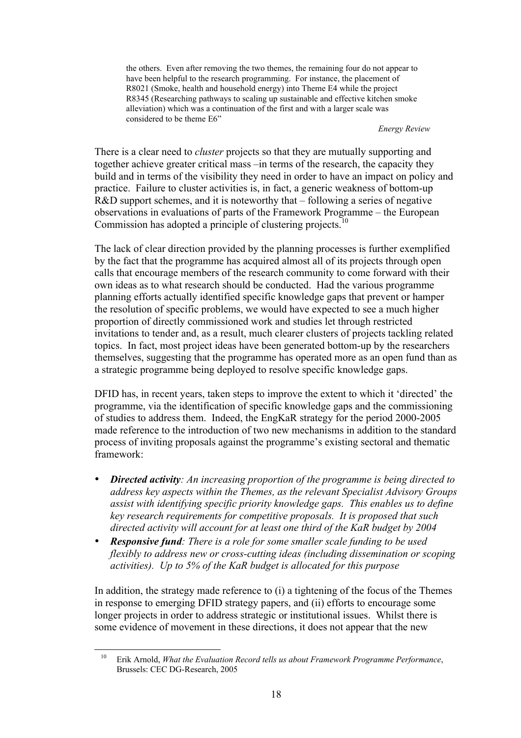> the others. Even after removing the two themes, the remaining four do not appear to have been helpful to the research programming. For instance, the placement of R8021 (Smoke, health and household energy) into Theme E4 while the project R8345 (Researching pathways to scaling up sustainable and effective kitchen smoke alleviation) which was a continuation of the first and with a larger scale was considered to be theme E6"
>
> *Energy Review*

There is a clear need to *cluster* projects so that they are mutually supporting and together achieve greater critical mass –in terms of the research, the capacity they build and in terms of the visibility they need in order to have an impact on policy and practice. Failure to cluster activities is, in fact, a generic weakness of bottom-up R&D support schemes, and it is noteworthy that – following a series of negative observations in evaluations of parts of the Framework Programme – the European Commission has adopted a principle of clustering projects.[10]

The lack of clear direction provided by the planning processes is further exemplified by the fact that the programme has acquired almost all of its projects through open calls that encourage members of the research community to come forward with their own ideas as to what research should be conducted. Had the various programme planning efforts actually identified specific knowledge gaps that prevent or hamper the resolution of specific problems, we would have expected to see a much higher proportion of directly commissioned work and studies let through restricted invitations to tender and, as a result, much clearer clusters of projects tackling related topics. In fact, most project ideas have been generated bottom-up by the researchers themselves, suggesting that the programme has operated more as an open fund than as a strategic programme being deployed to resolve specific knowledge gaps.

DFID has, in recent years, taken steps to improve the extent to which it 'directed' the programme, via the identification of specific knowledge gaps and the commissioning of studies to address them. Indeed, the EngKaR strategy for the period 2000-2005 made reference to the introduction of two new mechanisms in addition to the standard process of inviting proposals against the programme's existing sectoral and thematic framework:

- ***Directed activity**: An increasing proportion of the programme is being directed to address key aspects within the Themes, as the relevant Specialist Advisory Groups assist with identifying specific priority knowledge gaps. This enables us to define key research requirements for competitive proposals. It is proposed that such directed activity will account for at least one third of the KaR budget by 2004*
- ***Responsive fund**: There is a role for some smaller scale funding to be used flexibly to address new or cross-cutting ideas (including dissemination or scoping activities). Up to 5% of the KaR budget is allocated for this purpose*

In addition, the strategy made reference to (i) a tightening of the focus of the Themes in response to emerging DFID strategy papers, and (ii) efforts to encourage some longer projects in order to address strategic or institutional issues. Whilst there is some evidence of movement in these directions, it does not appear that the new

---

[10] Erik Arnold, *What the Evaluation Record tells us about Framework Programme Performance*, Brussels: CEC DG-Research, 2005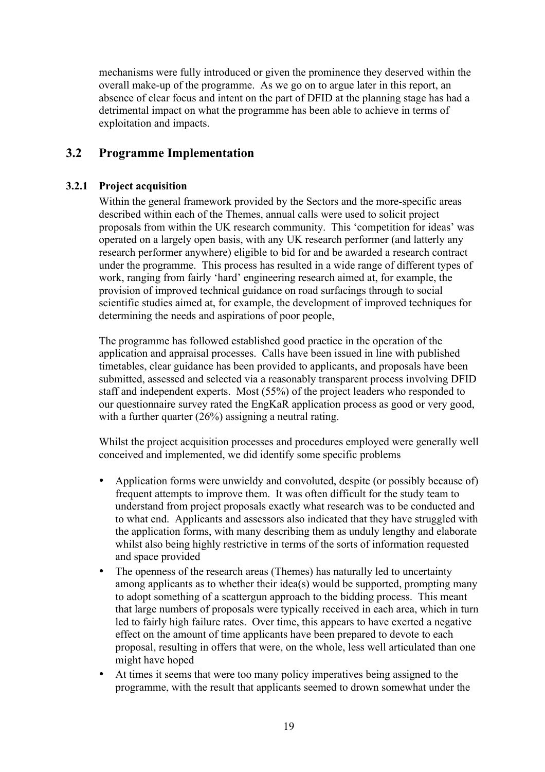mechanisms were fully introduced or given the prominence they deserved within the overall make-up of the programme. As we go on to argue later in this report, an absence of clear focus and intent on the part of DFID at the planning stage has had a detrimental impact on what the programme has been able to achieve in terms of exploitation and impacts.

## 3.2 Programme Implementation

### 3.2.1 Project acquisition

Within the general framework provided by the Sectors and the more-specific areas described within each of the Themes, annual calls were used to solicit project proposals from within the UK research community. This 'competition for ideas' was operated on a largely open basis, with any UK research performer (and latterly any research performer anywhere) eligible to bid for and be awarded a research contract under the programme. This process has resulted in a wide range of different types of work, ranging from fairly 'hard' engineering research aimed at, for example, the provision of improved technical guidance on road surfacings through to social scientific studies aimed at, for example, the development of improved techniques for determining the needs and aspirations of poor people,

The programme has followed established good practice in the operation of the application and appraisal processes. Calls have been issued in line with published timetables, clear guidance has been provided to applicants, and proposals have been submitted, assessed and selected via a reasonably transparent process involving DFID staff and independent experts. Most (55%) of the project leaders who responded to our questionnaire survey rated the EngKaR application process as good or very good, with a further quarter (26%) assigning a neutral rating.

Whilst the project acquisition processes and procedures employed were generally well conceived and implemented, we did identify some specific problems

- Application forms were unwieldy and convoluted, despite (or possibly because of) frequent attempts to improve them. It was often difficult for the study team to understand from project proposals exactly what research was to be conducted and to what end. Applicants and assessors also indicated that they have struggled with the application forms, with many describing them as unduly lengthy and elaborate whilst also being highly restrictive in terms of the sorts of information requested and space provided
- The openness of the research areas (Themes) has naturally led to uncertainty among applicants as to whether their idea(s) would be supported, prompting many to adopt something of a scattergun approach to the bidding process. This meant that large numbers of proposals were typically received in each area, which in turn led to fairly high failure rates. Over time, this appears to have exerted a negative effect on the amount of time applicants have been prepared to devote to each proposal, resulting in offers that were, on the whole, less well articulated than one might have hoped
- At times it seems that were too many policy imperatives being assigned to the programme, with the result that applicants seemed to drown somewhat under the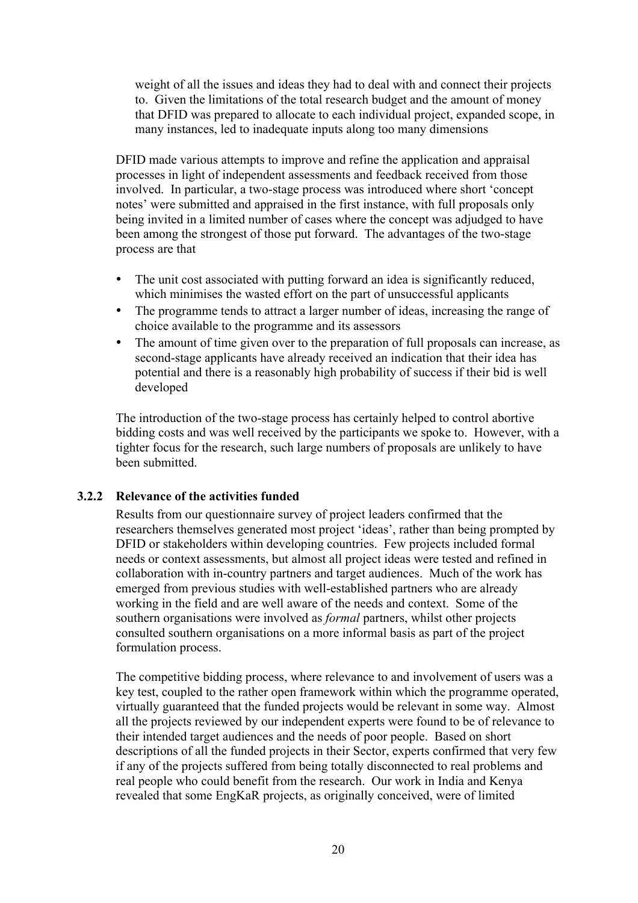weight of all the issues and ideas they had to deal with and connect their projects to. Given the limitations of the total research budget and the amount of money that DFID was prepared to allocate to each individual project, expanded scope, in many instances, led to inadequate inputs along too many dimensions

DFID made various attempts to improve and refine the application and appraisal processes in light of independent assessments and feedback received from those involved. In particular, a two-stage process was introduced where short 'concept notes' were submitted and appraised in the first instance, with full proposals only being invited in a limited number of cases where the concept was adjudged to have been among the strongest of those put forward. The advantages of the two-stage process are that

- The unit cost associated with putting forward an idea is significantly reduced, which minimises the wasted effort on the part of unsuccessful applicants
- The programme tends to attract a larger number of ideas, increasing the range of choice available to the programme and its assessors
- The amount of time given over to the preparation of full proposals can increase, as second-stage applicants have already received an indication that their idea has potential and there is a reasonably high probability of success if their bid is well developed

The introduction of the two-stage process has certainly helped to control abortive bidding costs and was well received by the participants we spoke to. However, with a tighter focus for the research, such large numbers of proposals are unlikely to have been submitted.

### 3.2.2 Relevance of the activities funded

Results from our questionnaire survey of project leaders confirmed that the researchers themselves generated most project 'ideas', rather than being prompted by DFID or stakeholders within developing countries. Few projects included formal needs or context assessments, but almost all project ideas were tested and refined in collaboration with in-country partners and target audiences. Much of the work has emerged from previous studies with well-established partners who are already working in the field and are well aware of the needs and context. Some of the southern organisations were involved as *formal* partners, whilst other projects consulted southern organisations on a more informal basis as part of the project formulation process.

The competitive bidding process, where relevance to and involvement of users was a key test, coupled to the rather open framework within which the programme operated, virtually guaranteed that the funded projects would be relevant in some way. Almost all the projects reviewed by our independent experts were found to be of relevance to their intended target audiences and the needs of poor people. Based on short descriptions of all the funded projects in their Sector, experts confirmed that very few if any of the projects suffered from being totally disconnected to real problems and real people who could benefit from the research. Our work in India and Kenya revealed that some EngKaR projects, as originally conceived, were of limited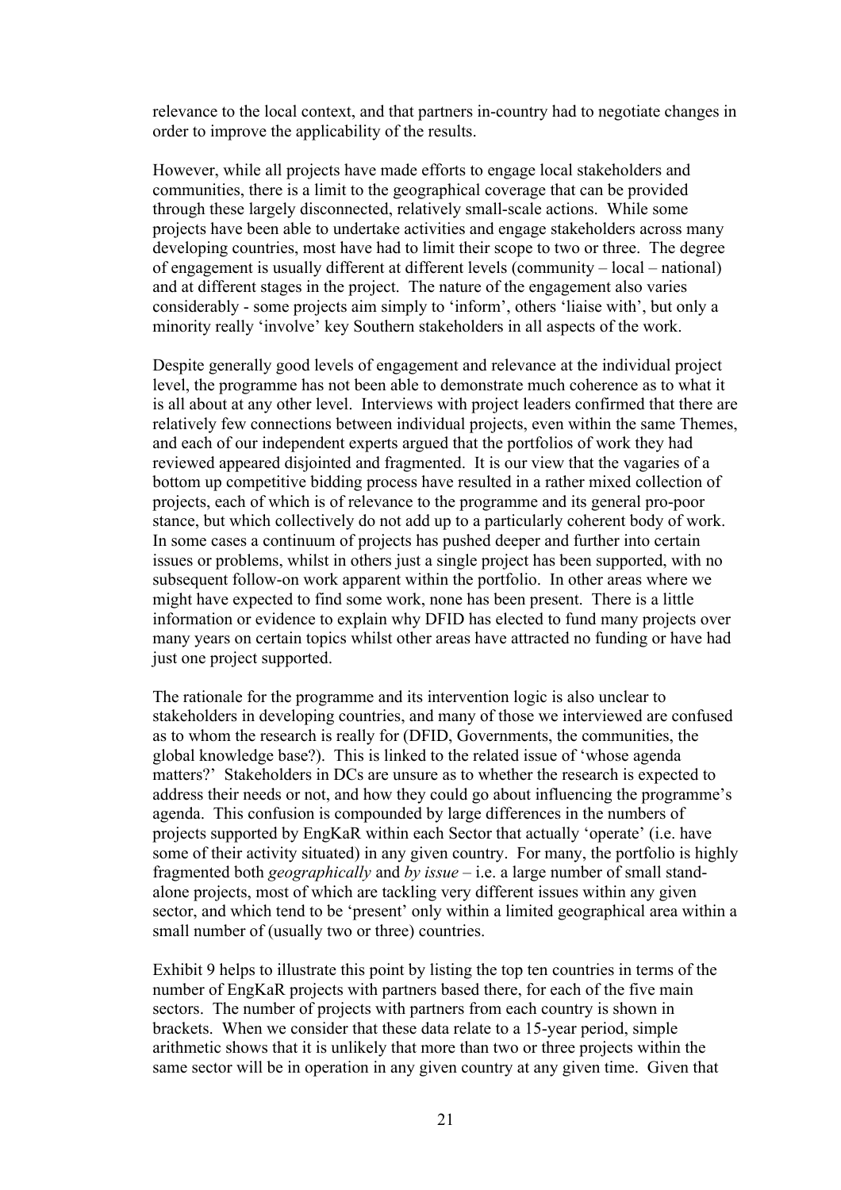relevance to the local context, and that partners in-country had to negotiate changes in order to improve the applicability of the results.

However, while all projects have made efforts to engage local stakeholders and communities, there is a limit to the geographical coverage that can be provided through these largely disconnected, relatively small-scale actions. While some projects have been able to undertake activities and engage stakeholders across many developing countries, most have had to limit their scope to two or three. The degree of engagement is usually different at different levels (community – local – national) and at different stages in the project. The nature of the engagement also varies considerably - some projects aim simply to 'inform', others 'liaise with', but only a minority really 'involve' key Southern stakeholders in all aspects of the work.

Despite generally good levels of engagement and relevance at the individual project level, the programme has not been able to demonstrate much coherence as to what it is all about at any other level. Interviews with project leaders confirmed that there are relatively few connections between individual projects, even within the same Themes, and each of our independent experts argued that the portfolios of work they had reviewed appeared disjointed and fragmented. It is our view that the vagaries of a bottom up competitive bidding process have resulted in a rather mixed collection of projects, each of which is of relevance to the programme and its general pro-poor stance, but which collectively do not add up to a particularly coherent body of work. In some cases a continuum of projects has pushed deeper and further into certain issues or problems, whilst in others just a single project has been supported, with no subsequent follow-on work apparent within the portfolio. In other areas where we might have expected to find some work, none has been present. There is a little information or evidence to explain why DFID has elected to fund many projects over many years on certain topics whilst other areas have attracted no funding or have had just one project supported.

The rationale for the programme and its intervention logic is also unclear to stakeholders in developing countries, and many of those we interviewed are confused as to whom the research is really for (DFID, Governments, the communities, the global knowledge base?). This is linked to the related issue of 'whose agenda matters?' Stakeholders in DCs are unsure as to whether the research is expected to address their needs or not, and how they could go about influencing the programme's agenda. This confusion is compounded by large differences in the numbers of projects supported by EngKaR within each Sector that actually 'operate' (i.e. have some of their activity situated) in any given country. For many, the portfolio is highly fragmented both *geographically* and *by issue* – i.e. a large number of small stand-alone projects, most of which are tackling very different issues within any given sector, and which tend to be 'present' only within a limited geographical area within a small number of (usually two or three) countries.

Exhibit 9 helps to illustrate this point by listing the top ten countries in terms of the number of EngKaR projects with partners based there, for each of the five main sectors. The number of projects with partners from each country is shown in brackets. When we consider that these data relate to a 15-year period, simple arithmetic shows that it is unlikely that more than two or three projects within the same sector will be in operation in any given country at any given time. Given that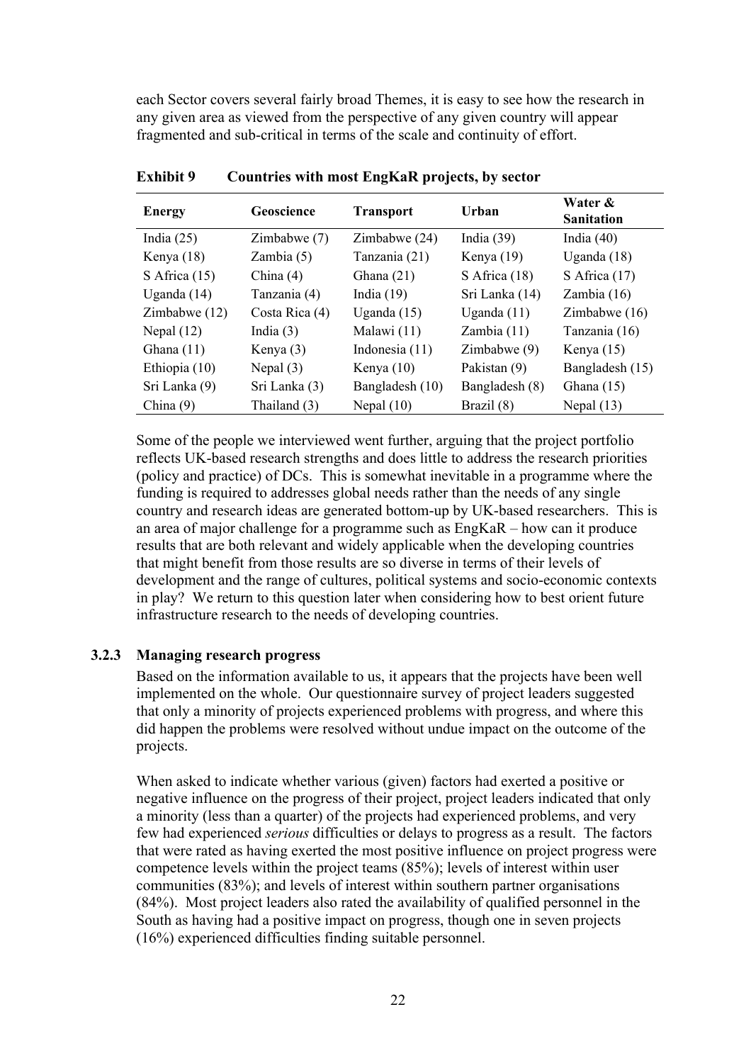each Sector covers several fairly broad Themes, it is easy to see how the research in any given area as viewed from the perspective of any given country will appear fragmented and sub-critical in terms of the scale and continuity of effort.

**Exhibit 9 Countries with most EngKaR projects, by sector**

| Energy | Geoscience | Transport | Urban | Water & Sanitation |
|---|---|---|---|---|
| India (25) | Zimbabwe (7) | Zimbabwe (24) | India (39) | India (40) |
| Kenya (18) | Zambia (5) | Tanzania (21) | Kenya (19) | Uganda (18) |
| S Africa (15) | China (4) | Ghana (21) | S Africa (18) | S Africa (17) |
| Uganda (14) | Tanzania (4) | India (19) | Sri Lanka (14) | Zambia (16) |
| Zimbabwe (12) | Costa Rica (4) | Uganda (15) | Uganda (11) | Zimbabwe (16) |
| Nepal (12) | India (3) | Malawi (11) | Zambia (11) | Tanzania (16) |
| Ghana (11) | Kenya (3) | Indonesia (11) | Zimbabwe (9) | Kenya (15) |
| Ethiopia (10) | Nepal (3) | Kenya (10) | Pakistan (9) | Bangladesh (15) |
| Sri Lanka (9) | Sri Lanka (3) | Bangladesh (10) | Bangladesh (8) | Ghana (15) |
| China (9) | Thailand (3) | Nepal (10) | Brazil (8) | Nepal (13) |

Some of the people we interviewed went further, arguing that the project portfolio reflects UK-based research strengths and does little to address the research priorities (policy and practice) of DCs. This is somewhat inevitable in a programme where the funding is required to addresses global needs rather than the needs of any single country and research ideas are generated bottom-up by UK-based researchers. This is an area of major challenge for a programme such as EngKaR – how can it produce results that are both relevant and widely applicable when the developing countries that might benefit from those results are so diverse in terms of their levels of development and the range of cultures, political systems and socio-economic contexts in play? We return to this question later when considering how to best orient future infrastructure research to the needs of developing countries.

### 3.2.3 Managing research progress

Based on the information available to us, it appears that the projects have been well implemented on the whole. Our questionnaire survey of project leaders suggested that only a minority of projects experienced problems with progress, and where this did happen the problems were resolved without undue impact on the outcome of the projects.

When asked to indicate whether various (given) factors had exerted a positive or negative influence on the progress of their project, project leaders indicated that only a minority (less than a quarter) of the projects had experienced problems, and very few had experienced *serious* difficulties or delays to progress as a result. The factors that were rated as having exerted the most positive influence on project progress were competence levels within the project teams (85%); levels of interest within user communities (83%); and levels of interest within southern partner organisations (84%). Most project leaders also rated the availability of qualified personnel in the South as having had a positive impact on progress, though one in seven projects (16%) experienced difficulties finding suitable personnel.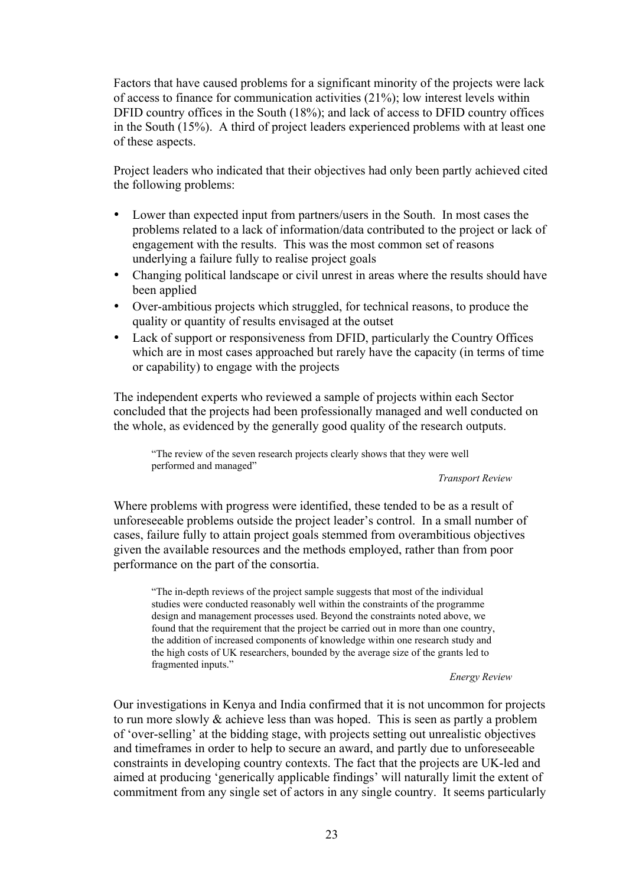Factors that have caused problems for a significant minority of the projects were lack of access to finance for communication activities (21%); low interest levels within DFID country offices in the South (18%); and lack of access to DFID country offices in the South (15%). A third of project leaders experienced problems with at least one of these aspects.

Project leaders who indicated that their objectives had only been partly achieved cited the following problems:

- Lower than expected input from partners/users in the South. In most cases the problems related to a lack of information/data contributed to the project or lack of engagement with the results. This was the most common set of reasons underlying a failure fully to realise project goals
- Changing political landscape or civil unrest in areas where the results should have been applied
- Over-ambitious projects which struggled, for technical reasons, to produce the quality or quantity of results envisaged at the outset
- Lack of support or responsiveness from DFID, particularly the Country Offices which are in most cases approached but rarely have the capacity (in terms of time or capability) to engage with the projects

The independent experts who reviewed a sample of projects within each Sector concluded that the projects had been professionally managed and well conducted on the whole, as evidenced by the generally good quality of the research outputs.

> "The review of the seven research projects clearly shows that they were well performed and managed"
>
> *Transport Review*

Where problems with progress were identified, these tended to be as a result of unforeseeable problems outside the project leader's control. In a small number of cases, failure fully to attain project goals stemmed from overambitious objectives given the available resources and the methods employed, rather than from poor performance on the part of the consortia.

> "The in-depth reviews of the project sample suggests that most of the individual studies were conducted reasonably well within the constraints of the programme design and management processes used. Beyond the constraints noted above, we found that the requirement that the project be carried out in more than one country, the addition of increased components of knowledge within one research study and the high costs of UK researchers, bounded by the average size of the grants led to fragmented inputs."
>
> *Energy Review*

Our investigations in Kenya and India confirmed that it is not uncommon for projects to run more slowly & achieve less than was hoped. This is seen as partly a problem of 'over-selling' at the bidding stage, with projects setting out unrealistic objectives and timeframes in order to help to secure an award, and partly due to unforeseeable constraints in developing country contexts. The fact that the projects are UK-led and aimed at producing 'generically applicable findings' will naturally limit the extent of commitment from any single set of actors in any single country. It seems particularly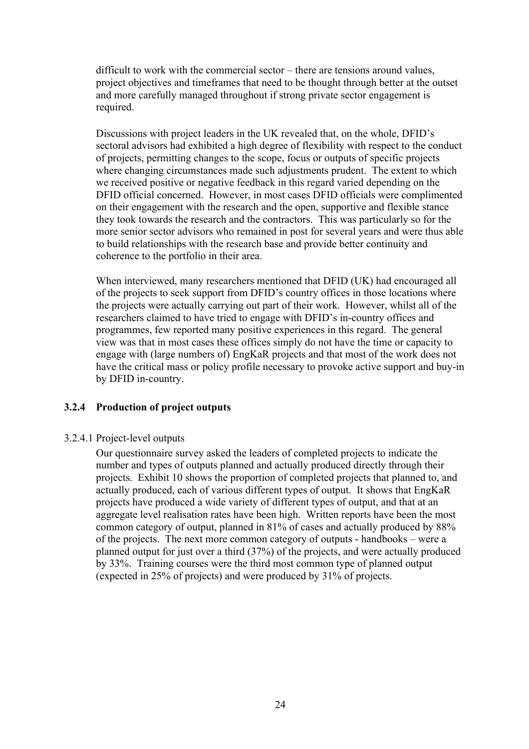difficult to work with the commercial sector – there are tensions around values, project objectives and timeframes that need to be thought through better at the outset and more carefully managed throughout if strong private sector engagement is required.

Discussions with project leaders in the UK revealed that, on the whole, DFID's sectoral advisors had exhibited a high degree of flexibility with respect to the conduct of projects, permitting changes to the scope, focus or outputs of specific projects where changing circumstances made such adjustments prudent. The extent to which we received positive or negative feedback in this regard varied depending on the DFID official concerned. However, in most cases DFID officials were complimented on their engagement with the research and the open, supportive and flexible stance they took towards the research and the contractors. This was particularly so for the more senior sector advisors who remained in post for several years and were thus able to build relationships with the research base and provide better continuity and coherence to the portfolio in their area.

When interviewed, many researchers mentioned that DFID (UK) had encouraged all of the projects to seek support from DFID's country offices in those locations where the projects were actually carrying out part of their work. However, whilst all of the researchers claimed to have tried to engage with DFID's in-country offices and programmes, few reported many positive experiences in this regard. The general view was that in most cases these offices simply do not have the time or capacity to engage with (large numbers of) EngKaR projects and that most of the work does not have the critical mass or policy profile necessary to provoke active support and buy-in by DFID in-country.

### 3.2.4 Production of project outputs

3.2.4.1 Project-level outputs

Our questionnaire survey asked the leaders of completed projects to indicate the number and types of outputs planned and actually produced directly through their projects. Exhibit 10 shows the proportion of completed projects that planned to, and actually produced, each of various different types of output. It shows that EngKaR projects have produced a wide variety of different types of output, and that at an aggregate level realisation rates have been high. Written reports have been the most common category of output, planned in 81% of cases and actually produced by 88% of the projects. The next more common category of outputs - handbooks – were a planned output for just over a third (37%) of the projects, and were actually produced by 33%. Training courses were the third most common type of planned output (expected in 25% of projects) and were produced by 31% of projects.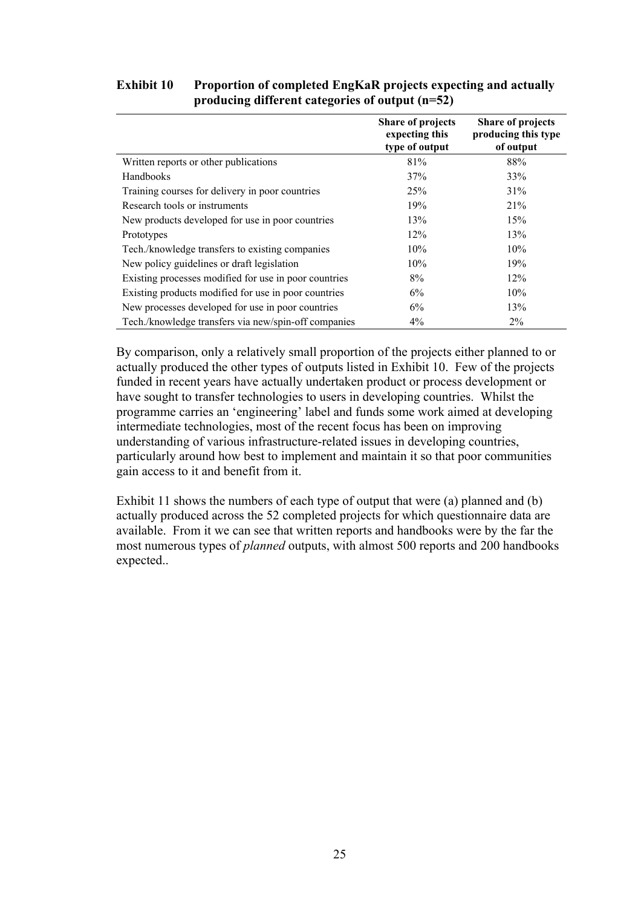**Exhibit 10 Proportion of completed EngKaR projects expecting and actually producing different categories of output (n=52)**

| | Share of projects expecting this type of output | Share of projects producing this type of output |
|---|---|---|
| Written reports or other publications | 81% | 88% |
| Handbooks | 37% | 33% |
| Training courses for delivery in poor countries | 25% | 31% |
| Research tools or instruments | 19% | 21% |
| New products developed for use in poor countries | 13% | 15% |
| Prototypes | 12% | 13% |
| Tech./knowledge transfers to existing companies | 10% | 10% |
| New policy guidelines or draft legislation | 10% | 19% |
| Existing processes modified for use in poor countries | 8% | 12% |
| Existing products modified for use in poor countries | 6% | 10% |
| New processes developed for use in poor countries | 6% | 13% |
| Tech./knowledge transfers via new/spin-off companies | 4% | 2% |

By comparison, only a relatively small proportion of the projects either planned to or actually produced the other types of outputs listed in Exhibit 10. Few of the projects funded in recent years have actually undertaken product or process development or have sought to transfer technologies to users in developing countries. Whilst the programme carries an 'engineering' label and funds some work aimed at developing intermediate technologies, most of the recent focus has been on improving understanding of various infrastructure-related issues in developing countries, particularly around how best to implement and maintain it so that poor communities gain access to it and benefit from it.

Exhibit 11 shows the numbers of each type of output that were (a) planned and (b) actually produced across the 52 completed projects for which questionnaire data are available. From it we can see that written reports and handbooks were by the far the most numerous types of *planned* outputs, with almost 500 reports and 200 handbooks expected..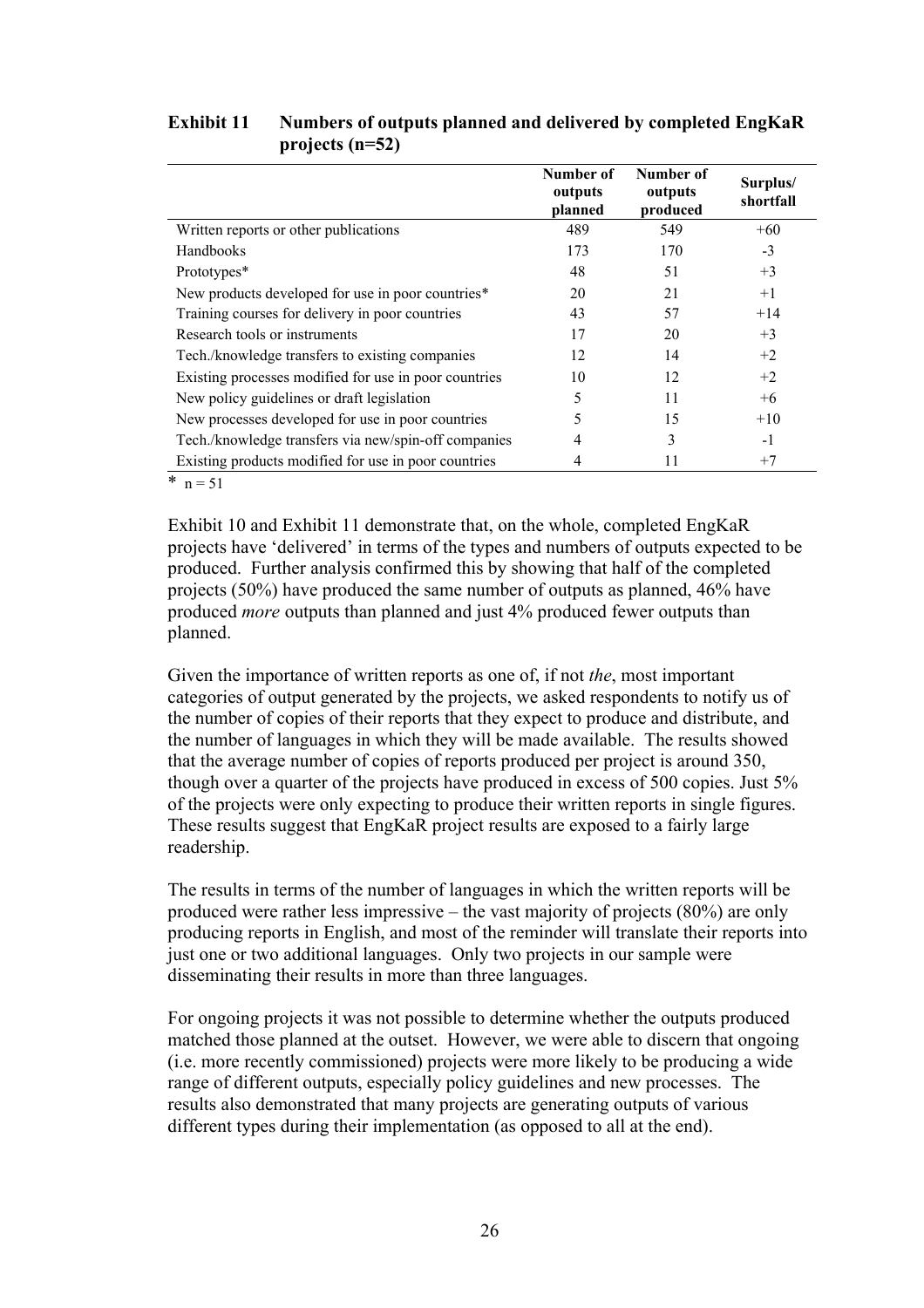**Exhibit 11 Numbers of outputs planned and delivered by completed EngKaR projects (n=52)**

| | Number of outputs planned | Number of outputs produced | Surplus/ shortfall |
|---|---|---|---|
| Written reports or other publications | 489 | 549 | +60 |
| Handbooks | 173 | 170 | -3 |
| Prototypes* | 48 | 51 | +3 |
| New products developed for use in poor countries* | 20 | 21 | +1 |
| Training courses for delivery in poor countries | 43 | 57 | +14 |
| Research tools or instruments | 17 | 20 | +3 |
| Tech./knowledge transfers to existing companies | 12 | 14 | +2 |
| Existing processes modified for use in poor countries | 10 | 12 | +2 |
| New policy guidelines or draft legislation | 5 | 11 | +6 |
| New processes developed for use in poor countries | 5 | 15 | +10 |
| Tech./knowledge transfers via new/spin-off companies | 4 | 3 | -1 |
| Existing products modified for use in poor countries | 4 | 11 | +7 |

\* n = 51

Exhibit 10 and Exhibit 11 demonstrate that, on the whole, completed EngKaR projects have 'delivered' in terms of the types and numbers of outputs expected to be produced. Further analysis confirmed this by showing that half of the completed projects (50%) have produced the same number of outputs as planned, 46% have produced *more* outputs than planned and just 4% produced fewer outputs than planned.

Given the importance of written reports as one of, if not *the*, most important categories of output generated by the projects, we asked respondents to notify us of the number of copies of their reports that they expect to produce and distribute, and the number of languages in which they will be made available. The results showed that the average number of copies of reports produced per project is around 350, though over a quarter of the projects have produced in excess of 500 copies. Just 5% of the projects were only expecting to produce their written reports in single figures. These results suggest that EngKaR project results are exposed to a fairly large readership.

The results in terms of the number of languages in which the written reports will be produced were rather less impressive – the vast majority of projects (80%) are only producing reports in English, and most of the reminder will translate their reports into just one or two additional languages. Only two projects in our sample were disseminating their results in more than three languages.

For ongoing projects it was not possible to determine whether the outputs produced matched those planned at the outset. However, we were able to discern that ongoing (i.e. more recently commissioned) projects were more likely to be producing a wide range of different outputs, especially policy guidelines and new processes. The results also demonstrated that many projects are generating outputs of various different types during their implementation (as opposed to all at the end).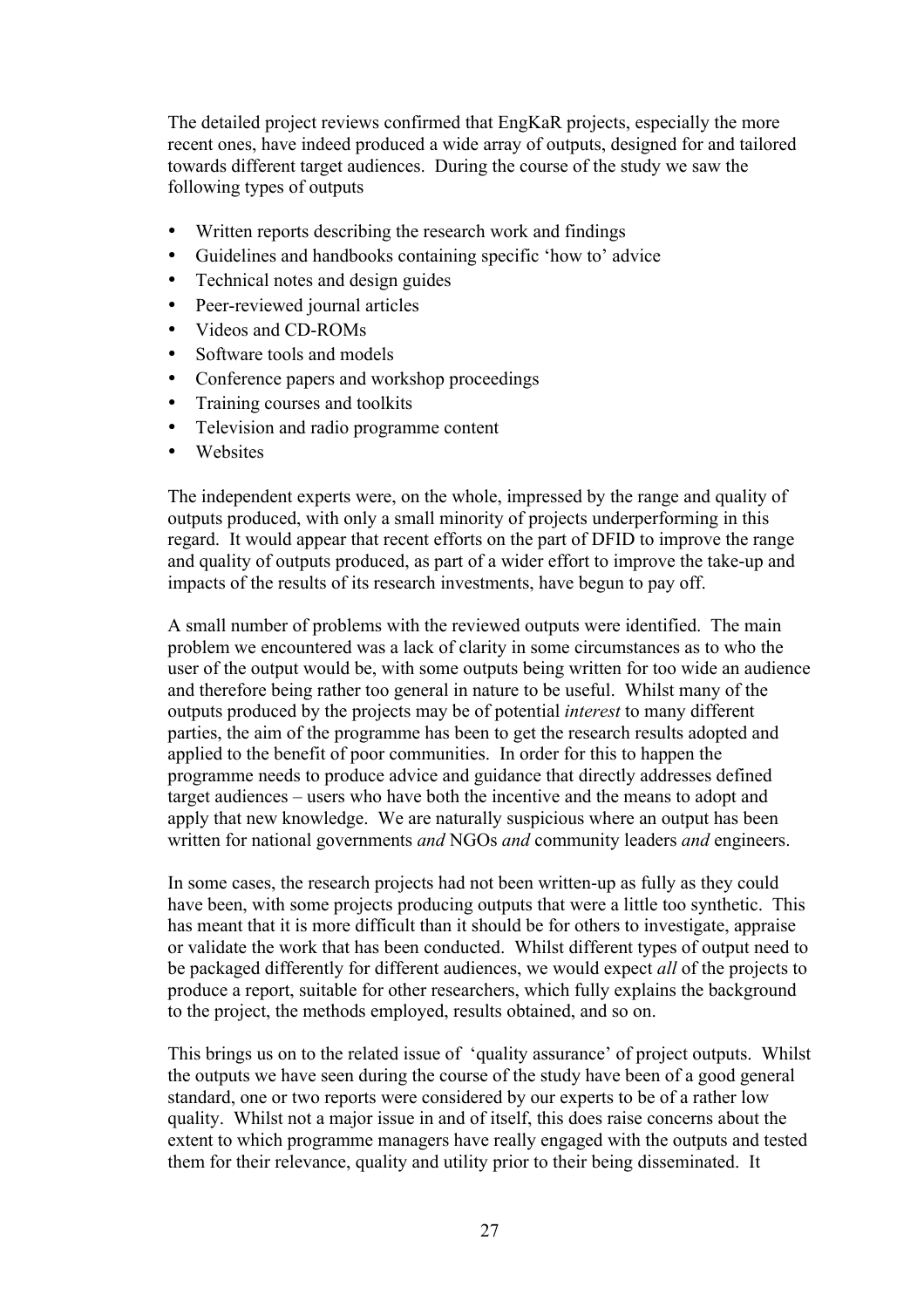The detailed project reviews confirmed that EngKaR projects, especially the more recent ones, have indeed produced a wide array of outputs, designed for and tailored towards different target audiences. During the course of the study we saw the following types of outputs

- Written reports describing the research work and findings
- Guidelines and handbooks containing specific 'how to' advice
- Technical notes and design guides
- Peer-reviewed journal articles
- Videos and CD-ROMs
- Software tools and models
- Conference papers and workshop proceedings
- Training courses and toolkits
- Television and radio programme content
- Websites

The independent experts were, on the whole, impressed by the range and quality of outputs produced, with only a small minority of projects underperforming in this regard. It would appear that recent efforts on the part of DFID to improve the range and quality of outputs produced, as part of a wider effort to improve the take-up and impacts of the results of its research investments, have begun to pay off.

A small number of problems with the reviewed outputs were identified. The main problem we encountered was a lack of clarity in some circumstances as to who the user of the output would be, with some outputs being written for too wide an audience and therefore being rather too general in nature to be useful. Whilst many of the outputs produced by the projects may be of potential *interest* to many different parties, the aim of the programme has been to get the research results adopted and applied to the benefit of poor communities. In order for this to happen the programme needs to produce advice and guidance that directly addresses defined target audiences – users who have both the incentive and the means to adopt and apply that new knowledge. We are naturally suspicious where an output has been written for national governments *and* NGOs *and* community leaders *and* engineers.

In some cases, the research projects had not been written-up as fully as they could have been, with some projects producing outputs that were a little too synthetic. This has meant that it is more difficult than it should be for others to investigate, appraise or validate the work that has been conducted. Whilst different types of output need to be packaged differently for different audiences, we would expect *all* of the projects to produce a report, suitable for other researchers, which fully explains the background to the project, the methods employed, results obtained, and so on.

This brings us on to the related issue of 'quality assurance' of project outputs. Whilst the outputs we have seen during the course of the study have been of a good general standard, one or two reports were considered by our experts to be of a rather low quality. Whilst not a major issue in and of itself, this does raise concerns about the extent to which programme managers have really engaged with the outputs and tested them for their relevance, quality and utility prior to their being disseminated. It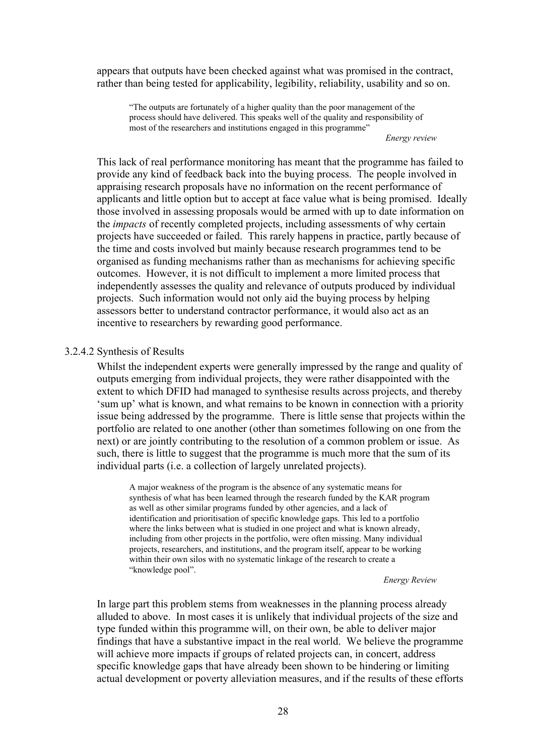appears that outputs have been checked against what was promised in the contract, rather than being tested for applicability, legibility, reliability, usability and so on.

> "The outputs are fortunately of a higher quality than the poor management of the process should have delivered. This speaks well of the quality and responsibility of most of the researchers and institutions engaged in this programme"
>
> *Energy review*

This lack of real performance monitoring has meant that the programme has failed to provide any kind of feedback back into the buying process. The people involved in appraising research proposals have no information on the recent performance of applicants and little option but to accept at face value what is being promised. Ideally those involved in assessing proposals would be armed with up to date information on the *impacts* of recently completed projects, including assessments of why certain projects have succeeded or failed. This rarely happens in practice, partly because of the time and costs involved but mainly because research programmes tend to be organised as funding mechanisms rather than as mechanisms for achieving specific outcomes. However, it is not difficult to implement a more limited process that independently assesses the quality and relevance of outputs produced by individual projects. Such information would not only aid the buying process by helping assessors better to understand contractor performance, it would also act as an incentive to researchers by rewarding good performance.

#### 3.2.4.2 Synthesis of Results

Whilst the independent experts were generally impressed by the range and quality of outputs emerging from individual projects, they were rather disappointed with the extent to which DFID had managed to synthesise results across projects, and thereby 'sum up' what is known, and what remains to be known in connection with a priority issue being addressed by the programme. There is little sense that projects within the portfolio are related to one another (other than sometimes following on one from the next) or are jointly contributing to the resolution of a common problem or issue. As such, there is little to suggest that the programme is much more that the sum of its individual parts (i.e. a collection of largely unrelated projects).

> A major weakness of the program is the absence of any systematic means for synthesis of what has been learned through the research funded by the KAR program as well as other similar programs funded by other agencies, and a lack of identification and prioritisation of specific knowledge gaps. This led to a portfolio where the links between what is studied in one project and what is known already, including from other projects in the portfolio, were often missing. Many individual projects, researchers, and institutions, and the program itself, appear to be working within their own silos with no systematic linkage of the research to create a "knowledge pool".
>
> *Energy Review*

In large part this problem stems from weaknesses in the planning process already alluded to above. In most cases it is unlikely that individual projects of the size and type funded within this programme will, on their own, be able to deliver major findings that have a substantive impact in the real world. We believe the programme will achieve more impacts if groups of related projects can, in concert, address specific knowledge gaps that have already been shown to be hindering or limiting actual development or poverty alleviation measures, and if the results of these efforts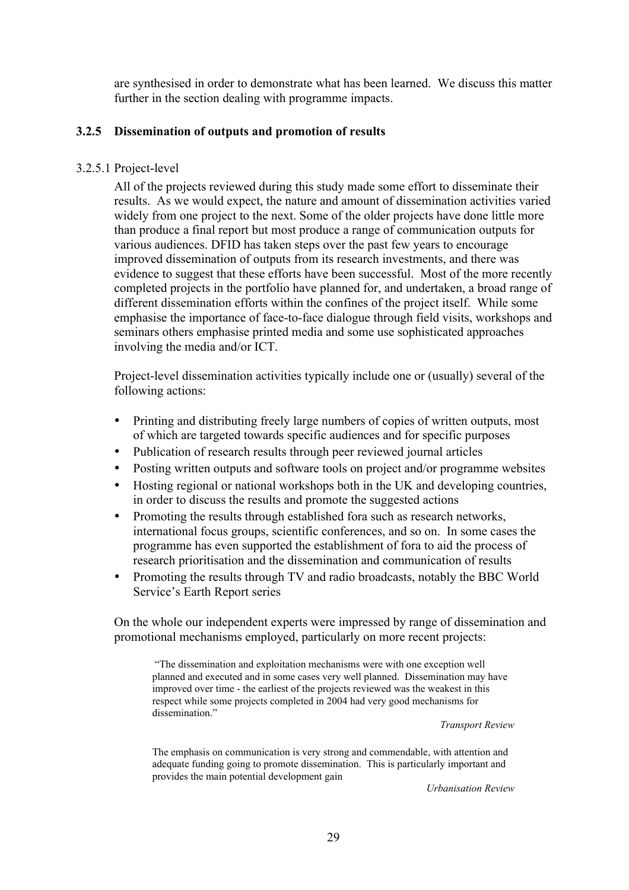are synthesised in order to demonstrate what has been learned. We discuss this matter further in the section dealing with programme impacts.

### 3.2.5 Dissemination of outputs and promotion of results

#### 3.2.5.1 Project-level

All of the projects reviewed during this study made some effort to disseminate their results. As we would expect, the nature and amount of dissemination activities varied widely from one project to the next. Some of the older projects have done little more than produce a final report but most produce a range of communication outputs for various audiences. DFID has taken steps over the past few years to encourage improved dissemination of outputs from its research investments, and there was evidence to suggest that these efforts have been successful. Most of the more recently completed projects in the portfolio have planned for, and undertaken, a broad range of different dissemination efforts within the confines of the project itself. While some emphasise the importance of face-to-face dialogue through field visits, workshops and seminars others emphasise printed media and some use sophisticated approaches involving the media and/or ICT.

Project-level dissemination activities typically include one or (usually) several of the following actions:

- Printing and distributing freely large numbers of copies of written outputs, most of which are targeted towards specific audiences and for specific purposes
- Publication of research results through peer reviewed journal articles
- Posting written outputs and software tools on project and/or programme websites
- Hosting regional or national workshops both in the UK and developing countries, in order to discuss the results and promote the suggested actions
- Promoting the results through established fora such as research networks, international focus groups, scientific conferences, and so on. In some cases the programme has even supported the establishment of fora to aid the process of research prioritisation and the dissemination and communication of results
- Promoting the results through TV and radio broadcasts, notably the BBC World Service's Earth Report series

On the whole our independent experts were impressed by range of dissemination and promotional mechanisms employed, particularly on more recent projects:

> "The dissemination and exploitation mechanisms were with one exception well planned and executed and in some cases very well planned. Dissemination may have improved over time - the earliest of the projects reviewed was the weakest in this respect while some projects completed in 2004 had very good mechanisms for dissemination."
>
> *Transport Review*

> The emphasis on communication is very strong and commendable, with attention and adequate funding going to promote dissemination. This is particularly important and provides the main potential development gain
>
> *Urbanisation Review*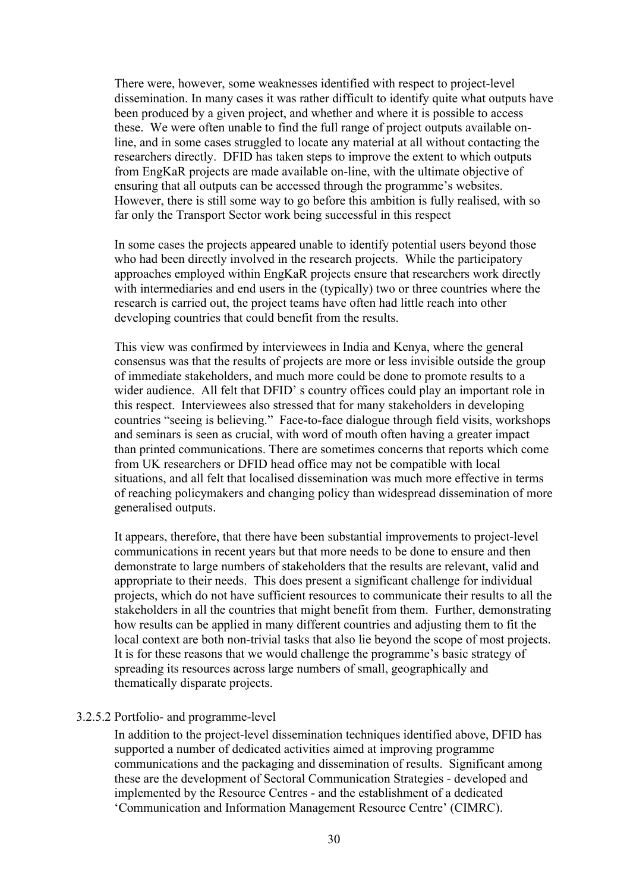There were, however, some weaknesses identified with respect to project-level dissemination. In many cases it was rather difficult to identify quite what outputs have been produced by a given project, and whether and where it is possible to access these. We were often unable to find the full range of project outputs available on-line, and in some cases struggled to locate any material at all without contacting the researchers directly. DFID has taken steps to improve the extent to which outputs from EngKaR projects are made available on-line, with the ultimate objective of ensuring that all outputs can be accessed through the programme's websites. However, there is still some way to go before this ambition is fully realised, with so far only the Transport Sector work being successful in this respect

In some cases the projects appeared unable to identify potential users beyond those who had been directly involved in the research projects. While the participatory approaches employed within EngKaR projects ensure that researchers work directly with intermediaries and end users in the (typically) two or three countries where the research is carried out, the project teams have often had little reach into other developing countries that could benefit from the results.

This view was confirmed by interviewees in India and Kenya, where the general consensus was that the results of projects are more or less invisible outside the group of immediate stakeholders, and much more could be done to promote results to a wider audience. All felt that DFID' s country offices could play an important role in this respect. Interviewees also stressed that for many stakeholders in developing countries "seeing is believing." Face-to-face dialogue through field visits, workshops and seminars is seen as crucial, with word of mouth often having a greater impact than printed communications. There are sometimes concerns that reports which come from UK researchers or DFID head office may not be compatible with local situations, and all felt that localised dissemination was much more effective in terms of reaching policymakers and changing policy than widespread dissemination of more generalised outputs.

It appears, therefore, that there have been substantial improvements to project-level communications in recent years but that more needs to be done to ensure and then demonstrate to large numbers of stakeholders that the results are relevant, valid and appropriate to their needs. This does present a significant challenge for individual projects, which do not have sufficient resources to communicate their results to all the stakeholders in all the countries that might benefit from them. Further, demonstrating how results can be applied in many different countries and adjusting them to fit the local context are both non-trivial tasks that also lie beyond the scope of most projects. It is for these reasons that we would challenge the programme's basic strategy of spreading its resources across large numbers of small, geographically and thematically disparate projects.

#### 3.2.5.2 Portfolio- and programme-level

In addition to the project-level dissemination techniques identified above, DFID has supported a number of dedicated activities aimed at improving programme communications and the packaging and dissemination of results. Significant among these are the development of Sectoral Communication Strategies - developed and implemented by the Resource Centres - and the establishment of a dedicated 'Communication and Information Management Resource Centre' (CIMRC).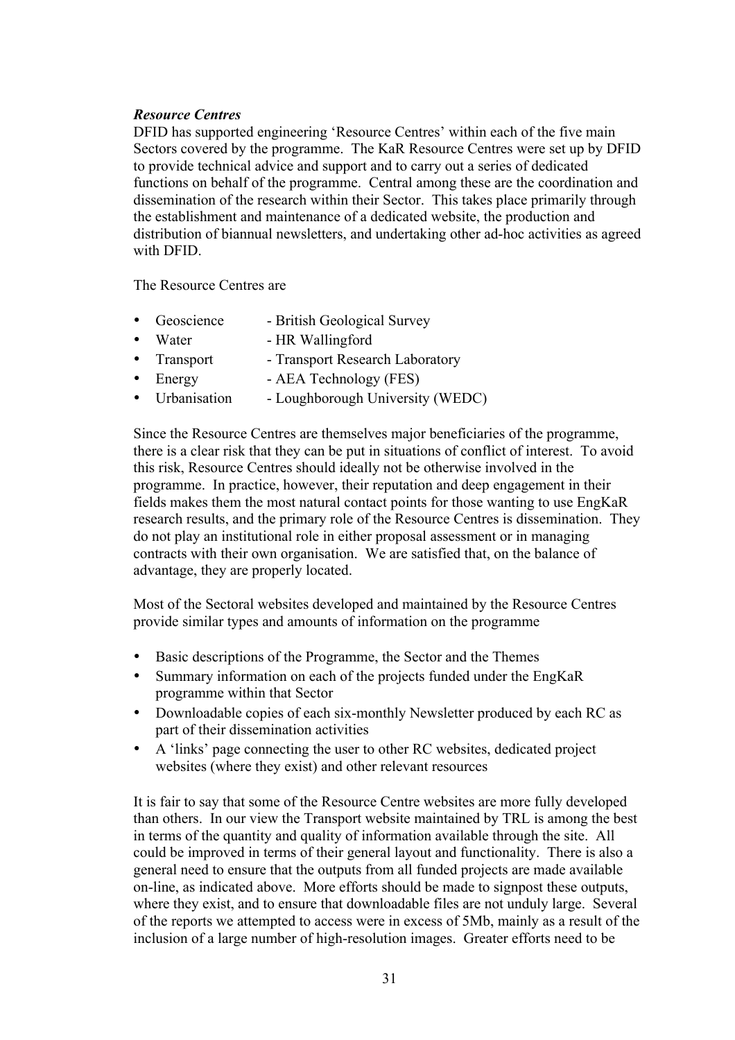***Resource Centres***

DFID has supported engineering 'Resource Centres' within each of the five main Sectors covered by the programme. The KaR Resource Centres were set up by DFID to provide technical advice and support and to carry out a series of dedicated functions on behalf of the programme. Central among these are the coordination and dissemination of the research within their Sector. This takes place primarily through the establishment and maintenance of a dedicated website, the production and distribution of biannual newsletters, and undertaking other ad-hoc activities as agreed with DFID.

The Resource Centres are

- Geoscience - British Geological Survey
- Water - HR Wallingford
- Transport - Transport Research Laboratory
- Energy - AEA Technology (FES)
- Urbanisation - Loughborough University (WEDC)

Since the Resource Centres are themselves major beneficiaries of the programme, there is a clear risk that they can be put in situations of conflict of interest. To avoid this risk, Resource Centres should ideally not be otherwise involved in the programme. In practice, however, their reputation and deep engagement in their fields makes them the most natural contact points for those wanting to use EngKaR research results, and the primary role of the Resource Centres is dissemination. They do not play an institutional role in either proposal assessment or in managing contracts with their own organisation. We are satisfied that, on the balance of advantage, they are properly located.

Most of the Sectoral websites developed and maintained by the Resource Centres provide similar types and amounts of information on the programme

- Basic descriptions of the Programme, the Sector and the Themes
- Summary information on each of the projects funded under the EngKaR programme within that Sector
- Downloadable copies of each six-monthly Newsletter produced by each RC as part of their dissemination activities
- A 'links' page connecting the user to other RC websites, dedicated project websites (where they exist) and other relevant resources

It is fair to say that some of the Resource Centre websites are more fully developed than others. In our view the Transport website maintained by TRL is among the best in terms of the quantity and quality of information available through the site. All could be improved in terms of their general layout and functionality. There is also a general need to ensure that the outputs from all funded projects are made available on-line, as indicated above. More efforts should be made to signpost these outputs, where they exist, and to ensure that downloadable files are not unduly large. Several of the reports we attempted to access were in excess of 5Mb, mainly as a result of the inclusion of a large number of high-resolution images. Greater efforts need to be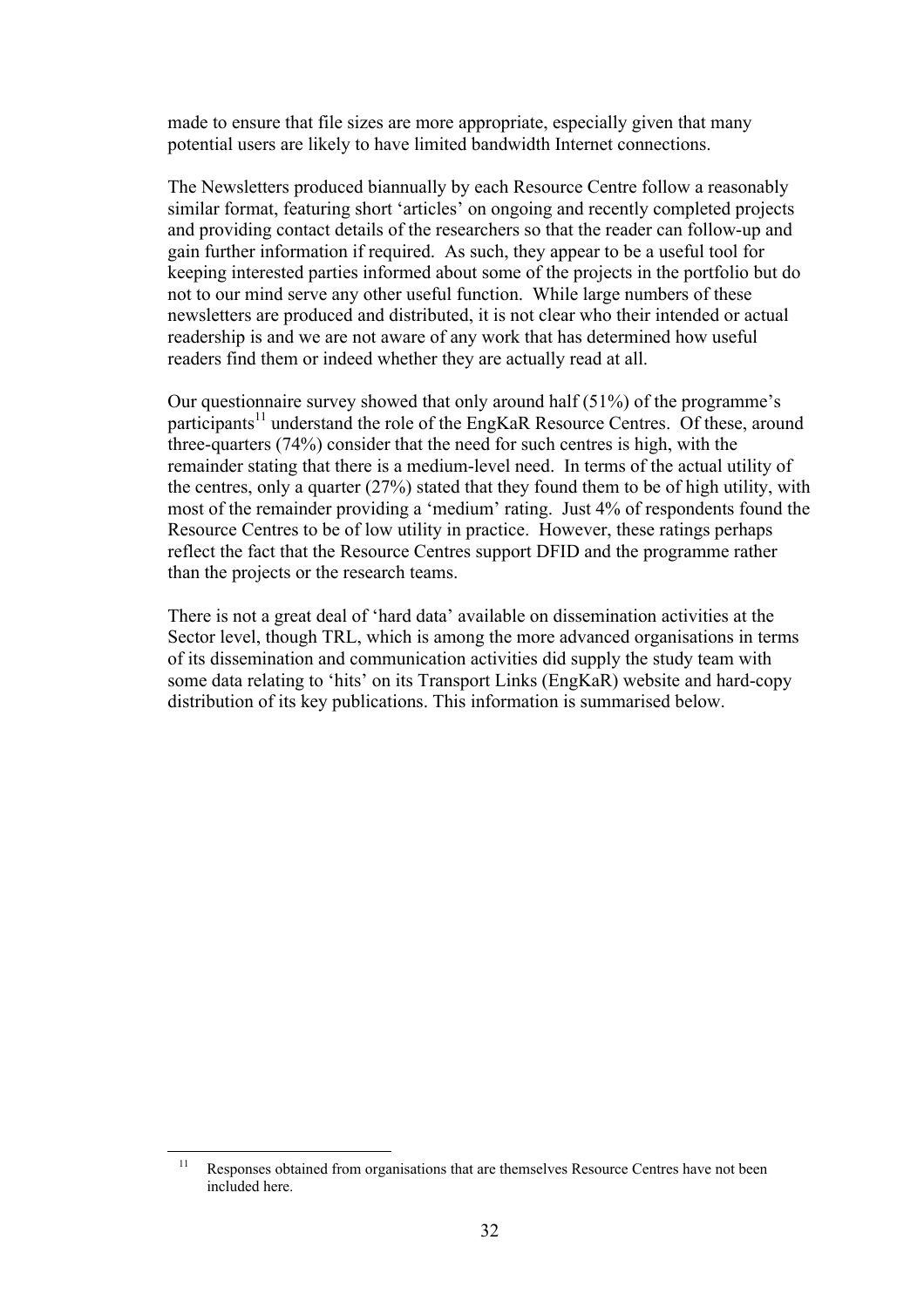made to ensure that file sizes are more appropriate, especially given that many potential users are likely to have limited bandwidth Internet connections.

The Newsletters produced biannually by each Resource Centre follow a reasonably similar format, featuring short 'articles' on ongoing and recently completed projects and providing contact details of the researchers so that the reader can follow-up and gain further information if required. As such, they appear to be a useful tool for keeping interested parties informed about some of the projects in the portfolio but do not to our mind serve any other useful function. While large numbers of these newsletters are produced and distributed, it is not clear who their intended or actual readership is and we are not aware of any work that has determined how useful readers find them or indeed whether they are actually read at all.

Our questionnaire survey showed that only around half (51%) of the programme's participants[11] understand the role of the EngKaR Resource Centres. Of these, around three-quarters (74%) consider that the need for such centres is high, with the remainder stating that there is a medium-level need. In terms of the actual utility of the centres, only a quarter (27%) stated that they found them to be of high utility, with most of the remainder providing a 'medium' rating. Just 4% of respondents found the Resource Centres to be of low utility in practice. However, these ratings perhaps reflect the fact that the Resource Centres support DFID and the programme rather than the projects or the research teams.

There is not a great deal of 'hard data' available on dissemination activities at the Sector level, though TRL, which is among the more advanced organisations in terms of its dissemination and communication activities did supply the study team with some data relating to 'hits' on its Transport Links (EngKaR) website and hard-copy distribution of its key publications. This information is summarised below.

[11] Responses obtained from organisations that are themselves Resource Centres have not been included here.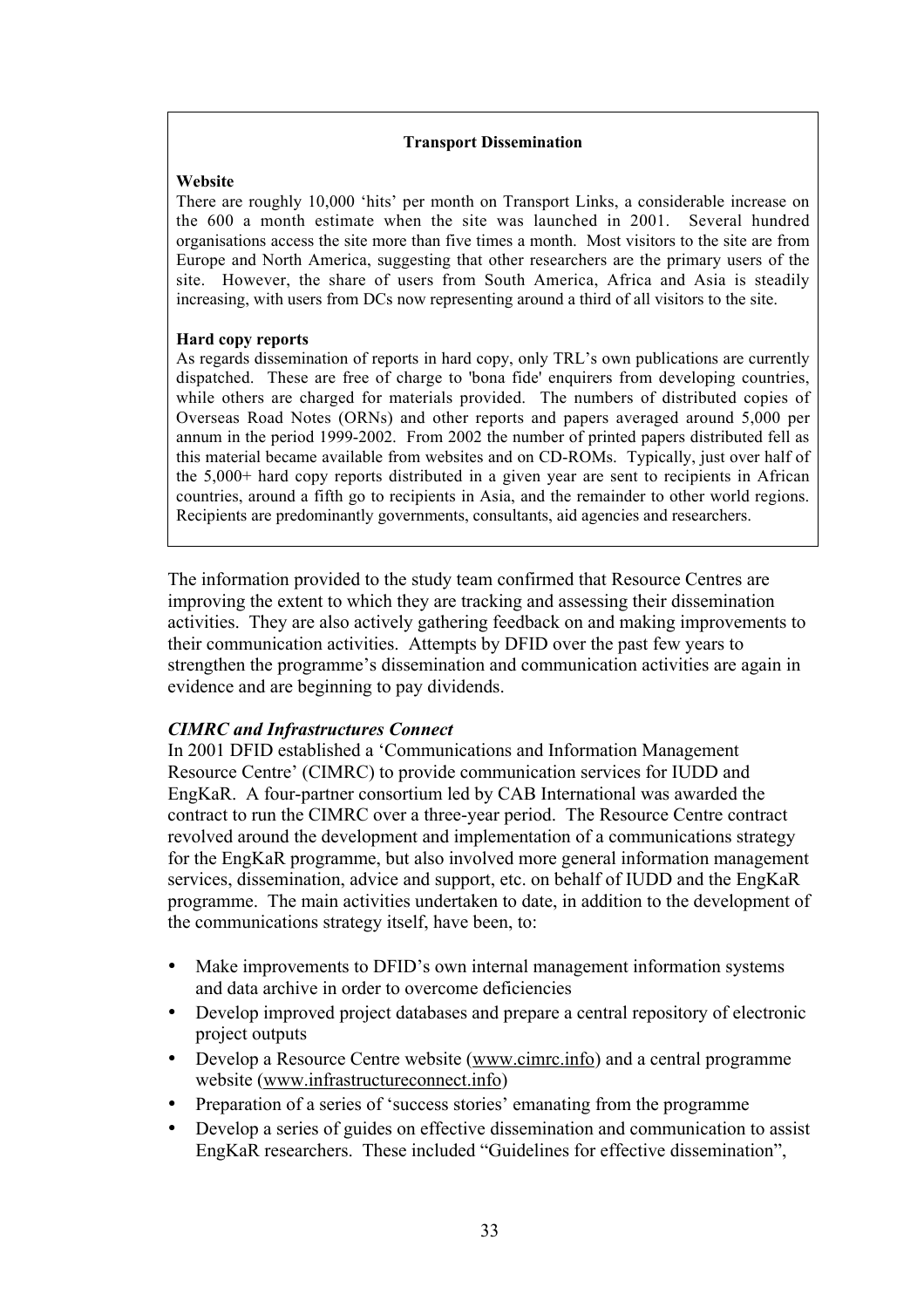**Transport Dissemination**

**Website**

There are roughly 10,000 'hits' per month on Transport Links, a considerable increase on the 600 a month estimate when the site was launched in 2001. Several hundred organisations access the site more than five times a month. Most visitors to the site are from Europe and North America, suggesting that other researchers are the primary users of the site. However, the share of users from South America, Africa and Asia is steadily increasing, with users from DCs now representing around a third of all visitors to the site.

**Hard copy reports**

As regards dissemination of reports in hard copy, only TRL's own publications are currently dispatched. These are free of charge to 'bona fide' enquirers from developing countries, while others are charged for materials provided. The numbers of distributed copies of Overseas Road Notes (ORNs) and other reports and papers averaged around 5,000 per annum in the period 1999-2002. From 2002 the number of printed papers distributed fell as this material became available from websites and on CD-ROMs. Typically, just over half of the 5,000+ hard copy reports distributed in a given year are sent to recipients in African countries, around a fifth go to recipients in Asia, and the remainder to other world regions. Recipients are predominantly governments, consultants, aid agencies and researchers.

The information provided to the study team confirmed that Resource Centres are improving the extent to which they are tracking and assessing their dissemination activities. They are also actively gathering feedback on and making improvements to their communication activities. Attempts by DFID over the past few years to strengthen the programme's dissemination and communication activities are again in evidence and are beginning to pay dividends.

***CIMRC and Infrastructures Connect***

In 2001 DFID established a 'Communications and Information Management Resource Centre' (CIMRC) to provide communication services for IUDD and EngKaR. A four-partner consortium led by CAB International was awarded the contract to run the CIMRC over a three-year period. The Resource Centre contract revolved around the development and implementation of a communications strategy for the EngKaR programme, but also involved more general information management services, dissemination, advice and support, etc. on behalf of IUDD and the EngKaR programme. The main activities undertaken to date, in addition to the development of the communications strategy itself, have been, to:

- Make improvements to DFID's own internal management information systems and data archive in order to overcome deficiencies
- Develop improved project databases and prepare a central repository of electronic project outputs
- Develop a Resource Centre website (www.cimrc.info) and a central programme website (www.infrastructureconnect.info)
- Preparation of a series of 'success stories' emanating from the programme
- Develop a series of guides on effective dissemination and communication to assist EngKaR researchers. These included "Guidelines for effective dissemination",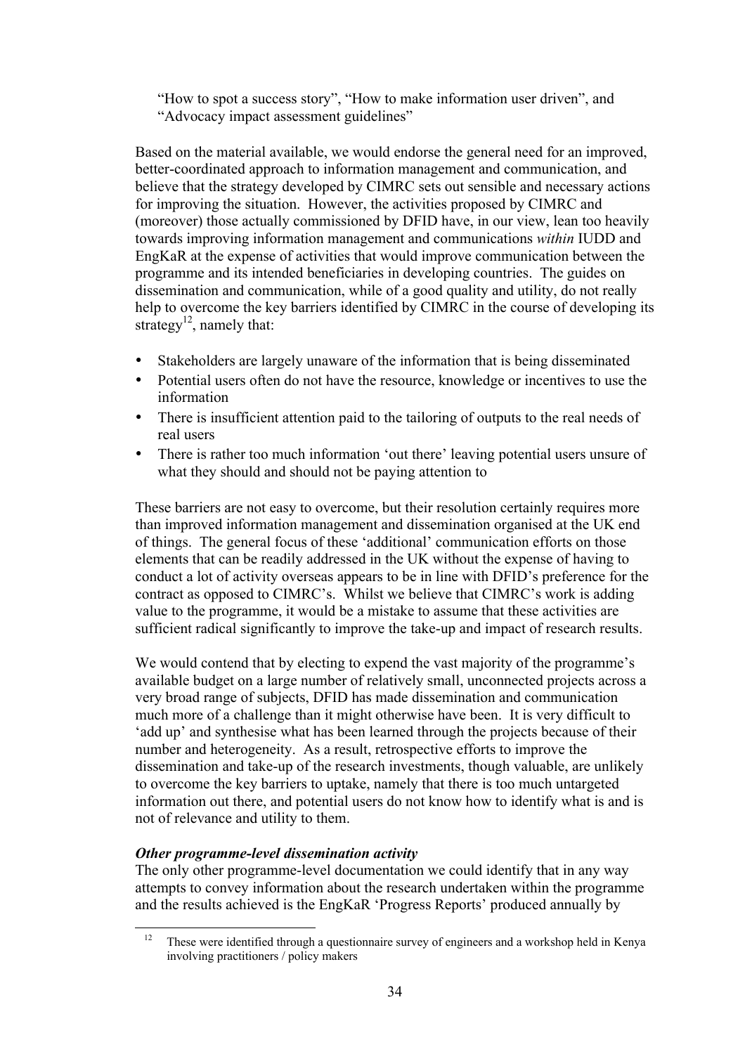"How to spot a success story", "How to make information user driven", and "Advocacy impact assessment guidelines"

Based on the material available, we would endorse the general need for an improved, better-coordinated approach to information management and communication, and believe that the strategy developed by CIMRC sets out sensible and necessary actions for improving the situation. However, the activities proposed by CIMRC and (moreover) those actually commissioned by DFID have, in our view, lean too heavily towards improving information management and communications *within* IUDD and EngKaR at the expense of activities that would improve communication between the programme and its intended beneficiaries in developing countries. The guides on dissemination and communication, while of a good quality and utility, do not really help to overcome the key barriers identified by CIMRC in the course of developing its strategy[12], namely that:

- Stakeholders are largely unaware of the information that is being disseminated
- Potential users often do not have the resource, knowledge or incentives to use the information
- There is insufficient attention paid to the tailoring of outputs to the real needs of real users
- There is rather too much information 'out there' leaving potential users unsure of what they should and should not be paying attention to

These barriers are not easy to overcome, but their resolution certainly requires more than improved information management and dissemination organised at the UK end of things. The general focus of these 'additional' communication efforts on those elements that can be readily addressed in the UK without the expense of having to conduct a lot of activity overseas appears to be in line with DFID's preference for the contract as opposed to CIMRC's. Whilst we believe that CIMRC's work is adding value to the programme, it would be a mistake to assume that these activities are sufficient radical significantly to improve the take-up and impact of research results.

We would contend that by electing to expend the vast majority of the programme's available budget on a large number of relatively small, unconnected projects across a very broad range of subjects, DFID has made dissemination and communication much more of a challenge than it might otherwise have been. It is very difficult to 'add up' and synthesise what has been learned through the projects because of their number and heterogeneity. As a result, retrospective efforts to improve the dissemination and take-up of the research investments, though valuable, are unlikely to overcome the key barriers to uptake, namely that there is too much untargeted information out there, and potential users do not know how to identify what is and is not of relevance and utility to them.

***Other programme-level dissemination activity***

The only other programme-level documentation we could identify that in any way attempts to convey information about the research undertaken within the programme and the results achieved is the EngKaR 'Progress Reports' produced annually by

[12] These were identified through a questionnaire survey of engineers and a workshop held in Kenya involving practitioners / policy makers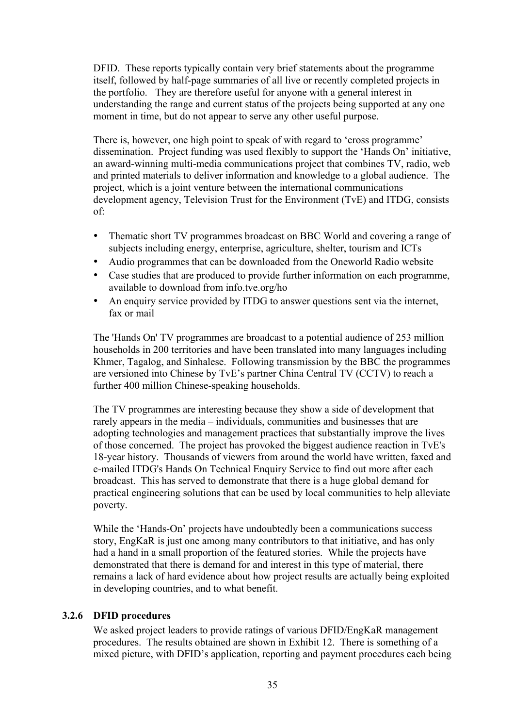DFID. These reports typically contain very brief statements about the programme itself, followed by half-page summaries of all live or recently completed projects in the portfolio. They are therefore useful for anyone with a general interest in understanding the range and current status of the projects being supported at any one moment in time, but do not appear to serve any other useful purpose.

There is, however, one high point to speak of with regard to 'cross programme' dissemination. Project funding was used flexibly to support the 'Hands On' initiative, an award-winning multi-media communications project that combines TV, radio, web and printed materials to deliver information and knowledge to a global audience. The project, which is a joint venture between the international communications development agency, Television Trust for the Environment (TvE) and ITDG, consists of:

- Thematic short TV programmes broadcast on BBC World and covering a range of subjects including energy, enterprise, agriculture, shelter, tourism and ICTs
- Audio programmes that can be downloaded from the Oneworld Radio website
- Case studies that are produced to provide further information on each programme, available to download from info.tve.org/ho
- An enquiry service provided by ITDG to answer questions sent via the internet, fax or mail

The 'Hands On' TV programmes are broadcast to a potential audience of 253 million households in 200 territories and have been translated into many languages including Khmer, Tagalog, and Sinhalese. Following transmission by the BBC the programmes are versioned into Chinese by TvE's partner China Central TV (CCTV) to reach a further 400 million Chinese-speaking households.

The TV programmes are interesting because they show a side of development that rarely appears in the media – individuals, communities and businesses that are adopting technologies and management practices that substantially improve the lives of those concerned. The project has provoked the biggest audience reaction in TvE's 18-year history. Thousands of viewers from around the world have written, faxed and e-mailed ITDG's Hands On Technical Enquiry Service to find out more after each broadcast. This has served to demonstrate that there is a huge global demand for practical engineering solutions that can be used by local communities to help alleviate poverty.

While the 'Hands-On' projects have undoubtedly been a communications success story, EngKaR is just one among many contributors to that initiative, and has only had a hand in a small proportion of the featured stories. While the projects have demonstrated that there is demand for and interest in this type of material, there remains a lack of hard evidence about how project results are actually being exploited in developing countries, and to what benefit.

#### 3.2.6 DFID procedures

We asked project leaders to provide ratings of various DFID/EngKaR management procedures. The results obtained are shown in Exhibit 12. There is something of a mixed picture, with DFID's application, reporting and payment procedures each being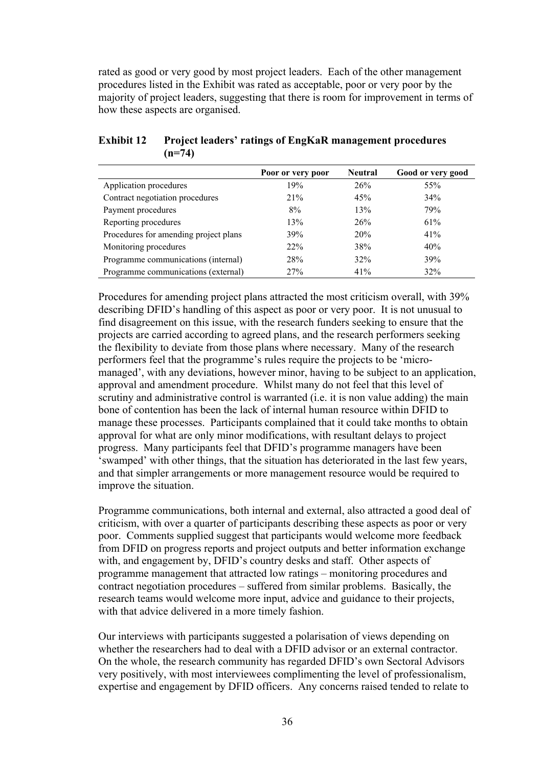rated as good or very good by most project leaders. Each of the other management procedures listed in the Exhibit was rated as acceptable, poor or very poor by the majority of project leaders, suggesting that there is room for improvement in terms of how these aspects are organised.

**Exhibit 12 Project leaders' ratings of EngKaR management procedures (n=74)**

| | Poor or very poor | Neutral | Good or very good |
|---|---|---|---|
| Application procedures | 19% | 26% | 55% |
| Contract negotiation procedures | 21% | 45% | 34% |
| Payment procedures | 8% | 13% | 79% |
| Reporting procedures | 13% | 26% | 61% |
| Procedures for amending project plans | 39% | 20% | 41% |
| Monitoring procedures | 22% | 38% | 40% |
| Programme communications (internal) | 28% | 32% | 39% |
| Programme communications (external) | 27% | 41% | 32% |

Procedures for amending project plans attracted the most criticism overall, with 39% describing DFID's handling of this aspect as poor or very poor. It is not unusual to find disagreement on this issue, with the research funders seeking to ensure that the projects are carried according to agreed plans, and the research performers seeking the flexibility to deviate from those plans where necessary. Many of the research performers feel that the programme's rules require the projects to be 'micro-managed', with any deviations, however minor, having to be subject to an application, approval and amendment procedure. Whilst many do not feel that this level of scrutiny and administrative control is warranted (i.e. it is non value adding) the main bone of contention has been the lack of internal human resource within DFID to manage these processes. Participants complained that it could take months to obtain approval for what are only minor modifications, with resultant delays to project progress. Many participants feel that DFID's programme managers have been 'swamped' with other things, that the situation has deteriorated in the last few years, and that simpler arrangements or more management resource would be required to improve the situation.

Programme communications, both internal and external, also attracted a good deal of criticism, with over a quarter of participants describing these aspects as poor or very poor. Comments supplied suggest that participants would welcome more feedback from DFID on progress reports and project outputs and better information exchange with, and engagement by, DFID's country desks and staff. Other aspects of programme management that attracted low ratings – monitoring procedures and contract negotiation procedures – suffered from similar problems. Basically, the research teams would welcome more input, advice and guidance to their projects, with that advice delivered in a more timely fashion.

Our interviews with participants suggested a polarisation of views depending on whether the researchers had to deal with a DFID advisor or an external contractor. On the whole, the research community has regarded DFID's own Sectoral Advisors very positively, with most interviewees complimenting the level of professionalism, expertise and engagement by DFID officers. Any concerns raised tended to relate to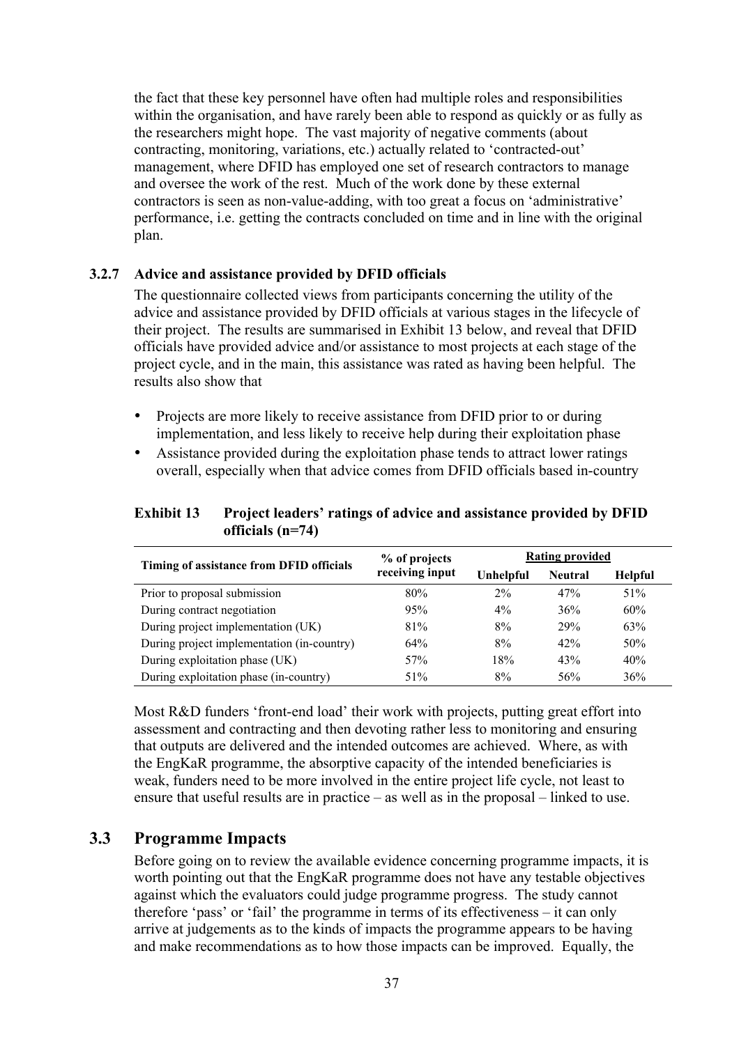the fact that these key personnel have often had multiple roles and responsibilities within the organisation, and have rarely been able to respond as quickly or as fully as the researchers might hope. The vast majority of negative comments (about contracting, monitoring, variations, etc.) actually related to 'contracted-out' management, where DFID has employed one set of research contractors to manage and oversee the work of the rest. Much of the work done by these external contractors is seen as non-value-adding, with too great a focus on 'administrative' performance, i.e. getting the contracts concluded on time and in line with the original plan.

### 3.2.7 Advice and assistance provided by DFID officials

The questionnaire collected views from participants concerning the utility of the advice and assistance provided by DFID officials at various stages in the lifecycle of their project. The results are summarised in Exhibit 13 below, and reveal that DFID officials have provided advice and/or assistance to most projects at each stage of the project cycle, and in the main, this assistance was rated as having been helpful. The results also show that

- Projects are more likely to receive assistance from DFID prior to or during implementation, and less likely to receive help during their exploitation phase
- Assistance provided during the exploitation phase tends to attract lower ratings overall, especially when that advice comes from DFID officials based in-country

**Exhibit 13 Project leaders' ratings of advice and assistance provided by DFID officials (n=74)**

| Timing of assistance from DFID officials | % of projects receiving input | Rating provided | | |
|---|---|---|---|---|
| | | Unhelpful | Neutral | Helpful |
| Prior to proposal submission | 80% | 2% | 47% | 51% |
| During contract negotiation | 95% | 4% | 36% | 60% |
| During project implementation (UK) | 81% | 8% | 29% | 63% |
| During project implementation (in-country) | 64% | 8% | 42% | 50% |
| During exploitation phase (UK) | 57% | 18% | 43% | 40% |
| During exploitation phase (in-country) | 51% | 8% | 56% | 36% |

Most R&D funders 'front-end load' their work with projects, putting great effort into assessment and contracting and then devoting rather less to monitoring and ensuring that outputs are delivered and the intended outcomes are achieved. Where, as with the EngKaR programme, the absorptive capacity of the intended beneficiaries is weak, funders need to be more involved in the entire project life cycle, not least to ensure that useful results are in practice – as well as in the proposal – linked to use.

## 3.3 Programme Impacts

Before going on to review the available evidence concerning programme impacts, it is worth pointing out that the EngKaR programme does not have any testable objectives against which the evaluators could judge programme progress. The study cannot therefore 'pass' or 'fail' the programme in terms of its effectiveness – it can only arrive at judgements as to the kinds of impacts the programme appears to be having and make recommendations as to how those impacts can be improved. Equally, the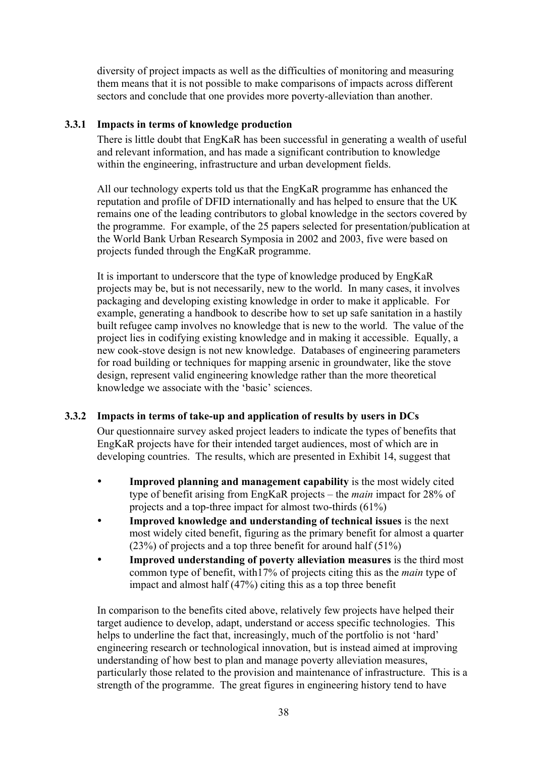diversity of project impacts as well as the difficulties of monitoring and measuring them means that it is not possible to make comparisons of impacts across different sectors and conclude that one provides more poverty-alleviation than another.

### 3.3.1 Impacts in terms of knowledge production

There is little doubt that EngKaR has been successful in generating a wealth of useful and relevant information, and has made a significant contribution to knowledge within the engineering, infrastructure and urban development fields.

All our technology experts told us that the EngKaR programme has enhanced the reputation and profile of DFID internationally and has helped to ensure that the UK remains one of the leading contributors to global knowledge in the sectors covered by the programme. For example, of the 25 papers selected for presentation/publication at the World Bank Urban Research Symposia in 2002 and 2003, five were based on projects funded through the EngKaR programme.

It is important to underscore that the type of knowledge produced by EngKaR projects may be, but is not necessarily, new to the world. In many cases, it involves packaging and developing existing knowledge in order to make it applicable. For example, generating a handbook to describe how to set up safe sanitation in a hastily built refugee camp involves no knowledge that is new to the world. The value of the project lies in codifying existing knowledge and in making it accessible. Equally, a new cook-stove design is not new knowledge. Databases of engineering parameters for road building or techniques for mapping arsenic in groundwater, like the stove design, represent valid engineering knowledge rather than the more theoretical knowledge we associate with the 'basic' sciences.

### 3.3.2 Impacts in terms of take-up and application of results by users in DCs

Our questionnaire survey asked project leaders to indicate the types of benefits that EngKaR projects have for their intended target audiences, most of which are in developing countries. The results, which are presented in Exhibit 14, suggest that

- **Improved planning and management capability** is the most widely cited type of benefit arising from EngKaR projects – the *main* impact for 28% of projects and a top-three impact for almost two-thirds (61%)
- **Improved knowledge and understanding of technical issues** is the next most widely cited benefit, figuring as the primary benefit for almost a quarter (23%) of projects and a top three benefit for around half (51%)
- **Improved understanding of poverty alleviation measures** is the third most common type of benefit, with17% of projects citing this as the *main* type of impact and almost half (47%) citing this as a top three benefit

In comparison to the benefits cited above, relatively few projects have helped their target audience to develop, adapt, understand or access specific technologies. This helps to underline the fact that, increasingly, much of the portfolio is not 'hard' engineering research or technological innovation, but is instead aimed at improving understanding of how best to plan and manage poverty alleviation measures, particularly those related to the provision and maintenance of infrastructure. This is a strength of the programme. The great figures in engineering history tend to have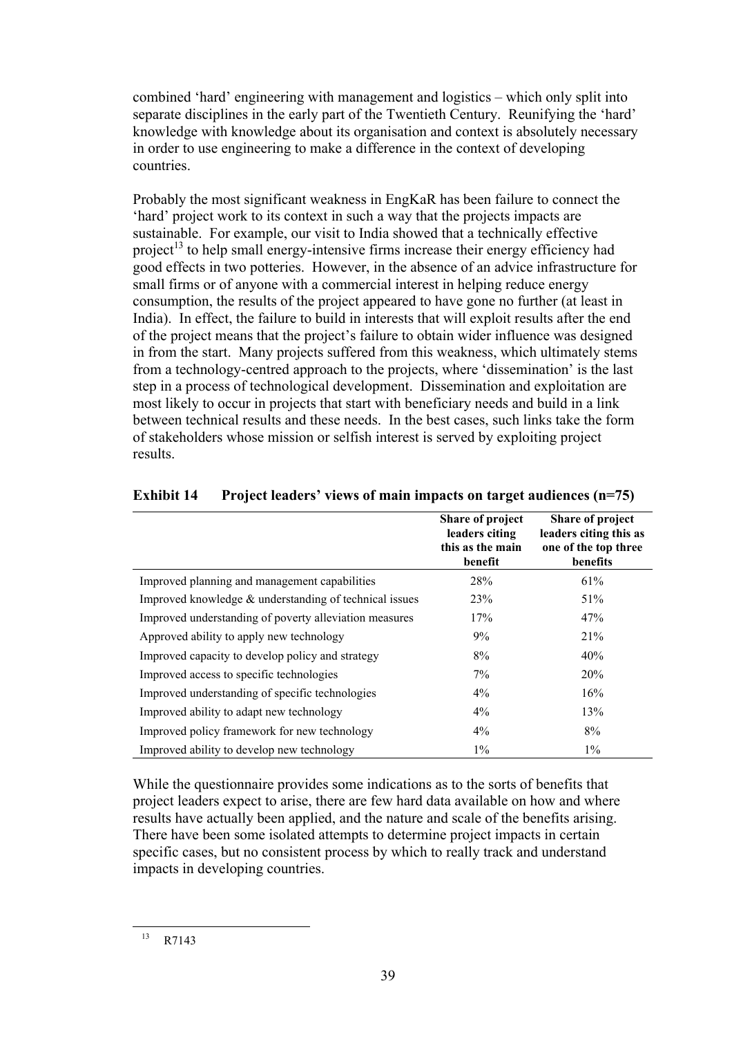combined 'hard' engineering with management and logistics – which only split into separate disciplines in the early part of the Twentieth Century. Reunifying the 'hard' knowledge with knowledge about its organisation and context is absolutely necessary in order to use engineering to make a difference in the context of developing countries.

Probably the most significant weakness in EngKaR has been failure to connect the 'hard' project work to its context in such a way that the projects impacts are sustainable. For example, our visit to India showed that a technically effective project[13] to help small energy-intensive firms increase their energy efficiency had good effects in two potteries. However, in the absence of an advice infrastructure for small firms or of anyone with a commercial interest in helping reduce energy consumption, the results of the project appeared to have gone no further (at least in India). In effect, the failure to build in interests that will exploit results after the end of the project means that the project's failure to obtain wider influence was designed in from the start. Many projects suffered from this weakness, which ultimately stems from a technology-centred approach to the projects, where 'dissemination' is the last step in a process of technological development. Dissemination and exploitation are most likely to occur in projects that start with beneficiary needs and build in a link between technical results and these needs. In the best cases, such links take the form of stakeholders whose mission or selfish interest is served by exploiting project results.

**Exhibit 14 Project leaders' views of main impacts on target audiences (n=75)**

| | Share of project leaders citing this as the main benefit | Share of project leaders citing this as one of the top three benefits |
|---|---|---|
| Improved planning and management capabilities | 28% | 61% |
| Improved knowledge & understanding of technical issues | 23% | 51% |
| Improved understanding of poverty alleviation measures | 17% | 47% |
| Approved ability to apply new technology | 9% | 21% |
| Improved capacity to develop policy and strategy | 8% | 40% |
| Improved access to specific technologies | 7% | 20% |
| Improved understanding of specific technologies | 4% | 16% |
| Improved ability to adapt new technology | 4% | 13% |
| Improved policy framework for new technology | 4% | 8% |
| Improved ability to develop new technology | 1% | 1% |

While the questionnaire provides some indications as to the sorts of benefits that project leaders expect to arise, there are few hard data available on how and where results have actually been applied, and the nature and scale of the benefits arising. There have been some isolated attempts to determine project impacts in certain specific cases, but no consistent process by which to really track and understand impacts in developing countries.

[13] R7143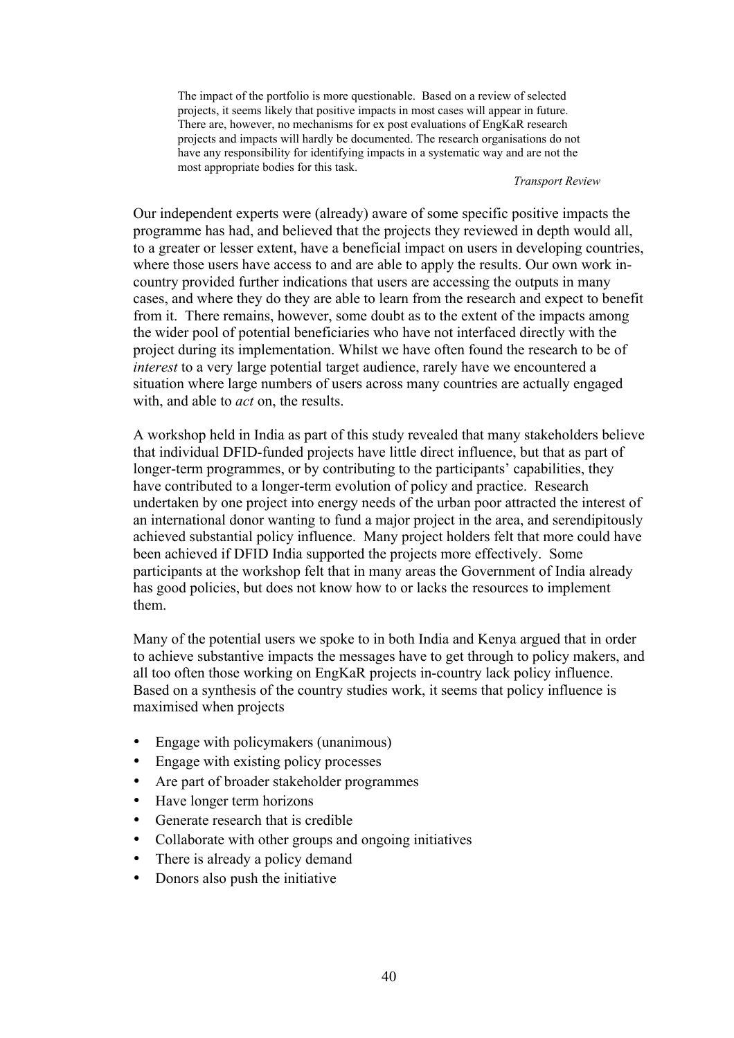> The impact of the portfolio is more questionable. Based on a review of selected projects, it seems likely that positive impacts in most cases will appear in future. There are, however, no mechanisms for ex post evaluations of EngKaR research projects and impacts will hardly be documented. The research organisations do not have any responsibility for identifying impacts in a systematic way and are not the most appropriate bodies for this task.
>
> *Transport Review*

Our independent experts were (already) aware of some specific positive impacts the programme has had, and believed that the projects they reviewed in depth would all, to a greater or lesser extent, have a beneficial impact on users in developing countries, where those users have access to and are able to apply the results. Our own work in-country provided further indications that users are accessing the outputs in many cases, and where they do they are able to learn from the research and expect to benefit from it. There remains, however, some doubt as to the extent of the impacts among the wider pool of potential beneficiaries who have not interfaced directly with the project during its implementation. Whilst we have often found the research to be of *interest* to a very large potential target audience, rarely have we encountered a situation where large numbers of users across many countries are actually engaged with, and able to *act* on, the results.

A workshop held in India as part of this study revealed that many stakeholders believe that individual DFID-funded projects have little direct influence, but that as part of longer-term programmes, or by contributing to the participants' capabilities, they have contributed to a longer-term evolution of policy and practice. Research undertaken by one project into energy needs of the urban poor attracted the interest of an international donor wanting to fund a major project in the area, and serendipitously achieved substantial policy influence. Many project holders felt that more could have been achieved if DFID India supported the projects more effectively. Some participants at the workshop felt that in many areas the Government of India already has good policies, but does not know how to or lacks the resources to implement them.

Many of the potential users we spoke to in both India and Kenya argued that in order to achieve substantive impacts the messages have to get through to policy makers, and all too often those working on EngKaR projects in-country lack policy influence. Based on a synthesis of the country studies work, it seems that policy influence is maximised when projects

- Engage with policymakers (unanimous)
- Engage with existing policy processes
- Are part of broader stakeholder programmes
- Have longer term horizons
- Generate research that is credible
- Collaborate with other groups and ongoing initiatives
- There is already a policy demand
- Donors also push the initiative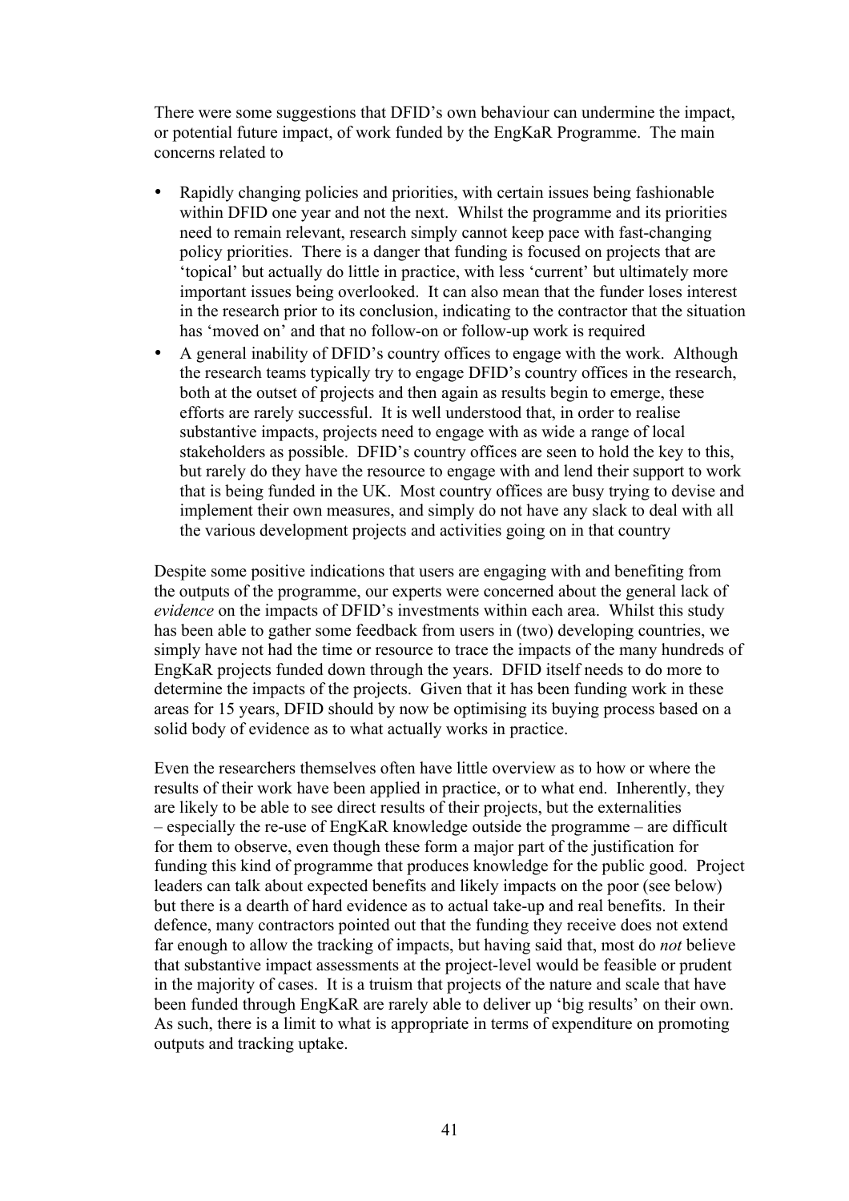There were some suggestions that DFID's own behaviour can undermine the impact, or potential future impact, of work funded by the EngKaR Programme. The main concerns related to

- Rapidly changing policies and priorities, with certain issues being fashionable within DFID one year and not the next. Whilst the programme and its priorities need to remain relevant, research simply cannot keep pace with fast-changing policy priorities. There is a danger that funding is focused on projects that are 'topical' but actually do little in practice, with less 'current' but ultimately more important issues being overlooked. It can also mean that the funder loses interest in the research prior to its conclusion, indicating to the contractor that the situation has 'moved on' and that no follow-on or follow-up work is required
- A general inability of DFID's country offices to engage with the work. Although the research teams typically try to engage DFID's country offices in the research, both at the outset of projects and then again as results begin to emerge, these efforts are rarely successful. It is well understood that, in order to realise substantive impacts, projects need to engage with as wide a range of local stakeholders as possible. DFID's country offices are seen to hold the key to this, but rarely do they have the resource to engage with and lend their support to work that is being funded in the UK. Most country offices are busy trying to devise and implement their own measures, and simply do not have any slack to deal with all the various development projects and activities going on in that country

Despite some positive indications that users are engaging with and benefiting from the outputs of the programme, our experts were concerned about the general lack of *evidence* on the impacts of DFID's investments within each area. Whilst this study has been able to gather some feedback from users in (two) developing countries, we simply have not had the time or resource to trace the impacts of the many hundreds of EngKaR projects funded down through the years. DFID itself needs to do more to determine the impacts of the projects. Given that it has been funding work in these areas for 15 years, DFID should by now be optimising its buying process based on a solid body of evidence as to what actually works in practice.

Even the researchers themselves often have little overview as to how or where the results of their work have been applied in practice, or to what end. Inherently, they are likely to be able to see direct results of their projects, but the externalities – especially the re-use of EngKaR knowledge outside the programme – are difficult for them to observe, even though these form a major part of the justification for funding this kind of programme that produces knowledge for the public good. Project leaders can talk about expected benefits and likely impacts on the poor (see below) but there is a dearth of hard evidence as to actual take-up and real benefits. In their defence, many contractors pointed out that the funding they receive does not extend far enough to allow the tracking of impacts, but having said that, most do *not* believe that substantive impact assessments at the project-level would be feasible or prudent in the majority of cases. It is a truism that projects of the nature and scale that have been funded through EngKaR are rarely able to deliver up 'big results' on their own. As such, there is a limit to what is appropriate in terms of expenditure on promoting outputs and tracking uptake.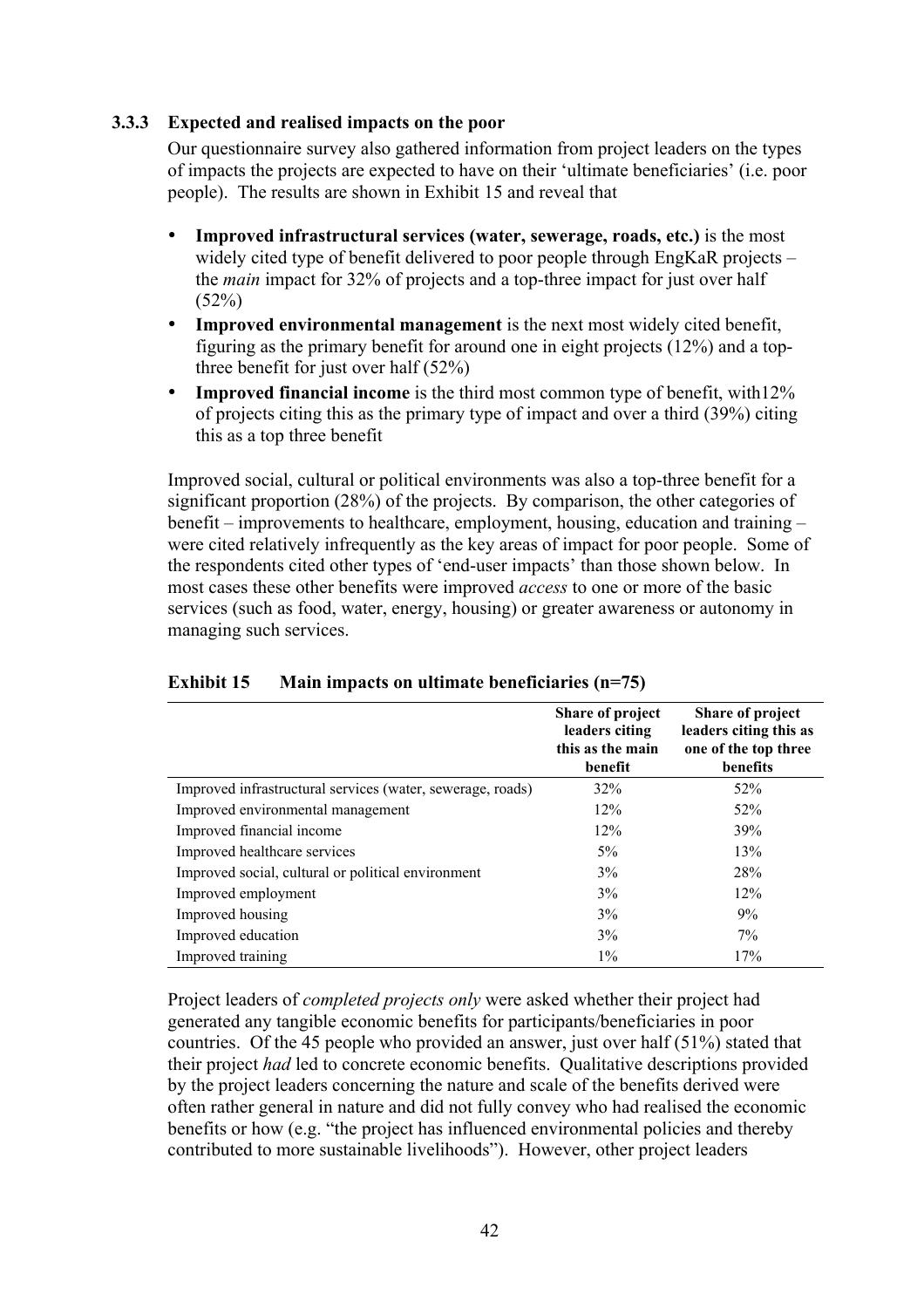### 3.3.3 Expected and realised impacts on the poor

Our questionnaire survey also gathered information from project leaders on the types of impacts the projects are expected to have on their 'ultimate beneficiaries' (i.e. poor people). The results are shown in Exhibit 15 and reveal that

- **Improved infrastructural services (water, sewerage, roads, etc.)** is the most widely cited type of benefit delivered to poor people through EngKaR projects – the *main* impact for 32% of projects and a top-three impact for just over half (52%)
- **Improved environmental management** is the next most widely cited benefit, figuring as the primary benefit for around one in eight projects (12%) and a top-three benefit for just over half (52%)
- **Improved financial income** is the third most common type of benefit, with12% of projects citing this as the primary type of impact and over a third (39%) citing this as a top three benefit

Improved social, cultural or political environments was also a top-three benefit for a significant proportion (28%) of the projects. By comparison, the other categories of benefit – improvements to healthcare, employment, housing, education and training – were cited relatively infrequently as the key areas of impact for poor people. Some of the respondents cited other types of 'end-user impacts' than those shown below. In most cases these other benefits were improved *access* to one or more of the basic services (such as food, water, energy, housing) or greater awareness or autonomy in managing such services.

**Exhibit 15 Main impacts on ultimate beneficiaries (n=75)**

| | Share of project leaders citing this as the main benefit | Share of project leaders citing this as one of the top three benefits |
|---|---|---|
| Improved infrastructural services (water, sewerage, roads) | 32% | 52% |
| Improved environmental management | 12% | 52% |
| Improved financial income | 12% | 39% |
| Improved healthcare services | 5% | 13% |
| Improved social, cultural or political environment | 3% | 28% |
| Improved employment | 3% | 12% |
| Improved housing | 3% | 9% |
| Improved education | 3% | 7% |
| Improved training | 1% | 17% |

Project leaders of *completed projects only* were asked whether their project had generated any tangible economic benefits for participants/beneficiaries in poor countries. Of the 45 people who provided an answer, just over half (51%) stated that their project *had* led to concrete economic benefits. Qualitative descriptions provided by the project leaders concerning the nature and scale of the benefits derived were often rather general in nature and did not fully convey who had realised the economic benefits or how (e.g. "the project has influenced environmental policies and thereby contributed to more sustainable livelihoods"). However, other project leaders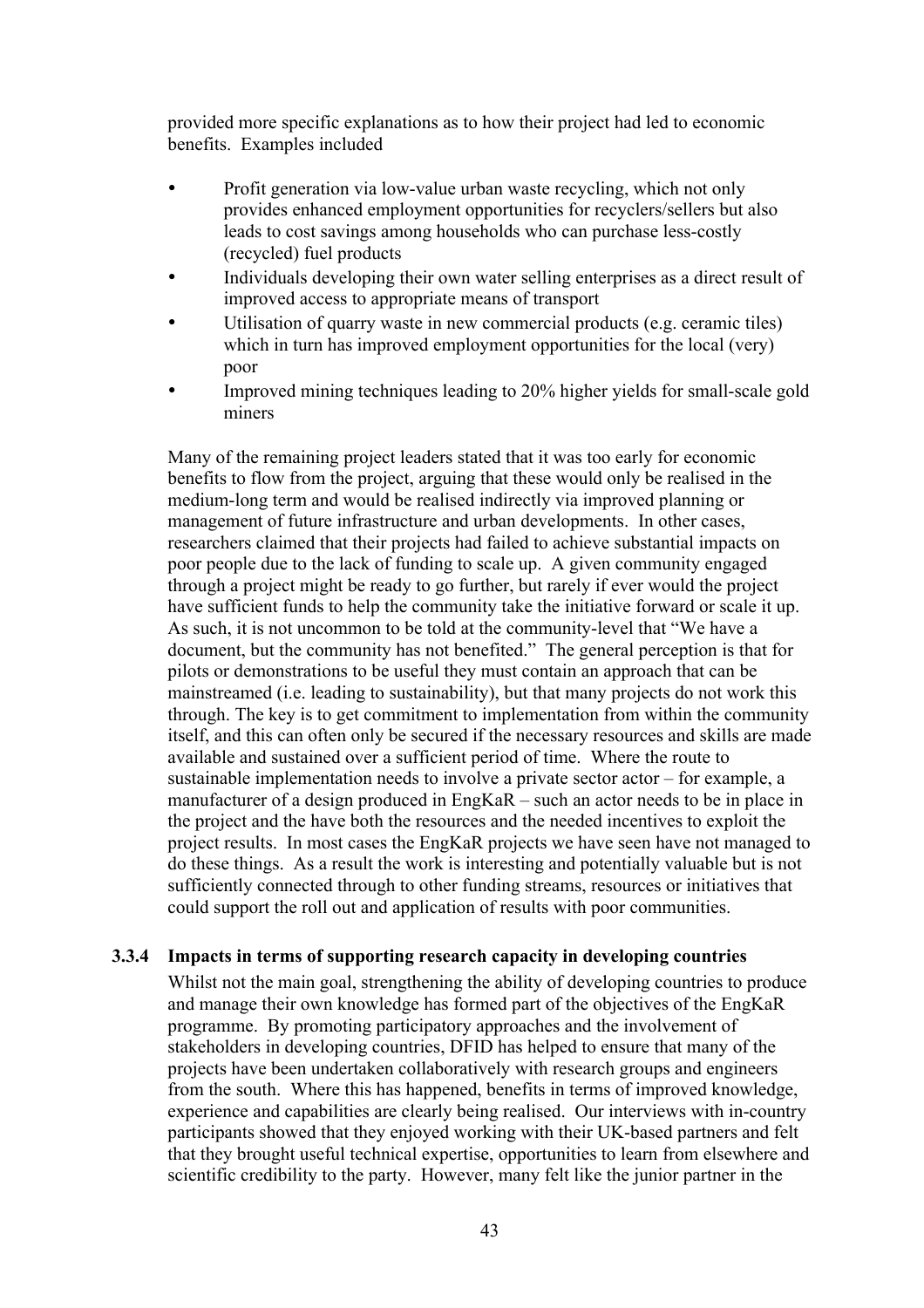provided more specific explanations as to how their project had led to economic benefits. Examples included

- Profit generation via low-value urban waste recycling, which not only provides enhanced employment opportunities for recyclers/sellers but also leads to cost savings among households who can purchase less-costly (recycled) fuel products
- Individuals developing their own water selling enterprises as a direct result of improved access to appropriate means of transport
- Utilisation of quarry waste in new commercial products (e.g. ceramic tiles) which in turn has improved employment opportunities for the local (very) poor
- Improved mining techniques leading to 20% higher yields for small-scale gold miners

Many of the remaining project leaders stated that it was too early for economic benefits to flow from the project, arguing that these would only be realised in the medium-long term and would be realised indirectly via improved planning or management of future infrastructure and urban developments. In other cases, researchers claimed that their projects had failed to achieve substantial impacts on poor people due to the lack of funding to scale up. A given community engaged through a project might be ready to go further, but rarely if ever would the project have sufficient funds to help the community take the initiative forward or scale it up. As such, it is not uncommon to be told at the community-level that "We have a document, but the community has not benefited." The general perception is that for pilots or demonstrations to be useful they must contain an approach that can be mainstreamed (i.e. leading to sustainability), but that many projects do not work this through. The key is to get commitment to implementation from within the community itself, and this can often only be secured if the necessary resources and skills are made available and sustained over a sufficient period of time. Where the route to sustainable implementation needs to involve a private sector actor – for example, a manufacturer of a design produced in EngKaR – such an actor needs to be in place in the project and the have both the resources and the needed incentives to exploit the project results. In most cases the EngKaR projects we have seen have not managed to do these things. As a result the work is interesting and potentially valuable but is not sufficiently connected through to other funding streams, resources or initiatives that could support the roll out and application of results with poor communities.

### 3.3.4 Impacts in terms of supporting research capacity in developing countries

Whilst not the main goal, strengthening the ability of developing countries to produce and manage their own knowledge has formed part of the objectives of the EngKaR programme. By promoting participatory approaches and the involvement of stakeholders in developing countries, DFID has helped to ensure that many of the projects have been undertaken collaboratively with research groups and engineers from the south. Where this has happened, benefits in terms of improved knowledge, experience and capabilities are clearly being realised. Our interviews with in-country participants showed that they enjoyed working with their UK-based partners and felt that they brought useful technical expertise, opportunities to learn from elsewhere and scientific credibility to the party. However, many felt like the junior partner in the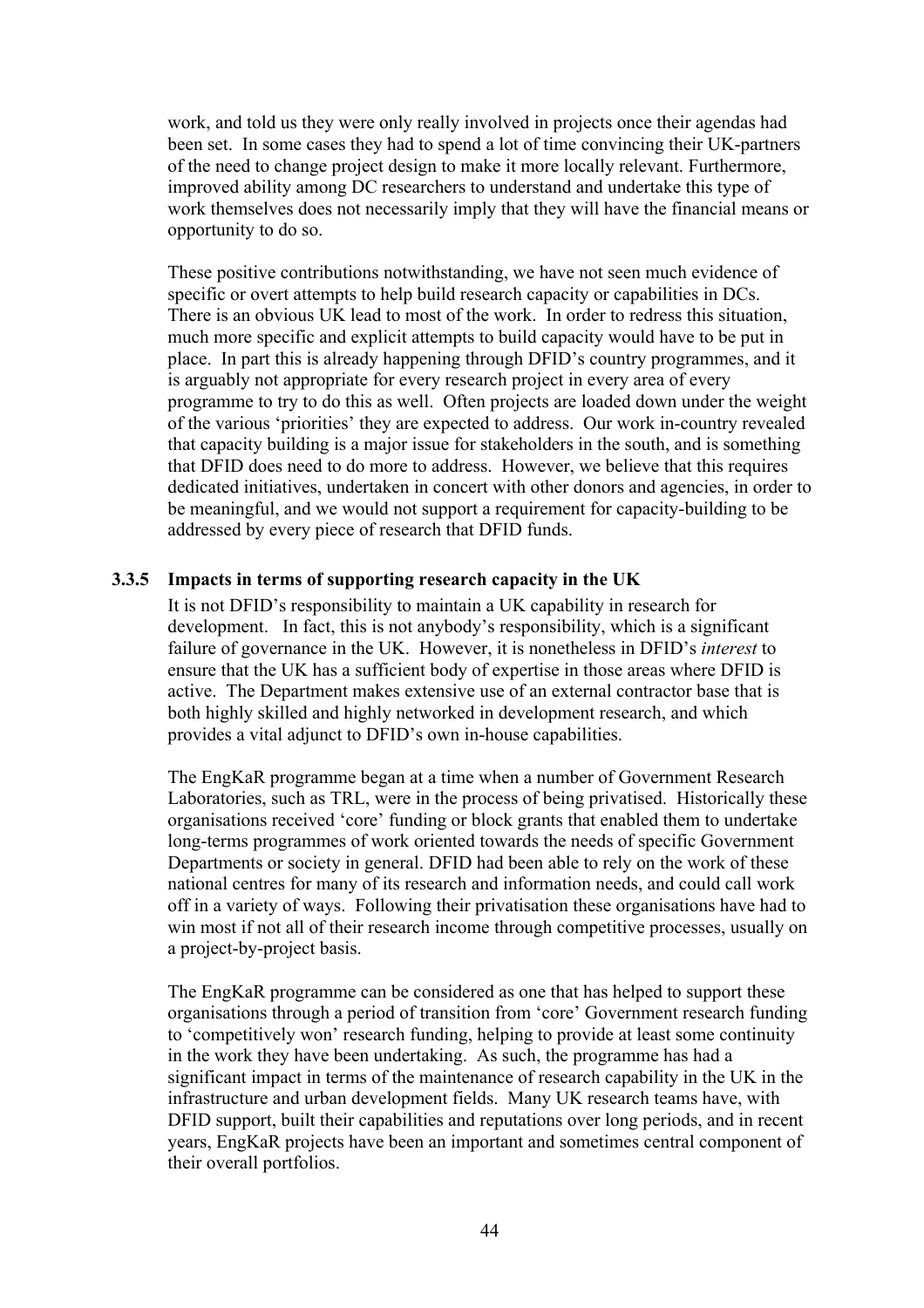work, and told us they were only really involved in projects once their agendas had been set. In some cases they had to spend a lot of time convincing their UK-partners of the need to change project design to make it more locally relevant. Furthermore, improved ability among DC researchers to understand and undertake this type of work themselves does not necessarily imply that they will have the financial means or opportunity to do so.

These positive contributions notwithstanding, we have not seen much evidence of specific or overt attempts to help build research capacity or capabilities in DCs. There is an obvious UK lead to most of the work. In order to redress this situation, much more specific and explicit attempts to build capacity would have to be put in place. In part this is already happening through DFID's country programmes, and it is arguably not appropriate for every research project in every area of every programme to try to do this as well. Often projects are loaded down under the weight of the various 'priorities' they are expected to address. Our work in-country revealed that capacity building is a major issue for stakeholders in the south, and is something that DFID does need to do more to address. However, we believe that this requires dedicated initiatives, undertaken in concert with other donors and agencies, in order to be meaningful, and we would not support a requirement for capacity-building to be addressed by every piece of research that DFID funds.

### 3.3.5 Impacts in terms of supporting research capacity in the UK

It is not DFID's responsibility to maintain a UK capability in research for development. In fact, this is not anybody's responsibility, which is a significant failure of governance in the UK. However, it is nonetheless in DFID's *interest* to ensure that the UK has a sufficient body of expertise in those areas where DFID is active. The Department makes extensive use of an external contractor base that is both highly skilled and highly networked in development research, and which provides a vital adjunct to DFID's own in-house capabilities.

The EngKaR programme began at a time when a number of Government Research Laboratories, such as TRL, were in the process of being privatised. Historically these organisations received 'core' funding or block grants that enabled them to undertake long-terms programmes of work oriented towards the needs of specific Government Departments or society in general. DFID had been able to rely on the work of these national centres for many of its research and information needs, and could call work off in a variety of ways. Following their privatisation these organisations have had to win most if not all of their research income through competitive processes, usually on a project-by-project basis.

The EngKaR programme can be considered as one that has helped to support these organisations through a period of transition from 'core' Government research funding to 'competitively won' research funding, helping to provide at least some continuity in the work they have been undertaking. As such, the programme has had a significant impact in terms of the maintenance of research capability in the UK in the infrastructure and urban development fields. Many UK research teams have, with DFID support, built their capabilities and reputations over long periods, and in recent years, EngKaR projects have been an important and sometimes central component of their overall portfolios.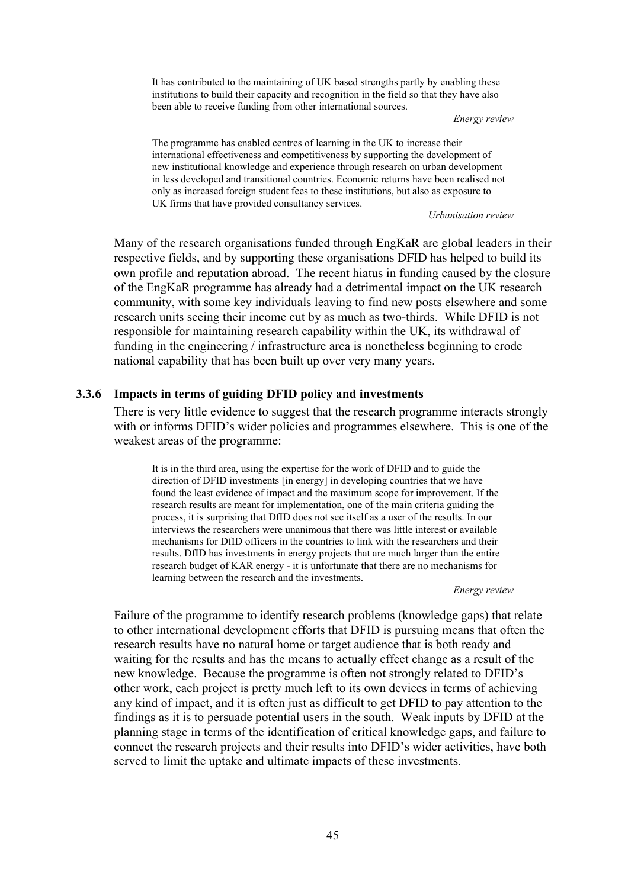> It has contributed to the maintaining of UK based strengths partly by enabling these institutions to build their capacity and recognition in the field so that they have also been able to receive funding from other international sources.
>
> *Energy review*

> The programme has enabled centres of learning in the UK to increase their international effectiveness and competitiveness by supporting the development of new institutional knowledge and experience through research on urban development in less developed and transitional countries. Economic returns have been realised not only as increased foreign student fees to these institutions, but also as exposure to UK firms that have provided consultancy services.
>
> *Urbanisation review*

Many of the research organisations funded through EngKaR are global leaders in their respective fields, and by supporting these organisations DFID has helped to build its own profile and reputation abroad. The recent hiatus in funding caused by the closure of the EngKaR programme has already had a detrimental impact on the UK research community, with some key individuals leaving to find new posts elsewhere and some research units seeing their income cut by as much as two-thirds. While DFID is not responsible for maintaining research capability within the UK, its withdrawal of funding in the engineering / infrastructure area is nonetheless beginning to erode national capability that has been built up over very many years.

### 3.3.6 Impacts in terms of guiding DFID policy and investments

There is very little evidence to suggest that the research programme interacts strongly with or informs DFID's wider policies and programmes elsewhere. This is one of the weakest areas of the programme:

> It is in the third area, using the expertise for the work of DFID and to guide the direction of DFID investments [in energy] in developing countries that we have found the least evidence of impact and the maximum scope for improvement. If the research results are meant for implementation, one of the main criteria guiding the process, it is surprising that DfID does not see itself as a user of the results. In our interviews the researchers were unanimous that there was little interest or available mechanisms for DfID officers in the countries to link with the researchers and their results. DfID has investments in energy projects that are much larger than the entire research budget of KAR energy - it is unfortunate that there are no mechanisms for learning between the research and the investments.
>
> *Energy review*

Failure of the programme to identify research problems (knowledge gaps) that relate to other international development efforts that DFID is pursuing means that often the research results have no natural home or target audience that is both ready and waiting for the results and has the means to actually effect change as a result of the new knowledge. Because the programme is often not strongly related to DFID's other work, each project is pretty much left to its own devices in terms of achieving any kind of impact, and it is often just as difficult to get DFID to pay attention to the findings as it is to persuade potential users in the south. Weak inputs by DFID at the planning stage in terms of the identification of critical knowledge gaps, and failure to connect the research projects and their results into DFID's wider activities, have both served to limit the uptake and ultimate impacts of these investments.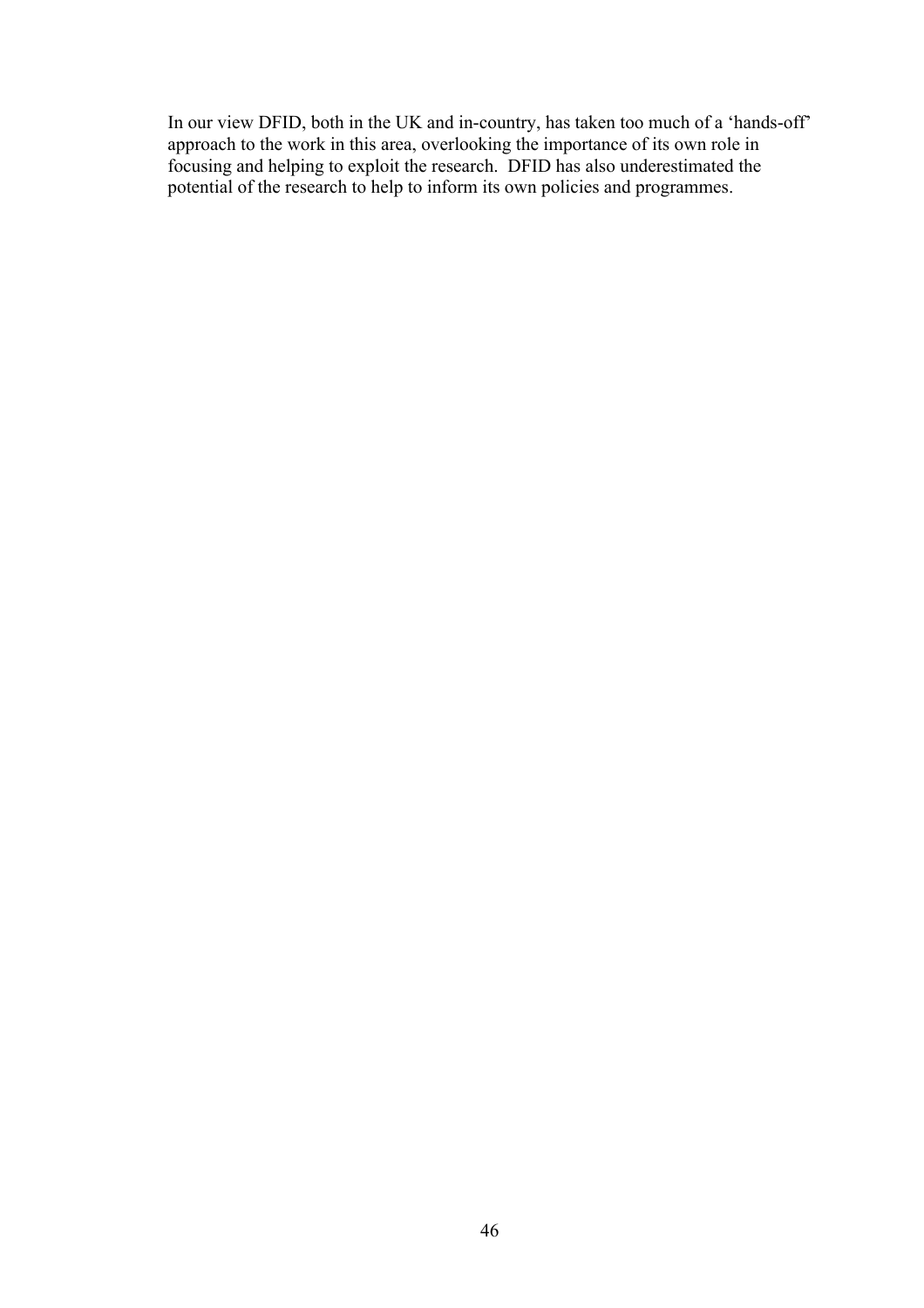In our view DFID, both in the UK and in-country, has taken too much of a 'hands-off' approach to the work in this area, overlooking the importance of its own role in focusing and helping to exploit the research. DFID has also underestimated the potential of the research to help to inform its own policies and programmes.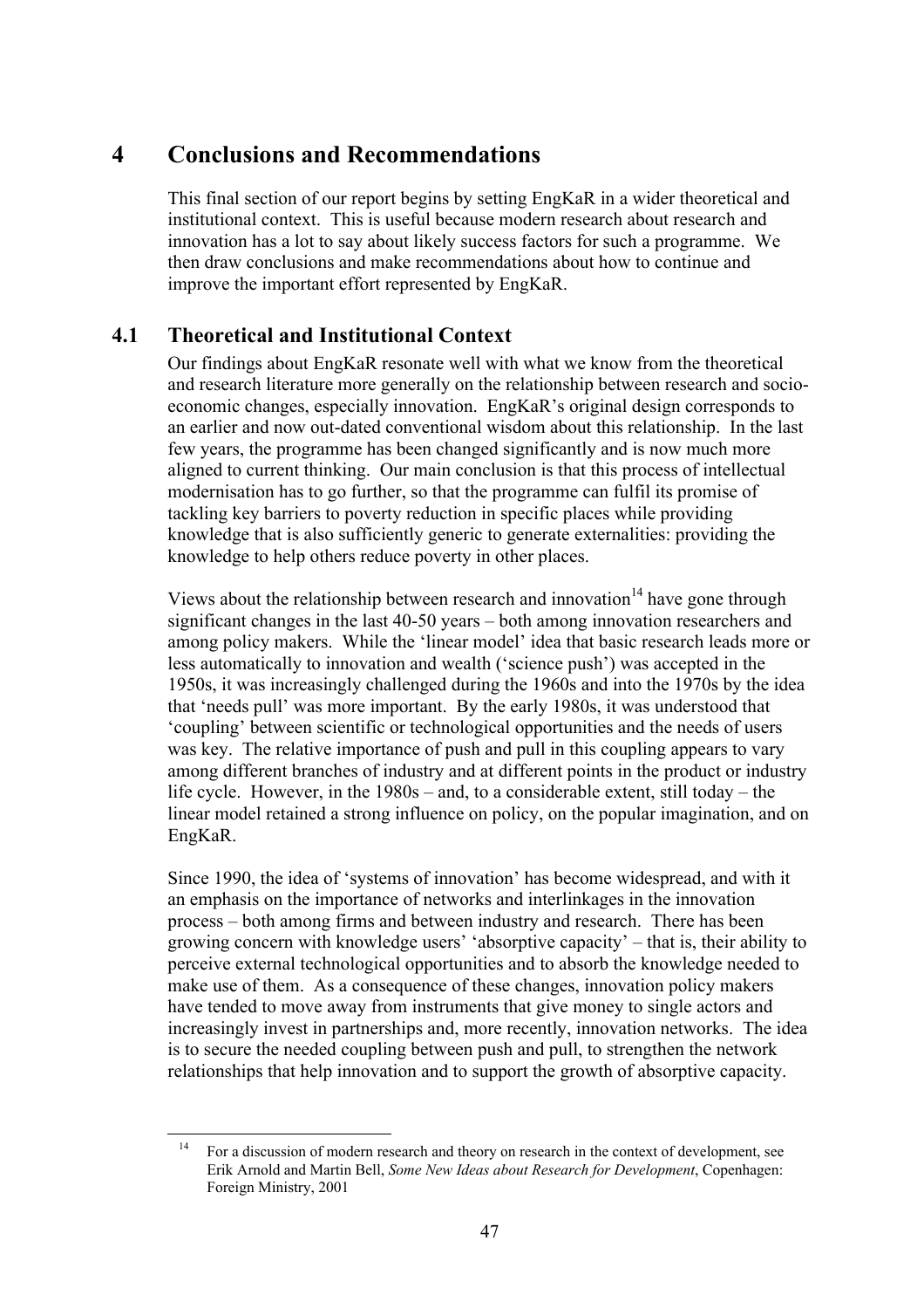# 4 Conclusions and Recommendations

This final section of our report begins by setting EngKaR in a wider theoretical and institutional context. This is useful because modern research about research and innovation has a lot to say about likely success factors for such a programme. We then draw conclusions and make recommendations about how to continue and improve the important effort represented by EngKaR.

## 4.1 Theoretical and Institutional Context

Our findings about EngKaR resonate well with what we know from the theoretical and research literature more generally on the relationship between research and socio-economic changes, especially innovation. EngKaR's original design corresponds to an earlier and now out-dated conventional wisdom about this relationship. In the last few years, the programme has been changed significantly and is now much more aligned to current thinking. Our main conclusion is that this process of intellectual modernisation has to go further, so that the programme can fulfil its promise of tackling key barriers to poverty reduction in specific places while providing knowledge that is also sufficiently generic to generate externalities: providing the knowledge to help others reduce poverty in other places.

Views about the relationship between research and innovation[14] have gone through significant changes in the last 40-50 years – both among innovation researchers and among policy makers. While the 'linear model' idea that basic research leads more or less automatically to innovation and wealth ('science push') was accepted in the 1950s, it was increasingly challenged during the 1960s and into the 1970s by the idea that 'needs pull' was more important. By the early 1980s, it was understood that 'coupling' between scientific or technological opportunities and the needs of users was key. The relative importance of push and pull in this coupling appears to vary among different branches of industry and at different points in the product or industry life cycle. However, in the 1980s – and, to a considerable extent, still today – the linear model retained a strong influence on policy, on the popular imagination, and on EngKaR.

Since 1990, the idea of 'systems of innovation' has become widespread, and with it an emphasis on the importance of networks and interlinkages in the innovation process – both among firms and between industry and research. There has been growing concern with knowledge users' 'absorptive capacity' – that is, their ability to perceive external technological opportunities and to absorb the knowledge needed to make use of them. As a consequence of these changes, innovation policy makers have tended to move away from instruments that give money to single actors and increasingly invest in partnerships and, more recently, innovation networks. The idea is to secure the needed coupling between push and pull, to strengthen the network relationships that help innovation and to support the growth of absorptive capacity.

---

[14] For a discussion of modern research and theory on research in the context of development, see Erik Arnold and Martin Bell, *Some New Ideas about Research for Development*, Copenhagen: Foreign Ministry, 2001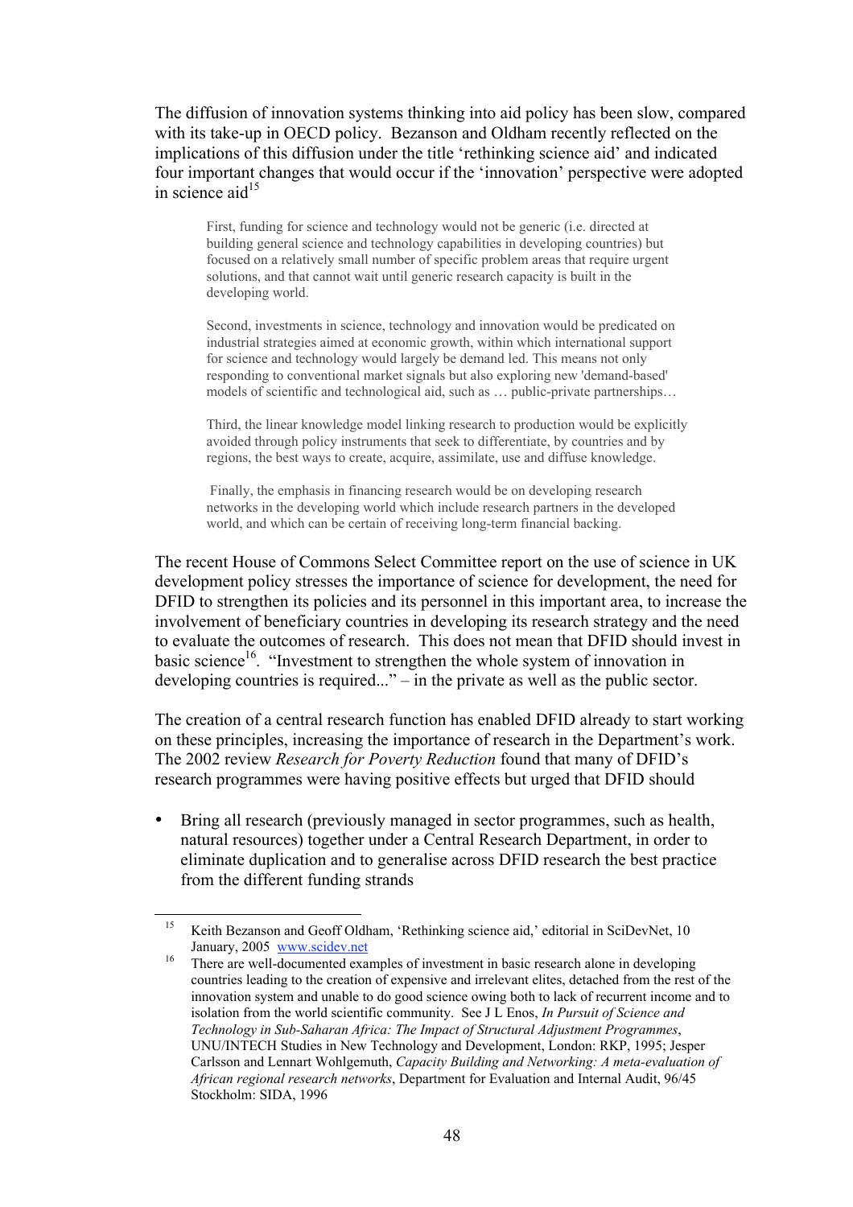The diffusion of innovation systems thinking into aid policy has been slow, compared with its take-up in OECD policy. Bezanson and Oldham recently reflected on the implications of this diffusion under the title 'rethinking science aid' and indicated four important changes that would occur if the 'innovation' perspective were adopted in science aid[15]

> First, funding for science and technology would not be generic (i.e. directed at building general science and technology capabilities in developing countries) but focused on a relatively small number of specific problem areas that require urgent solutions, and that cannot wait until generic research capacity is built in the developing world.
>
> Second, investments in science, technology and innovation would be predicated on industrial strategies aimed at economic growth, within which international support for science and technology would largely be demand led. This means not only responding to conventional market signals but also exploring new 'demand-based' models of scientific and technological aid, such as … public-private partnerships…
>
> Third, the linear knowledge model linking research to production would be explicitly avoided through policy instruments that seek to differentiate, by countries and by regions, the best ways to create, acquire, assimilate, use and diffuse knowledge.
>
> Finally, the emphasis in financing research would be on developing research networks in the developing world which include research partners in the developed world, and which can be certain of receiving long-term financial backing.

The recent House of Commons Select Committee report on the use of science in UK development policy stresses the importance of science for development, the need for DFID to strengthen its policies and its personnel in this important area, to increase the involvement of beneficiary countries in developing its research strategy and the need to evaluate the outcomes of research. This does not mean that DFID should invest in basic science[16]. "Investment to strengthen the whole system of innovation in developing countries is required..." – in the private as well as the public sector.

The creation of a central research function has enabled DFID already to start working on these principles, increasing the importance of research in the Department's work. The 2002 review *Research for Poverty Reduction* found that many of DFID's research programmes were having positive effects but urged that DFID should

- Bring all research (previously managed in sector programmes, such as health, natural resources) together under a Central Research Department, in order to eliminate duplication and to generalise across DFID research the best practice from the different funding strands

---

[15] Keith Bezanson and Geoff Oldham, 'Rethinking science aid,' editorial in SciDevNet, 10 January, 2005 www.scidev.net

[16] There are well-documented examples of investment in basic research alone in developing countries leading to the creation of expensive and irrelevant elites, detached from the rest of the innovation system and unable to do good science owing both to lack of recurrent income and to isolation from the world scientific community. See J L Enos, *In Pursuit of Science and Technology in Sub-Saharan Africa: The Impact of Structural Adjustment Programmes*, UNU/INTECH Studies in New Technology and Development, London: RKP, 1995; Jesper Carlsson and Lennart Wohlgemuth, *Capacity Building and Networking: A meta-evaluation of African regional research networks*, Department for Evaluation and Internal Audit, 96/45 Stockholm: SIDA, 1996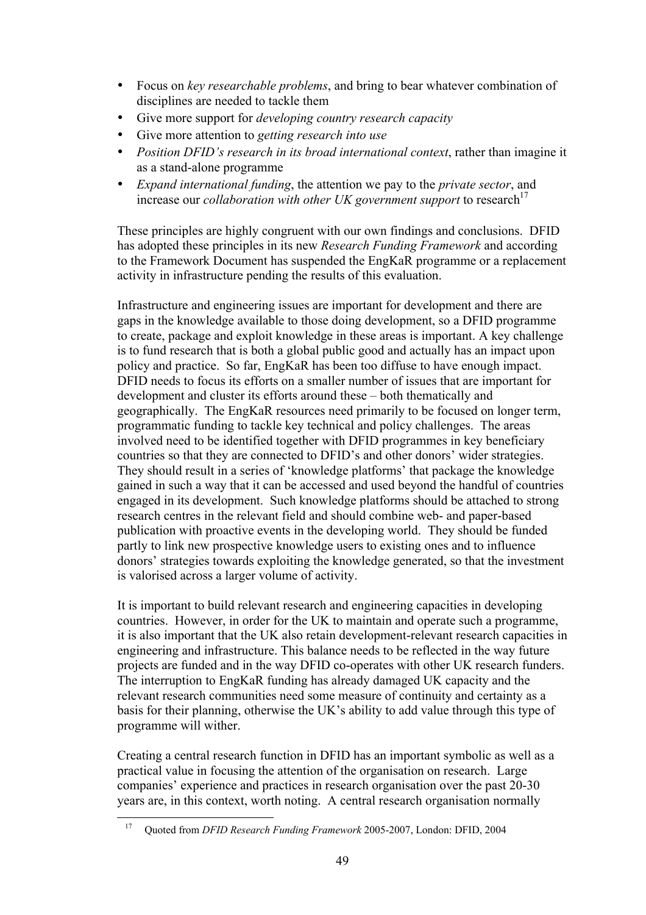- Focus on *key researchable problems*, and bring to bear whatever combination of disciplines are needed to tackle them
- Give more support for *developing country research capacity*
- Give more attention to *getting research into use*
- *Position DFID's research in its broad international context*, rather than imagine it as a stand-alone programme
- *Expand international funding*, the attention we pay to the *private sector*, and increase our *collaboration with other UK government support* to research[17]

These principles are highly congruent with our own findings and conclusions. DFID has adopted these principles in its new *Research Funding Framework* and according to the Framework Document has suspended the EngKaR programme or a replacement activity in infrastructure pending the results of this evaluation.

Infrastructure and engineering issues are important for development and there are gaps in the knowledge available to those doing development, so a DFID programme to create, package and exploit knowledge in these areas is important. A key challenge is to fund research that is both a global public good and actually has an impact upon policy and practice. So far, EngKaR has been too diffuse to have enough impact. DFID needs to focus its efforts on a smaller number of issues that are important for development and cluster its efforts around these – both thematically and geographically. The EngKaR resources need primarily to be focused on longer term, programmatic funding to tackle key technical and policy challenges. The areas involved need to be identified together with DFID programmes in key beneficiary countries so that they are connected to DFID's and other donors' wider strategies. They should result in a series of 'knowledge platforms' that package the knowledge gained in such a way that it can be accessed and used beyond the handful of countries engaged in its development. Such knowledge platforms should be attached to strong research centres in the relevant field and should combine web- and paper-based publication with proactive events in the developing world. They should be funded partly to link new prospective knowledge users to existing ones and to influence donors' strategies towards exploiting the knowledge generated, so that the investment is valorised across a larger volume of activity.

It is important to build relevant research and engineering capacities in developing countries. However, in order for the UK to maintain and operate such a programme, it is also important that the UK also retain development-relevant research capacities in engineering and infrastructure. This balance needs to be reflected in the way future projects are funded and in the way DFID co-operates with other UK research funders. The interruption to EngKaR funding has already damaged UK capacity and the relevant research communities need some measure of continuity and certainty as a basis for their planning, otherwise the UK's ability to add value through this type of programme will wither.

Creating a central research function in DFID has an important symbolic as well as a practical value in focusing the attention of the organisation on research. Large companies' experience and practices in research organisation over the past 20-30 years are, in this context, worth noting. A central research organisation normally

[17] Quoted from *DFID Research Funding Framework* 2005-2007, London: DFID, 2004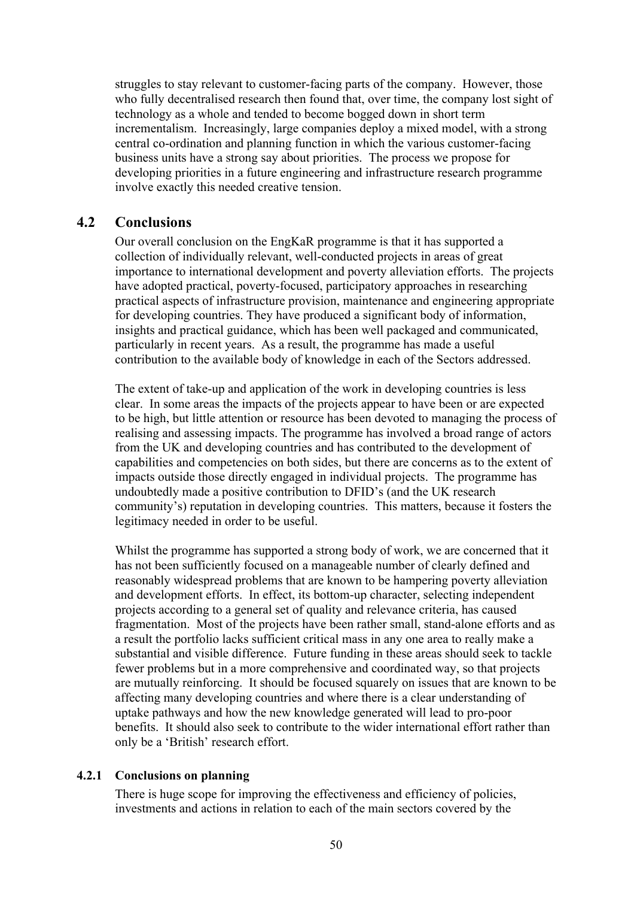struggles to stay relevant to customer-facing parts of the company. However, those who fully decentralised research then found that, over time, the company lost sight of technology as a whole and tended to become bogged down in short term incrementalism. Increasingly, large companies deploy a mixed model, with a strong central co-ordination and planning function in which the various customer-facing business units have a strong say about priorities. The process we propose for developing priorities in a future engineering and infrastructure research programme involve exactly this needed creative tension.

## 4.2 Conclusions

Our overall conclusion on the EngKaR programme is that it has supported a collection of individually relevant, well-conducted projects in areas of great importance to international development and poverty alleviation efforts. The projects have adopted practical, poverty-focused, participatory approaches in researching practical aspects of infrastructure provision, maintenance and engineering appropriate for developing countries. They have produced a significant body of information, insights and practical guidance, which has been well packaged and communicated, particularly in recent years. As a result, the programme has made a useful contribution to the available body of knowledge in each of the Sectors addressed.

The extent of take-up and application of the work in developing countries is less clear. In some areas the impacts of the projects appear to have been or are expected to be high, but little attention or resource has been devoted to managing the process of realising and assessing impacts. The programme has involved a broad range of actors from the UK and developing countries and has contributed to the development of capabilities and competencies on both sides, but there are concerns as to the extent of impacts outside those directly engaged in individual projects. The programme has undoubtedly made a positive contribution to DFID's (and the UK research community's) reputation in developing countries. This matters, because it fosters the legitimacy needed in order to be useful.

Whilst the programme has supported a strong body of work, we are concerned that it has not been sufficiently focused on a manageable number of clearly defined and reasonably widespread problems that are known to be hampering poverty alleviation and development efforts. In effect, its bottom-up character, selecting independent projects according to a general set of quality and relevance criteria, has caused fragmentation. Most of the projects have been rather small, stand-alone efforts and as a result the portfolio lacks sufficient critical mass in any one area to really make a substantial and visible difference. Future funding in these areas should seek to tackle fewer problems but in a more comprehensive and coordinated way, so that projects are mutually reinforcing. It should be focused squarely on issues that are known to be affecting many developing countries and where there is a clear understanding of uptake pathways and how the new knowledge generated will lead to pro-poor benefits. It should also seek to contribute to the wider international effort rather than only be a 'British' research effort.

### 4.2.1 Conclusions on planning

There is huge scope for improving the effectiveness and efficiency of policies, investments and actions in relation to each of the main sectors covered by the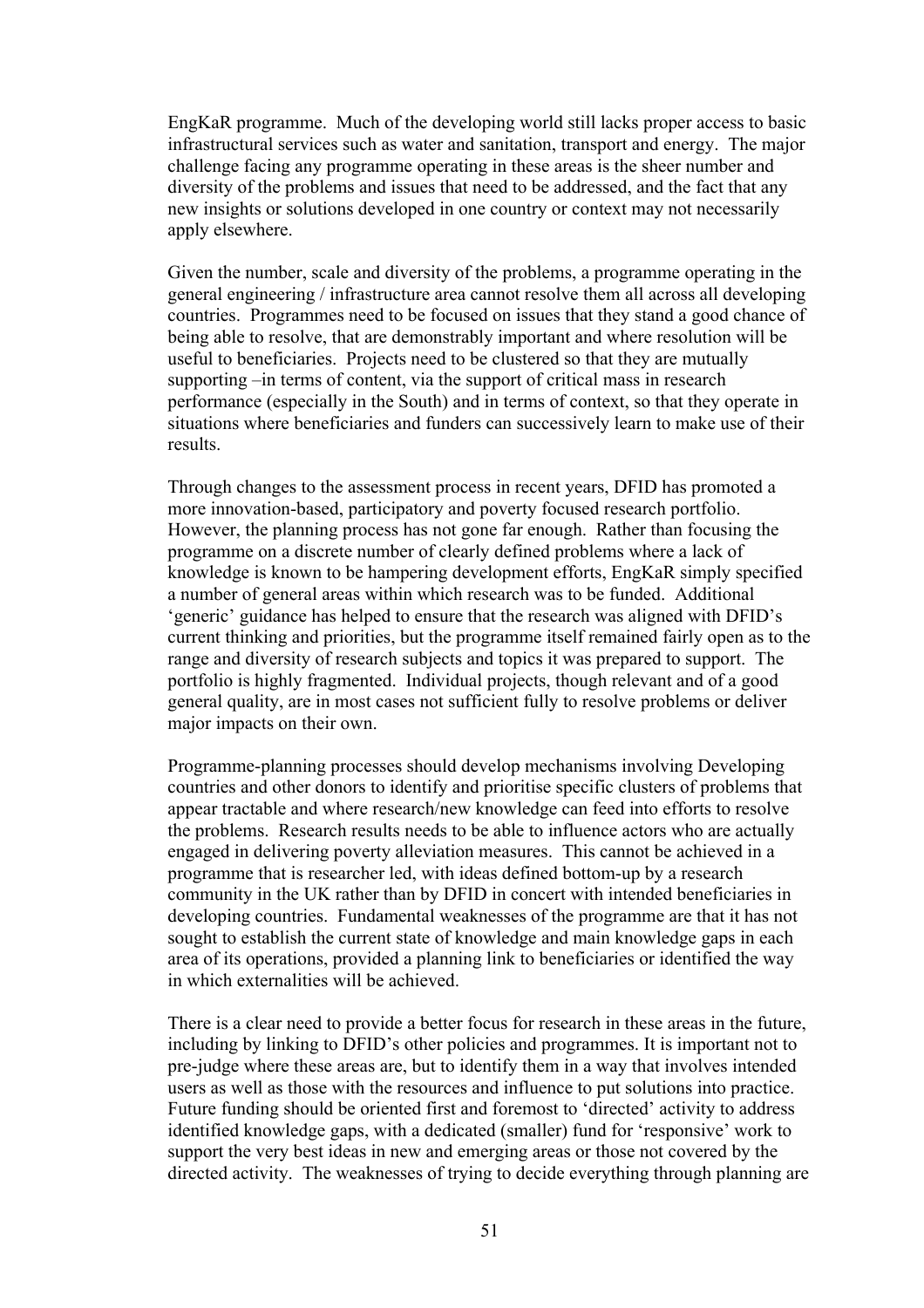EngKaR programme. Much of the developing world still lacks proper access to basic infrastructural services such as water and sanitation, transport and energy. The major challenge facing any programme operating in these areas is the sheer number and diversity of the problems and issues that need to be addressed, and the fact that any new insights or solutions developed in one country or context may not necessarily apply elsewhere.

Given the number, scale and diversity of the problems, a programme operating in the general engineering / infrastructure area cannot resolve them all across all developing countries. Programmes need to be focused on issues that they stand a good chance of being able to resolve, that are demonstrably important and where resolution will be useful to beneficiaries. Projects need to be clustered so that they are mutually supporting –in terms of content, via the support of critical mass in research performance (especially in the South) and in terms of context, so that they operate in situations where beneficiaries and funders can successively learn to make use of their results.

Through changes to the assessment process in recent years, DFID has promoted a more innovation-based, participatory and poverty focused research portfolio. However, the planning process has not gone far enough. Rather than focusing the programme on a discrete number of clearly defined problems where a lack of knowledge is known to be hampering development efforts, EngKaR simply specified a number of general areas within which research was to be funded. Additional 'generic' guidance has helped to ensure that the research was aligned with DFID's current thinking and priorities, but the programme itself remained fairly open as to the range and diversity of research subjects and topics it was prepared to support. The portfolio is highly fragmented. Individual projects, though relevant and of a good general quality, are in most cases not sufficient fully to resolve problems or deliver major impacts on their own.

Programme-planning processes should develop mechanisms involving Developing countries and other donors to identify and prioritise specific clusters of problems that appear tractable and where research/new knowledge can feed into efforts to resolve the problems. Research results needs to be able to influence actors who are actually engaged in delivering poverty alleviation measures. This cannot be achieved in a programme that is researcher led, with ideas defined bottom-up by a research community in the UK rather than by DFID in concert with intended beneficiaries in developing countries. Fundamental weaknesses of the programme are that it has not sought to establish the current state of knowledge and main knowledge gaps in each area of its operations, provided a planning link to beneficiaries or identified the way in which externalities will be achieved.

There is a clear need to provide a better focus for research in these areas in the future, including by linking to DFID's other policies and programmes. It is important not to pre-judge where these areas are, but to identify them in a way that involves intended users as well as those with the resources and influence to put solutions into practice. Future funding should be oriented first and foremost to 'directed' activity to address identified knowledge gaps, with a dedicated (smaller) fund for 'responsive' work to support the very best ideas in new and emerging areas or those not covered by the directed activity. The weaknesses of trying to decide everything through planning are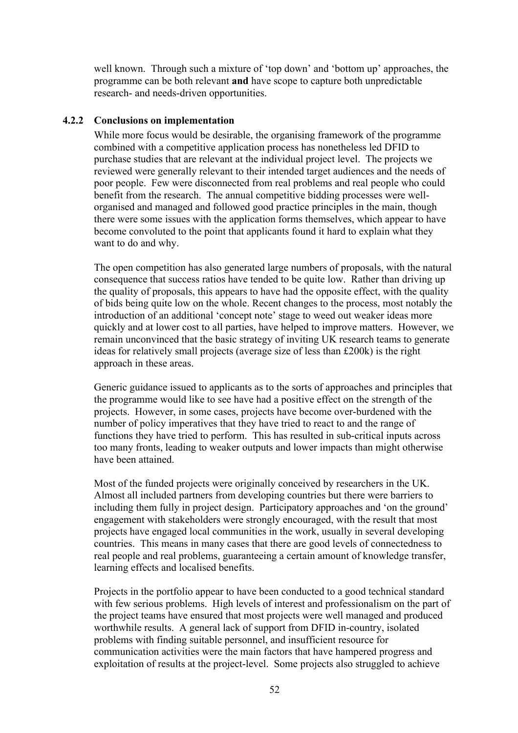well known. Through such a mixture of 'top down' and 'bottom up' approaches, the programme can be both relevant **and** have scope to capture both unpredictable research- and needs-driven opportunities.

### 4.2.2 Conclusions on implementation

While more focus would be desirable, the organising framework of the programme combined with a competitive application process has nonetheless led DFID to purchase studies that are relevant at the individual project level. The projects we reviewed were generally relevant to their intended target audiences and the needs of poor people. Few were disconnected from real problems and real people who could benefit from the research. The annual competitive bidding processes were well-organised and managed and followed good practice principles in the main, though there were some issues with the application forms themselves, which appear to have become convoluted to the point that applicants found it hard to explain what they want to do and why.

The open competition has also generated large numbers of proposals, with the natural consequence that success ratios have tended to be quite low. Rather than driving up the quality of proposals, this appears to have had the opposite effect, with the quality of bids being quite low on the whole. Recent changes to the process, most notably the introduction of an additional 'concept note' stage to weed out weaker ideas more quickly and at lower cost to all parties, have helped to improve matters. However, we remain unconvinced that the basic strategy of inviting UK research teams to generate ideas for relatively small projects (average size of less than £200k) is the right approach in these areas.

Generic guidance issued to applicants as to the sorts of approaches and principles that the programme would like to see have had a positive effect on the strength of the projects. However, in some cases, projects have become over-burdened with the number of policy imperatives that they have tried to react to and the range of functions they have tried to perform. This has resulted in sub-critical inputs across too many fronts, leading to weaker outputs and lower impacts than might otherwise have been attained.

Most of the funded projects were originally conceived by researchers in the UK. Almost all included partners from developing countries but there were barriers to including them fully in project design. Participatory approaches and 'on the ground' engagement with stakeholders were strongly encouraged, with the result that most projects have engaged local communities in the work, usually in several developing countries. This means in many cases that there are good levels of connectedness to real people and real problems, guaranteeing a certain amount of knowledge transfer, learning effects and localised benefits.

Projects in the portfolio appear to have been conducted to a good technical standard with few serious problems. High levels of interest and professionalism on the part of the project teams have ensured that most projects were well managed and produced worthwhile results. A general lack of support from DFID in-country, isolated problems with finding suitable personnel, and insufficient resource for communication activities were the main factors that have hampered progress and exploitation of results at the project-level. Some projects also struggled to achieve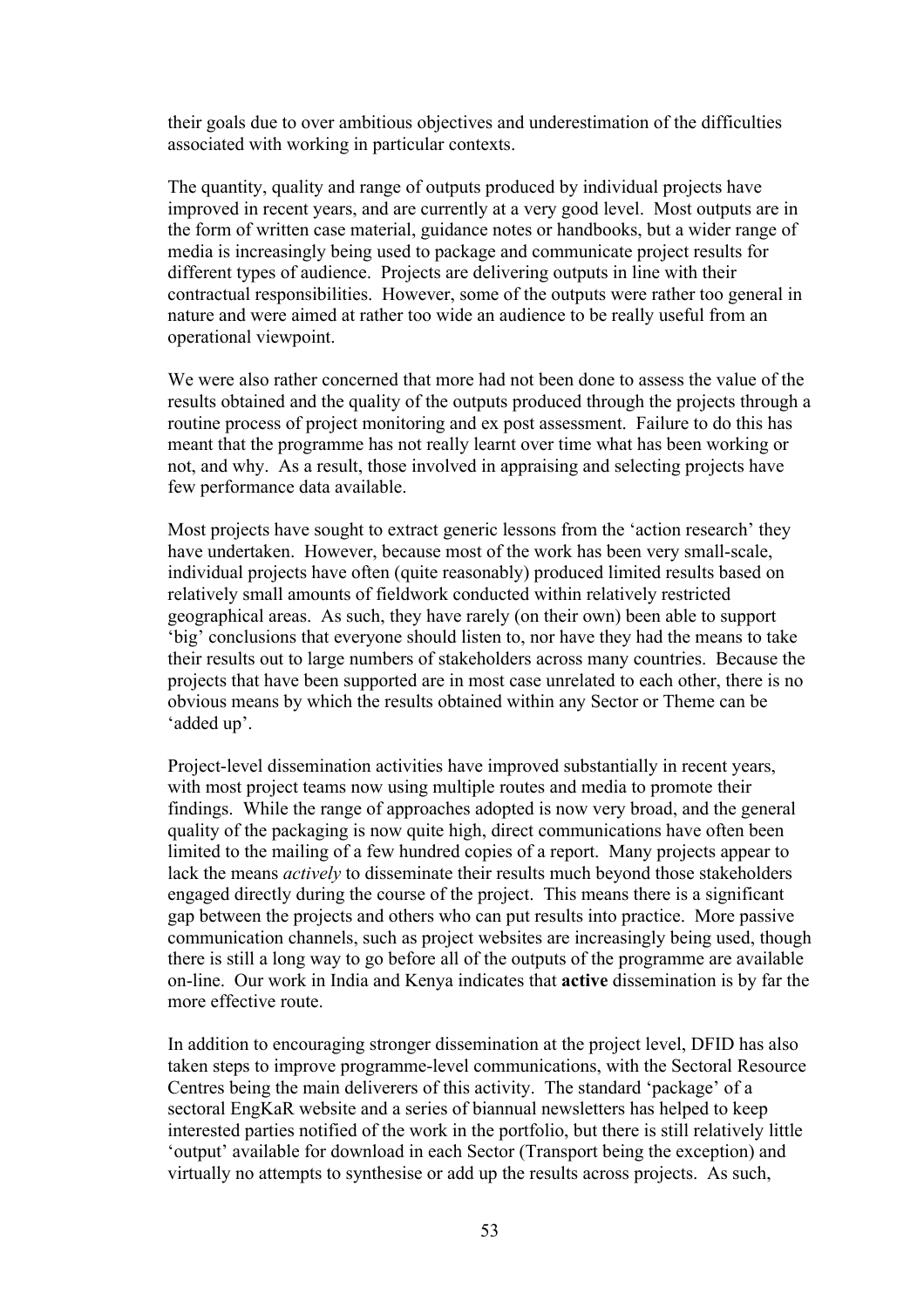their goals due to over ambitious objectives and underestimation of the difficulties associated with working in particular contexts.

The quantity, quality and range of outputs produced by individual projects have improved in recent years, and are currently at a very good level. Most outputs are in the form of written case material, guidance notes or handbooks, but a wider range of media is increasingly being used to package and communicate project results for different types of audience. Projects are delivering outputs in line with their contractual responsibilities. However, some of the outputs were rather too general in nature and were aimed at rather too wide an audience to be really useful from an operational viewpoint.

We were also rather concerned that more had not been done to assess the value of the results obtained and the quality of the outputs produced through the projects through a routine process of project monitoring and ex post assessment. Failure to do this has meant that the programme has not really learnt over time what has been working or not, and why. As a result, those involved in appraising and selecting projects have few performance data available.

Most projects have sought to extract generic lessons from the 'action research' they have undertaken. However, because most of the work has been very small-scale, individual projects have often (quite reasonably) produced limited results based on relatively small amounts of fieldwork conducted within relatively restricted geographical areas. As such, they have rarely (on their own) been able to support 'big' conclusions that everyone should listen to, nor have they had the means to take their results out to large numbers of stakeholders across many countries. Because the projects that have been supported are in most case unrelated to each other, there is no obvious means by which the results obtained within any Sector or Theme can be 'added up'.

Project-level dissemination activities have improved substantially in recent years, with most project teams now using multiple routes and media to promote their findings. While the range of approaches adopted is now very broad, and the general quality of the packaging is now quite high, direct communications have often been limited to the mailing of a few hundred copies of a report. Many projects appear to lack the means *actively* to disseminate their results much beyond those stakeholders engaged directly during the course of the project. This means there is a significant gap between the projects and others who can put results into practice. More passive communication channels, such as project websites are increasingly being used, though there is still a long way to go before all of the outputs of the programme are available on-line. Our work in India and Kenya indicates that **active** dissemination is by far the more effective route.

In addition to encouraging stronger dissemination at the project level, DFID has also taken steps to improve programme-level communications, with the Sectoral Resource Centres being the main deliverers of this activity. The standard 'package' of a sectoral EngKaR website and a series of biannual newsletters has helped to keep interested parties notified of the work in the portfolio, but there is still relatively little 'output' available for download in each Sector (Transport being the exception) and virtually no attempts to synthesise or add up the results across projects. As such,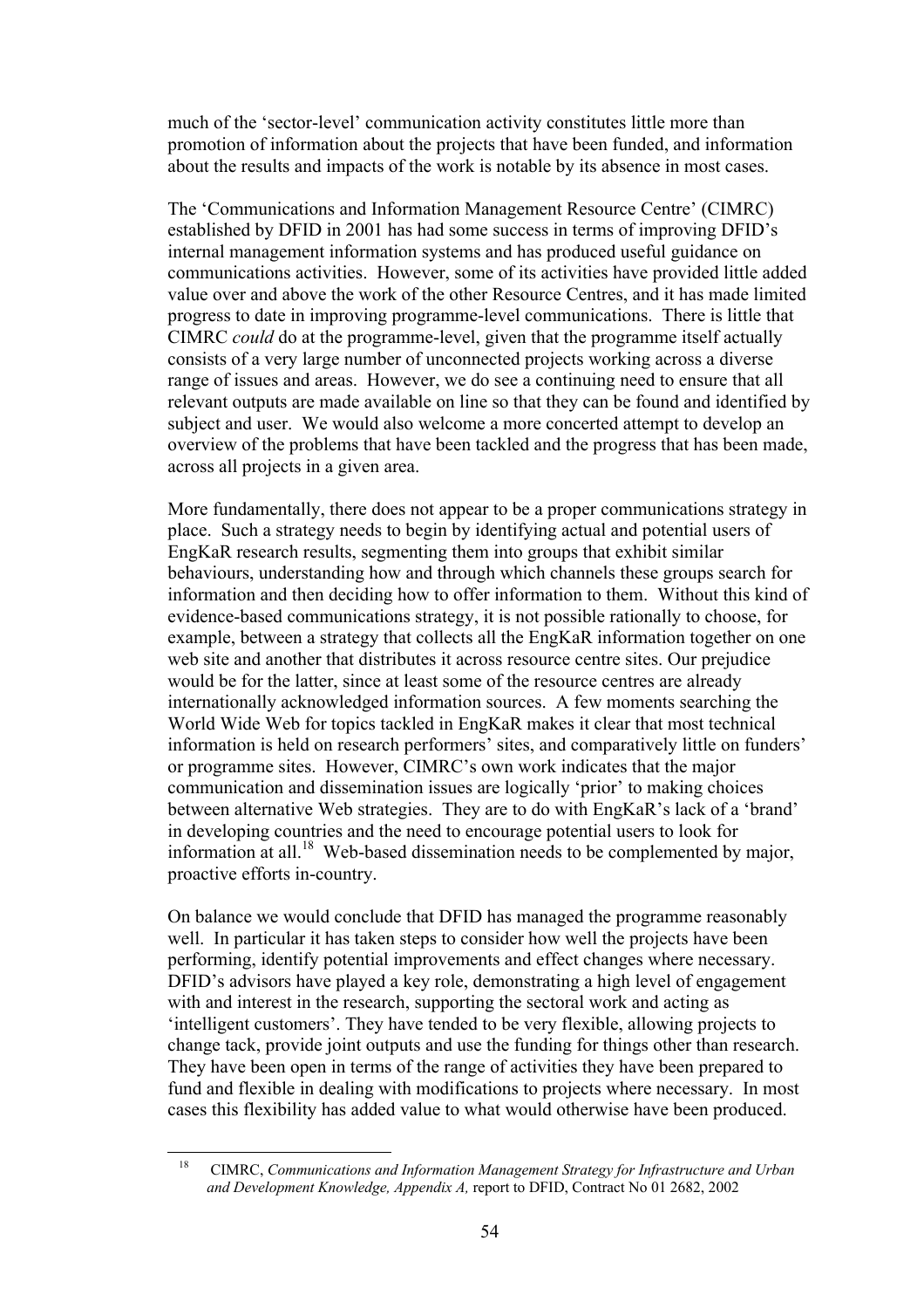much of the 'sector-level' communication activity constitutes little more than promotion of information about the projects that have been funded, and information about the results and impacts of the work is notable by its absence in most cases.

The 'Communications and Information Management Resource Centre' (CIMRC) established by DFID in 2001 has had some success in terms of improving DFID's internal management information systems and has produced useful guidance on communications activities. However, some of its activities have provided little added value over and above the work of the other Resource Centres, and it has made limited progress to date in improving programme-level communications. There is little that CIMRC *could* do at the programme-level, given that the programme itself actually consists of a very large number of unconnected projects working across a diverse range of issues and areas. However, we do see a continuing need to ensure that all relevant outputs are made available on line so that they can be found and identified by subject and user. We would also welcome a more concerted attempt to develop an overview of the problems that have been tackled and the progress that has been made, across all projects in a given area.

More fundamentally, there does not appear to be a proper communications strategy in place. Such a strategy needs to begin by identifying actual and potential users of EngKaR research results, segmenting them into groups that exhibit similar behaviours, understanding how and through which channels these groups search for information and then deciding how to offer information to them. Without this kind of evidence-based communications strategy, it is not possible rationally to choose, for example, between a strategy that collects all the EngKaR information together on one web site and another that distributes it across resource centre sites. Our prejudice would be for the latter, since at least some of the resource centres are already internationally acknowledged information sources. A few moments searching the World Wide Web for topics tackled in EngKaR makes it clear that most technical information is held on research performers' sites, and comparatively little on funders' or programme sites. However, CIMRC's own work indicates that the major communication and dissemination issues are logically 'prior' to making choices between alternative Web strategies. They are to do with EngKaR's lack of a 'brand' in developing countries and the need to encourage potential users to look for information at all.[18] Web-based dissemination needs to be complemented by major, proactive efforts in-country.

On balance we would conclude that DFID has managed the programme reasonably well. In particular it has taken steps to consider how well the projects have been performing, identify potential improvements and effect changes where necessary. DFID's advisors have played a key role, demonstrating a high level of engagement with and interest in the research, supporting the sectoral work and acting as 'intelligent customers'. They have tended to be very flexible, allowing projects to change tack, provide joint outputs and use the funding for things other than research. They have been open in terms of the range of activities they have been prepared to fund and flexible in dealing with modifications to projects where necessary. In most cases this flexibility has added value to what would otherwise have been produced.

---

[18] CIMRC, *Communications and Information Management Strategy for Infrastructure and Urban and Development Knowledge, Appendix A,* report to DFID, Contract No 01 2682, 2002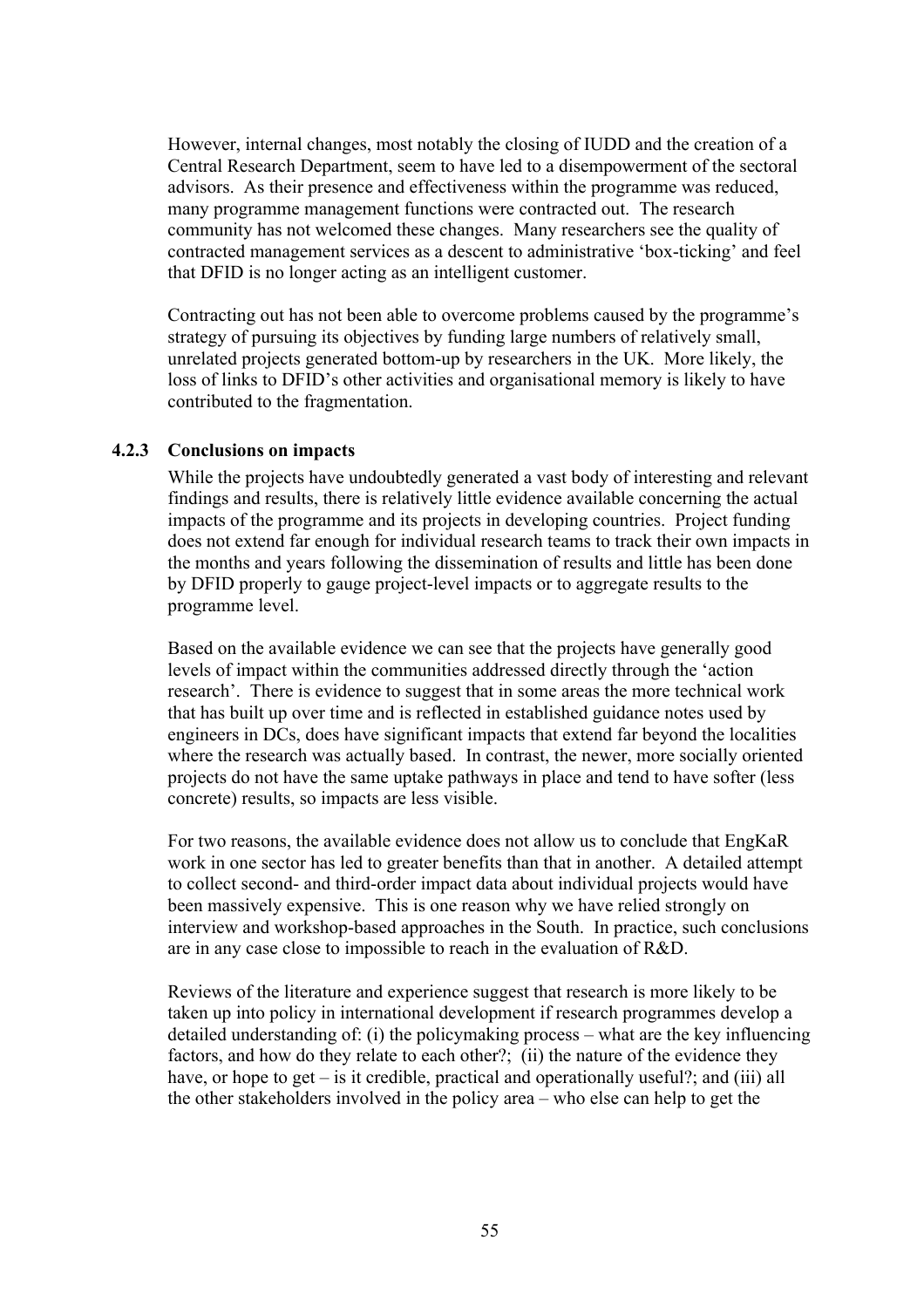However, internal changes, most notably the closing of IUDD and the creation of a Central Research Department, seem to have led to a disempowerment of the sectoral advisors. As their presence and effectiveness within the programme was reduced, many programme management functions were contracted out. The research community has not welcomed these changes. Many researchers see the quality of contracted management services as a descent to administrative 'box-ticking' and feel that DFID is no longer acting as an intelligent customer.

Contracting out has not been able to overcome problems caused by the programme's strategy of pursuing its objectives by funding large numbers of relatively small, unrelated projects generated bottom-up by researchers in the UK. More likely, the loss of links to DFID's other activities and organisational memory is likely to have contributed to the fragmentation.

### 4.2.3 Conclusions on impacts

While the projects have undoubtedly generated a vast body of interesting and relevant findings and results, there is relatively little evidence available concerning the actual impacts of the programme and its projects in developing countries. Project funding does not extend far enough for individual research teams to track their own impacts in the months and years following the dissemination of results and little has been done by DFID properly to gauge project-level impacts or to aggregate results to the programme level.

Based on the available evidence we can see that the projects have generally good levels of impact within the communities addressed directly through the 'action research'. There is evidence to suggest that in some areas the more technical work that has built up over time and is reflected in established guidance notes used by engineers in DCs, does have significant impacts that extend far beyond the localities where the research was actually based. In contrast, the newer, more socially oriented projects do not have the same uptake pathways in place and tend to have softer (less concrete) results, so impacts are less visible.

For two reasons, the available evidence does not allow us to conclude that EngKaR work in one sector has led to greater benefits than that in another. A detailed attempt to collect second- and third-order impact data about individual projects would have been massively expensive. This is one reason why we have relied strongly on interview and workshop-based approaches in the South. In practice, such conclusions are in any case close to impossible to reach in the evaluation of R&D.

Reviews of the literature and experience suggest that research is more likely to be taken up into policy in international development if research programmes develop a detailed understanding of: (i) the policymaking process – what are the key influencing factors, and how do they relate to each other?; (ii) the nature of the evidence they have, or hope to get – is it credible, practical and operationally useful?; and (iii) all the other stakeholders involved in the policy area – who else can help to get the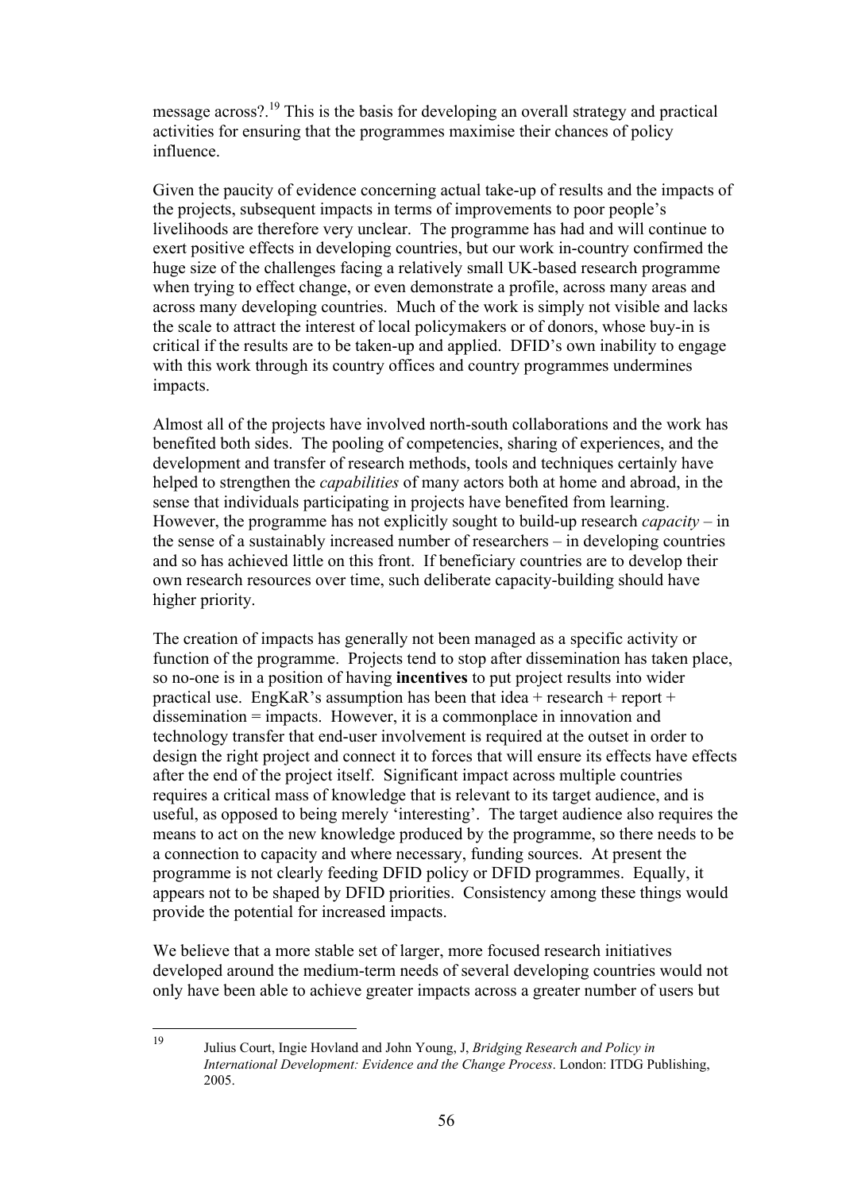message across?.[19] This is the basis for developing an overall strategy and practical activities for ensuring that the programmes maximise their chances of policy influence.

Given the paucity of evidence concerning actual take-up of results and the impacts of the projects, subsequent impacts in terms of improvements to poor people's livelihoods are therefore very unclear. The programme has had and will continue to exert positive effects in developing countries, but our work in-country confirmed the huge size of the challenges facing a relatively small UK-based research programme when trying to effect change, or even demonstrate a profile, across many areas and across many developing countries. Much of the work is simply not visible and lacks the scale to attract the interest of local policymakers or of donors, whose buy-in is critical if the results are to be taken-up and applied. DFID's own inability to engage with this work through its country offices and country programmes undermines impacts.

Almost all of the projects have involved north-south collaborations and the work has benefited both sides. The pooling of competencies, sharing of experiences, and the development and transfer of research methods, tools and techniques certainly have helped to strengthen the *capabilities* of many actors both at home and abroad, in the sense that individuals participating in projects have benefited from learning. However, the programme has not explicitly sought to build-up research *capacity* – in the sense of a sustainably increased number of researchers – in developing countries and so has achieved little on this front. If beneficiary countries are to develop their own research resources over time, such deliberate capacity-building should have higher priority.

The creation of impacts has generally not been managed as a specific activity or function of the programme. Projects tend to stop after dissemination has taken place, so no-one is in a position of having **incentives** to put project results into wider practical use. EngKaR's assumption has been that idea + research + report + dissemination = impacts. However, it is a commonplace in innovation and technology transfer that end-user involvement is required at the outset in order to design the right project and connect it to forces that will ensure its effects have effects after the end of the project itself. Significant impact across multiple countries requires a critical mass of knowledge that is relevant to its target audience, and is useful, as opposed to being merely 'interesting'. The target audience also requires the means to act on the new knowledge produced by the programme, so there needs to be a connection to capacity and where necessary, funding sources. At present the programme is not clearly feeding DFID policy or DFID programmes. Equally, it appears not to be shaped by DFID priorities. Consistency among these things would provide the potential for increased impacts.

We believe that a more stable set of larger, more focused research initiatives developed around the medium-term needs of several developing countries would not only have been able to achieve greater impacts across a greater number of users but

---

[19] Julius Court, Ingie Hovland and John Young, J, *Bridging Research and Policy in International Development: Evidence and the Change Process*. London: ITDG Publishing, 2005.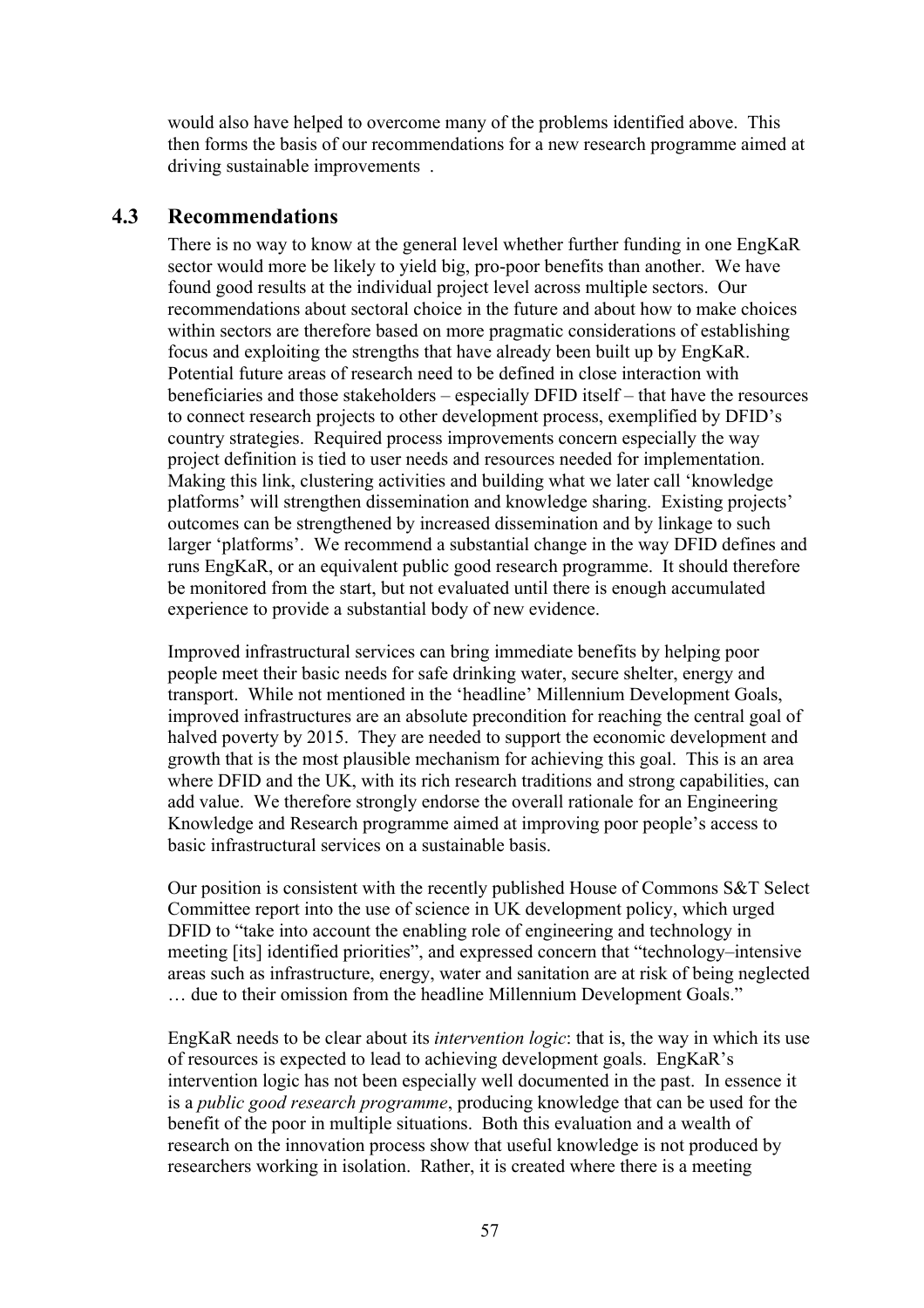would also have helped to overcome many of the problems identified above. This then forms the basis of our recommendations for a new research programme aimed at driving sustainable improvements .

## 4.3 Recommendations

There is no way to know at the general level whether further funding in one EngKaR sector would more be likely to yield big, pro-poor benefits than another. We have found good results at the individual project level across multiple sectors. Our recommendations about sectoral choice in the future and about how to make choices within sectors are therefore based on more pragmatic considerations of establishing focus and exploiting the strengths that have already been built up by EngKaR. Potential future areas of research need to be defined in close interaction with beneficiaries and those stakeholders – especially DFID itself – that have the resources to connect research projects to other development process, exemplified by DFID's country strategies. Required process improvements concern especially the way project definition is tied to user needs and resources needed for implementation. Making this link, clustering activities and building what we later call 'knowledge platforms' will strengthen dissemination and knowledge sharing. Existing projects' outcomes can be strengthened by increased dissemination and by linkage to such larger 'platforms'. We recommend a substantial change in the way DFID defines and runs EngKaR, or an equivalent public good research programme. It should therefore be monitored from the start, but not evaluated until there is enough accumulated experience to provide a substantial body of new evidence.

Improved infrastructural services can bring immediate benefits by helping poor people meet their basic needs for safe drinking water, secure shelter, energy and transport. While not mentioned in the 'headline' Millennium Development Goals, improved infrastructures are an absolute precondition for reaching the central goal of halved poverty by 2015. They are needed to support the economic development and growth that is the most plausible mechanism for achieving this goal. This is an area where DFID and the UK, with its rich research traditions and strong capabilities, can add value. We therefore strongly endorse the overall rationale for an Engineering Knowledge and Research programme aimed at improving poor people's access to basic infrastructural services on a sustainable basis.

Our position is consistent with the recently published House of Commons S&T Select Committee report into the use of science in UK development policy, which urged DFID to "take into account the enabling role of engineering and technology in meeting [its] identified priorities", and expressed concern that "technology–intensive areas such as infrastructure, energy, water and sanitation are at risk of being neglected … due to their omission from the headline Millennium Development Goals."

EngKaR needs to be clear about its *intervention logic*: that is, the way in which its use of resources is expected to lead to achieving development goals. EngKaR's intervention logic has not been especially well documented in the past. In essence it is a *public good research programme*, producing knowledge that can be used for the benefit of the poor in multiple situations. Both this evaluation and a wealth of research on the innovation process show that useful knowledge is not produced by researchers working in isolation. Rather, it is created where there is a meeting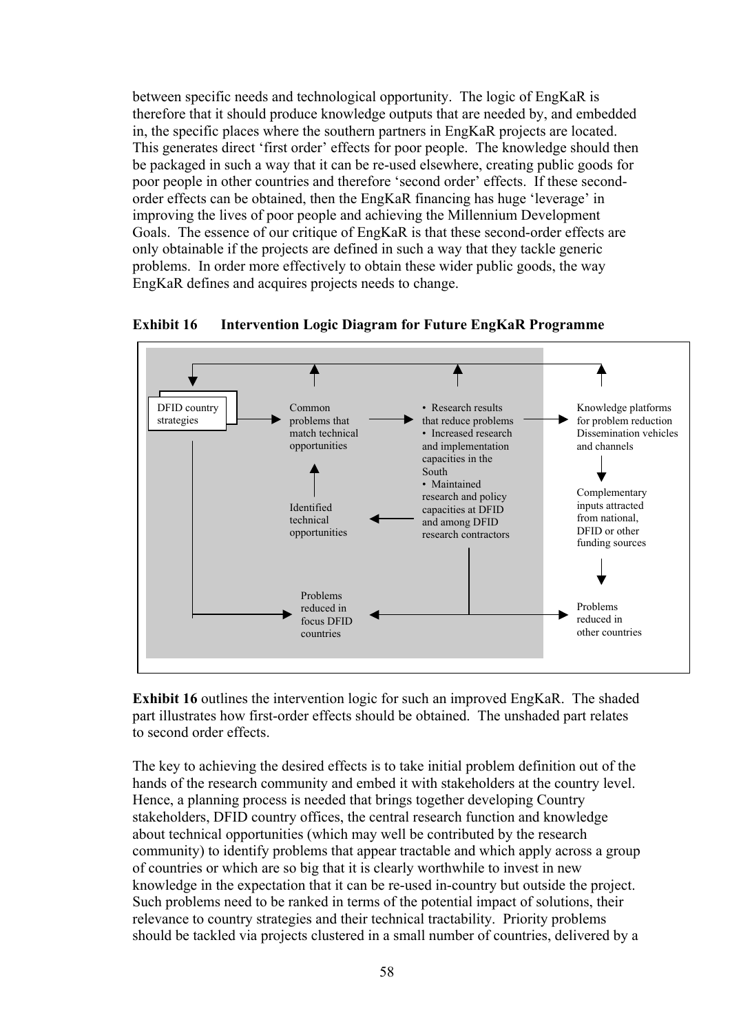between specific needs and technological opportunity. The logic of EngKaR is therefore that it should produce knowledge outputs that are needed by, and embedded in, the specific places where the southern partners in EngKaR projects are located. This generates direct 'first order' effects for poor people. The knowledge should then be packaged in such a way that it can be re-used elsewhere, creating public goods for poor people in other countries and therefore 'second order' effects. If these second-order effects can be obtained, then the EngKaR financing has huge 'leverage' in improving the lives of poor people and achieving the Millennium Development Goals. The essence of our critique of EngKaR is that these second-order effects are only obtainable if the projects are defined in such a way that they tackle generic problems. In order more effectively to obtain these wider public goods, the way EngKaR defines and acquires projects needs to change.

**Exhibit 16 Intervention Logic Diagram for Future EngKaR Programme**

DFID country strategies

Common problems that match technical opportunities

- Research results that reduce problems
- Increased research and implementation capacities in the South
- Maintained research and policy capacities at DFID and among DFID research contractors

Knowledge platforms for problem reduction Dissemination vehicles and channels

Identified technical opportunities

Complementary inputs attracted from national, DFID or other funding sources

Problems reduced in focus DFID countries

Problems reduced in other countries

**Exhibit 16** outlines the intervention logic for such an improved EngKaR. The shaded part illustrates how first-order effects should be obtained. The unshaded part relates to second order effects.

The key to achieving the desired effects is to take initial problem definition out of the hands of the research community and embed it with stakeholders at the country level. Hence, a planning process is needed that brings together developing Country stakeholders, DFID country offices, the central research function and knowledge about technical opportunities (which may well be contributed by the research community) to identify problems that appear tractable and which apply across a group of countries or which are so big that it is clearly worthwhile to invest in new knowledge in the expectation that it can be re-used in-country but outside the project. Such problems need to be ranked in terms of the potential impact of solutions, their relevance to country strategies and their technical tractability. Priority problems should be tackled via projects clustered in a small number of countries, delivered by a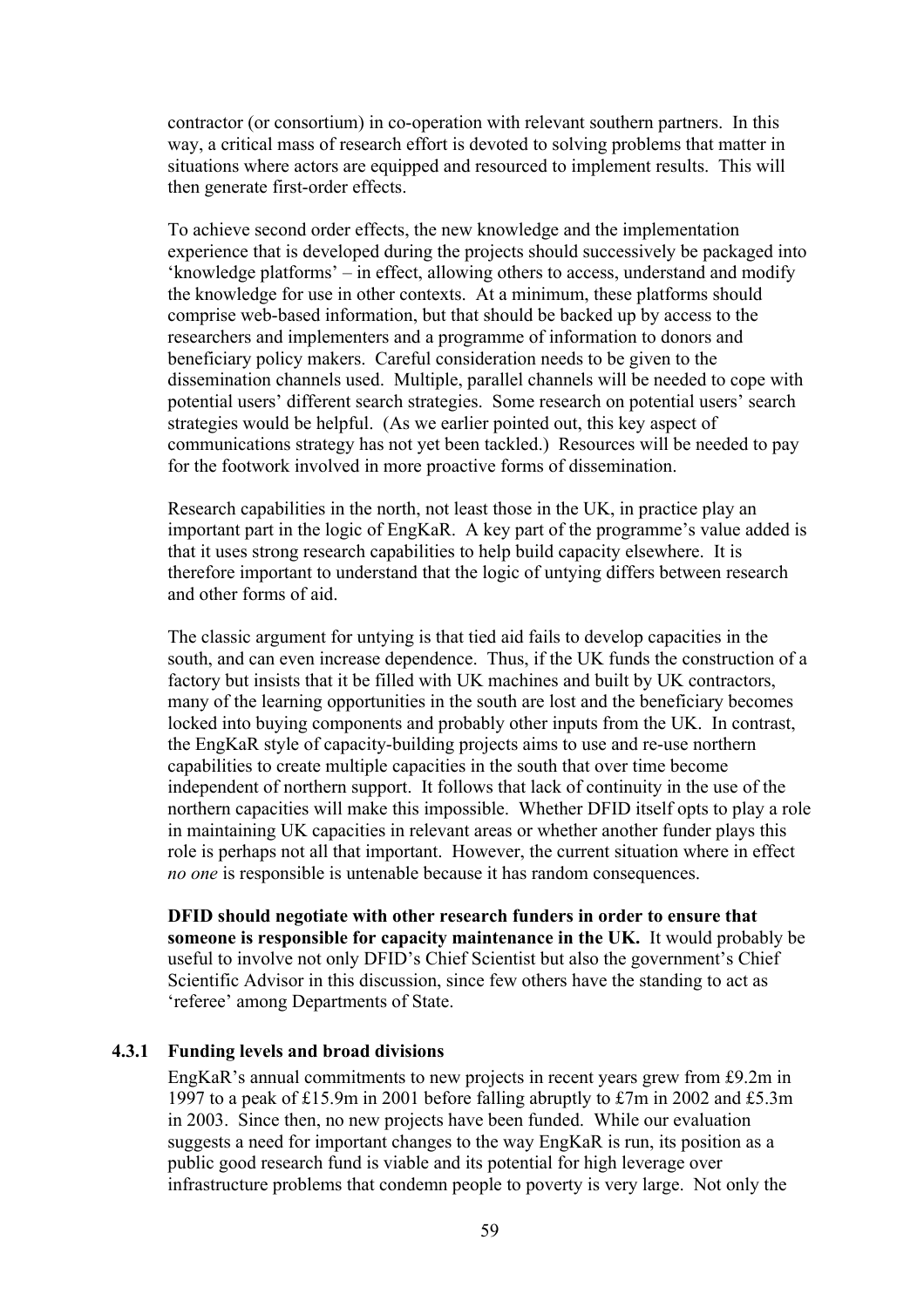contractor (or consortium) in co-operation with relevant southern partners. In this way, a critical mass of research effort is devoted to solving problems that matter in situations where actors are equipped and resourced to implement results. This will then generate first-order effects.

To achieve second order effects, the new knowledge and the implementation experience that is developed during the projects should successively be packaged into 'knowledge platforms' – in effect, allowing others to access, understand and modify the knowledge for use in other contexts. At a minimum, these platforms should comprise web-based information, but that should be backed up by access to the researchers and implementers and a programme of information to donors and beneficiary policy makers. Careful consideration needs to be given to the dissemination channels used. Multiple, parallel channels will be needed to cope with potential users' different search strategies. Some research on potential users' search strategies would be helpful. (As we earlier pointed out, this key aspect of communications strategy has not yet been tackled.) Resources will be needed to pay for the footwork involved in more proactive forms of dissemination.

Research capabilities in the north, not least those in the UK, in practice play an important part in the logic of EngKaR. A key part of the programme's value added is that it uses strong research capabilities to help build capacity elsewhere. It is therefore important to understand that the logic of untying differs between research and other forms of aid.

The classic argument for untying is that tied aid fails to develop capacities in the south, and can even increase dependence. Thus, if the UK funds the construction of a factory but insists that it be filled with UK machines and built by UK contractors, many of the learning opportunities in the south are lost and the beneficiary becomes locked into buying components and probably other inputs from the UK. In contrast, the EngKaR style of capacity-building projects aims to use and re-use northern capabilities to create multiple capacities in the south that over time become independent of northern support. It follows that lack of continuity in the use of the northern capacities will make this impossible. Whether DFID itself opts to play a role in maintaining UK capacities in relevant areas or whether another funder plays this role is perhaps not all that important. However, the current situation where in effect *no one* is responsible is untenable because it has random consequences.

**DFID should negotiate with other research funders in order to ensure that someone is responsible for capacity maintenance in the UK.** It would probably be useful to involve not only DFID's Chief Scientist but also the government's Chief Scientific Advisor in this discussion, since few others have the standing to act as 'referee' among Departments of State.

### 4.3.1 Funding levels and broad divisions

EngKaR's annual commitments to new projects in recent years grew from £9.2m in 1997 to a peak of £15.9m in 2001 before falling abruptly to £7m in 2002 and £5.3m in 2003. Since then, no new projects have been funded. While our evaluation suggests a need for important changes to the way EngKaR is run, its position as a public good research fund is viable and its potential for high leverage over infrastructure problems that condemn people to poverty is very large. Not only the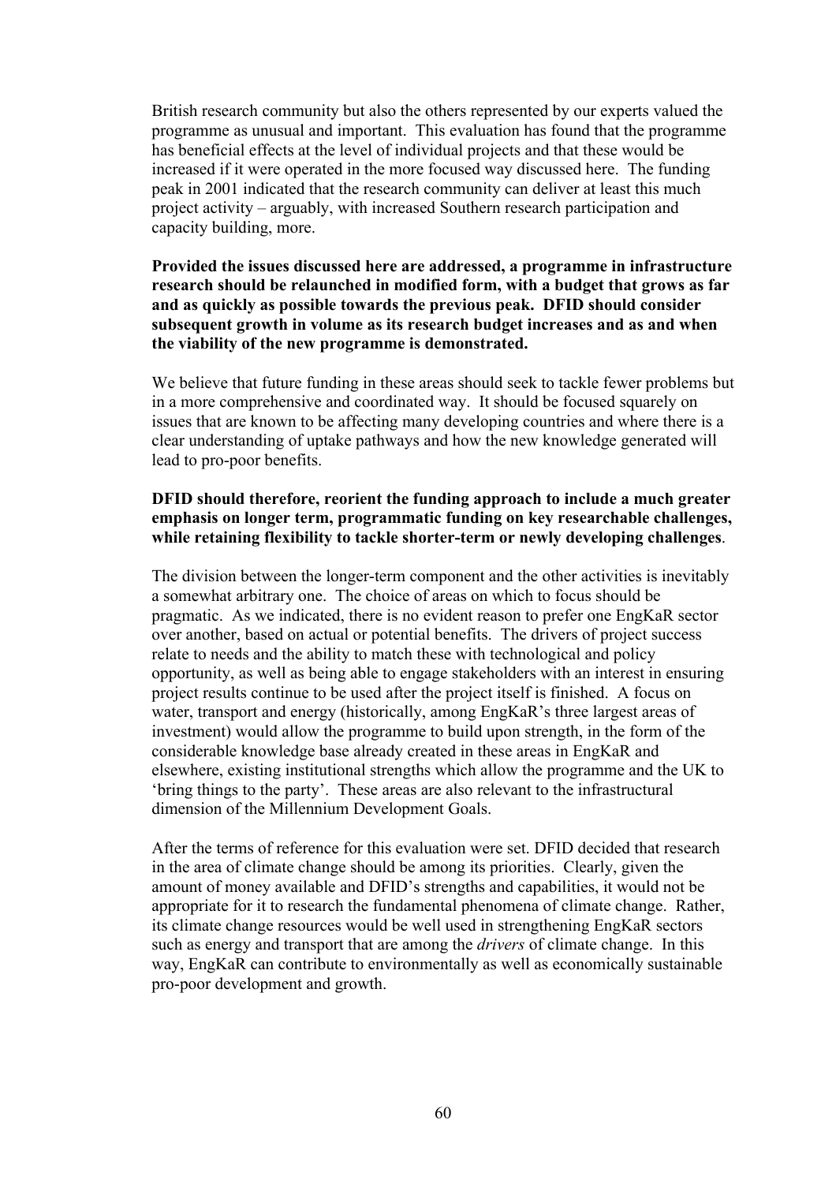British research community but also the others represented by our experts valued the programme as unusual and important. This evaluation has found that the programme has beneficial effects at the level of individual projects and that these would be increased if it were operated in the more focused way discussed here. The funding peak in 2001 indicated that the research community can deliver at least this much project activity – arguably, with increased Southern research participation and capacity building, more.

**Provided the issues discussed here are addressed, a programme in infrastructure research should be relaunched in modified form, with a budget that grows as far and as quickly as possible towards the previous peak. DFID should consider subsequent growth in volume as its research budget increases and as and when the viability of the new programme is demonstrated.**

We believe that future funding in these areas should seek to tackle fewer problems but in a more comprehensive and coordinated way. It should be focused squarely on issues that are known to be affecting many developing countries and where there is a clear understanding of uptake pathways and how the new knowledge generated will lead to pro-poor benefits.

**DFID should therefore, reorient the funding approach to include a much greater emphasis on longer term, programmatic funding on key researchable challenges, while retaining flexibility to tackle shorter-term or newly developing challenges**.

The division between the longer-term component and the other activities is inevitably a somewhat arbitrary one. The choice of areas on which to focus should be pragmatic. As we indicated, there is no evident reason to prefer one EngKaR sector over another, based on actual or potential benefits. The drivers of project success relate to needs and the ability to match these with technological and policy opportunity, as well as being able to engage stakeholders with an interest in ensuring project results continue to be used after the project itself is finished. A focus on water, transport and energy (historically, among EngKaR's three largest areas of investment) would allow the programme to build upon strength, in the form of the considerable knowledge base already created in these areas in EngKaR and elsewhere, existing institutional strengths which allow the programme and the UK to 'bring things to the party'. These areas are also relevant to the infrastructural dimension of the Millennium Development Goals.

After the terms of reference for this evaluation were set. DFID decided that research in the area of climate change should be among its priorities. Clearly, given the amount of money available and DFID's strengths and capabilities, it would not be appropriate for it to research the fundamental phenomena of climate change. Rather, its climate change resources would be well used in strengthening EngKaR sectors such as energy and transport that are among the *drivers* of climate change. In this way, EngKaR can contribute to environmentally as well as economically sustainable pro-poor development and growth.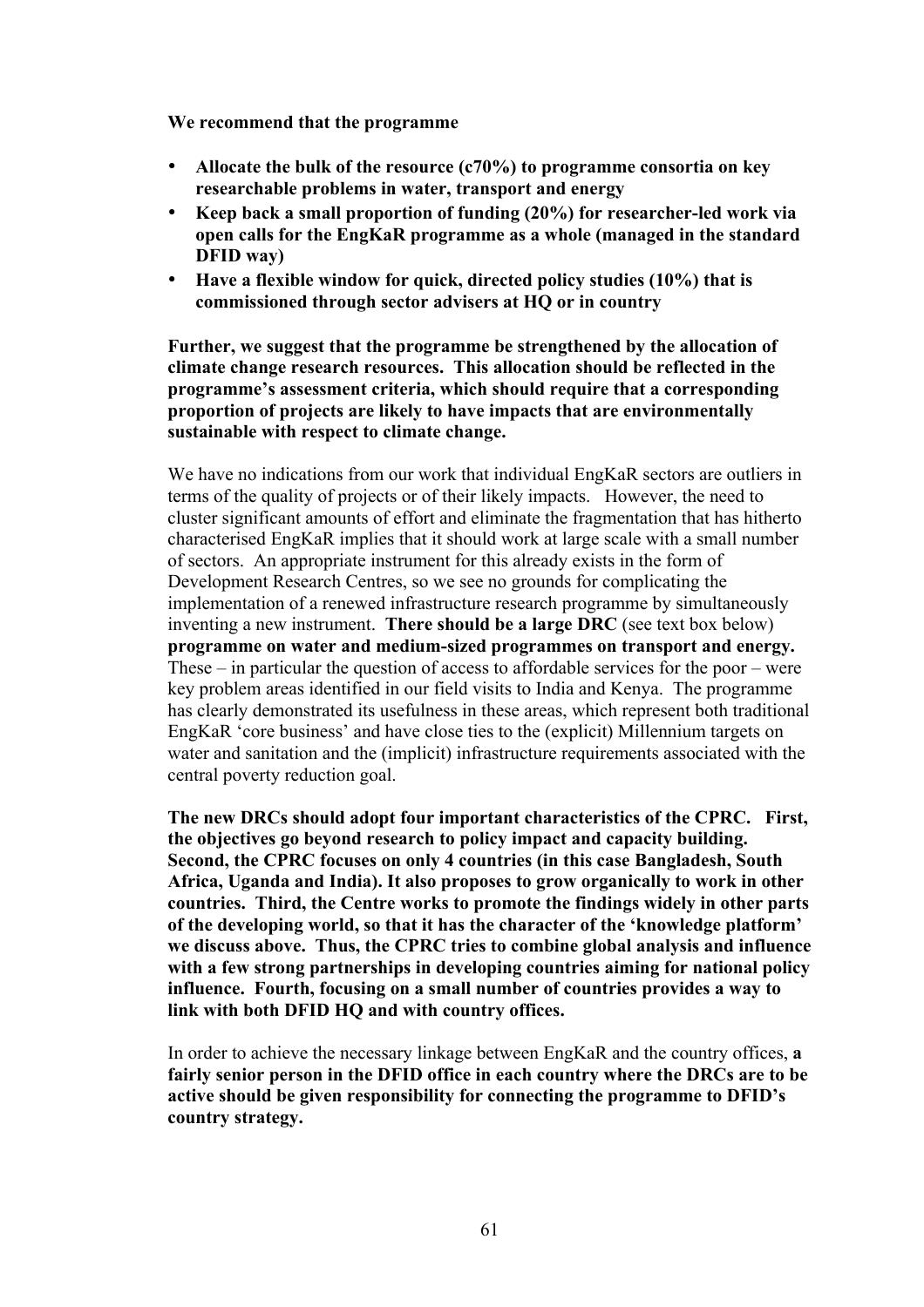**We recommend that the programme**

- **Allocate the bulk of the resource (c70%) to programme consortia on key researchable problems in water, transport and energy**
- **Keep back a small proportion of funding (20%) for researcher-led work via open calls for the EngKaR programme as a whole (managed in the standard DFID way)**
- **Have a flexible window for quick, directed policy studies (10%) that is commissioned through sector advisers at HQ or in country**

**Further, we suggest that the programme be strengthened by the allocation of climate change research resources. This allocation should be reflected in the programme's assessment criteria, which should require that a corresponding proportion of projects are likely to have impacts that are environmentally sustainable with respect to climate change.**

We have no indications from our work that individual EngKaR sectors are outliers in terms of the quality of projects or of their likely impacts. However, the need to cluster significant amounts of effort and eliminate the fragmentation that has hitherto characterised EngKaR implies that it should work at large scale with a small number of sectors. An appropriate instrument for this already exists in the form of Development Research Centres, so we see no grounds for complicating the implementation of a renewed infrastructure research programme by simultaneously inventing a new instrument. **There should be a large DRC** (see text box below) **programme on water and medium-sized programmes on transport and energy.** These – in particular the question of access to affordable services for the poor – were key problem areas identified in our field visits to India and Kenya. The programme has clearly demonstrated its usefulness in these areas, which represent both traditional EngKaR 'core business' and have close ties to the (explicit) Millennium targets on water and sanitation and the (implicit) infrastructure requirements associated with the central poverty reduction goal.

**The new DRCs should adopt four important characteristics of the CPRC. First, the objectives go beyond research to policy impact and capacity building. Second, the CPRC focuses on only 4 countries (in this case Bangladesh, South Africa, Uganda and India). It also proposes to grow organically to work in other countries. Third, the Centre works to promote the findings widely in other parts of the developing world, so that it has the character of the 'knowledge platform' we discuss above. Thus, the CPRC tries to combine global analysis and influence with a few strong partnerships in developing countries aiming for national policy influence. Fourth, focusing on a small number of countries provides a way to link with both DFID HQ and with country offices.**

In order to achieve the necessary linkage between EngKaR and the country offices, **a fairly senior person in the DFID office in each country where the DRCs are to be active should be given responsibility for connecting the programme to DFID's country strategy.**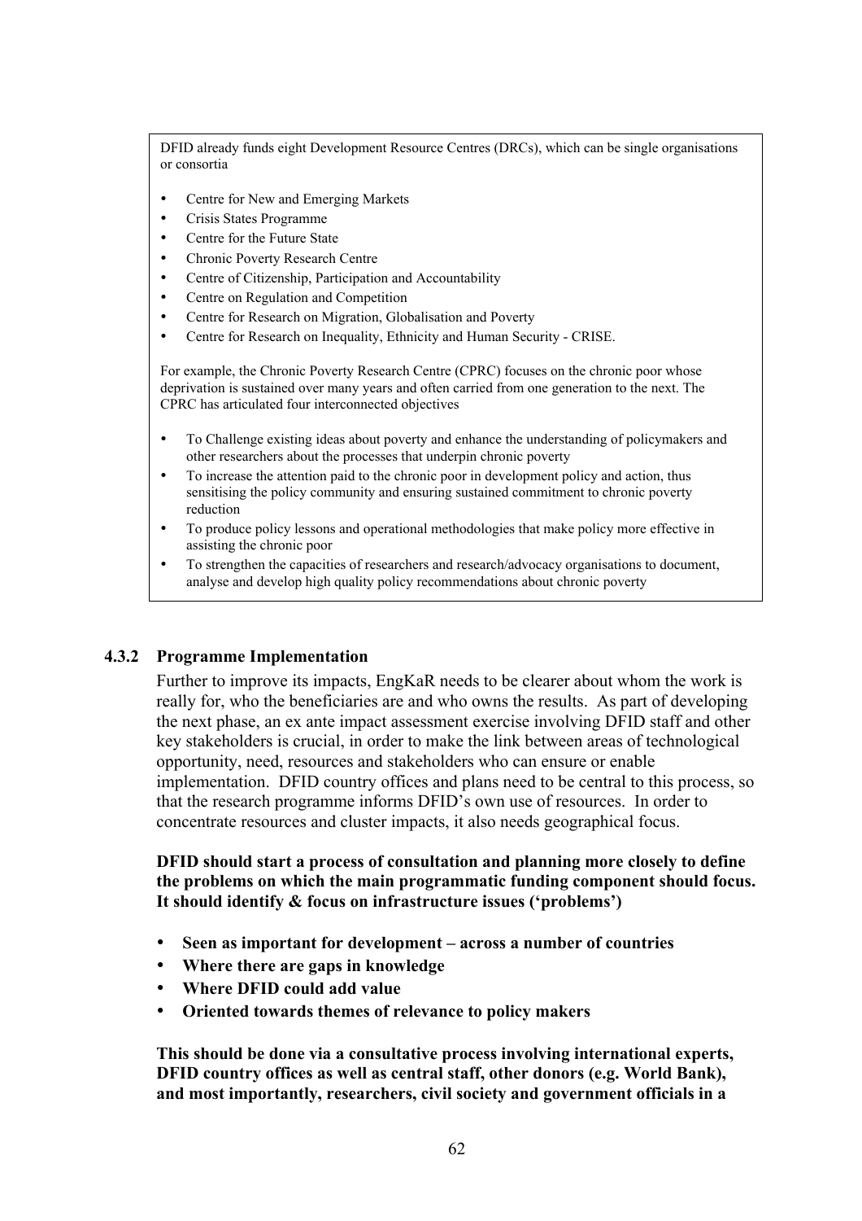DFID already funds eight Development Resource Centres (DRCs), which can be single organisations or consortia

- Centre for New and Emerging Markets
- Crisis States Programme
- Centre for the Future State
- Chronic Poverty Research Centre
- Centre of Citizenship, Participation and Accountability
- Centre on Regulation and Competition
- Centre for Research on Migration, Globalisation and Poverty
- Centre for Research on Inequality, Ethnicity and Human Security - CRISE.

For example, the Chronic Poverty Research Centre (CPRC) focuses on the chronic poor whose deprivation is sustained over many years and often carried from one generation to the next. The CPRC has articulated four interconnected objectives

- To Challenge existing ideas about poverty and enhance the understanding of policymakers and other researchers about the processes that underpin chronic poverty
- To increase the attention paid to the chronic poor in development policy and action, thus sensitising the policy community and ensuring sustained commitment to chronic poverty reduction
- To produce policy lessons and operational methodologies that make policy more effective in assisting the chronic poor
- To strengthen the capacities of researchers and research/advocacy organisations to document, analyse and develop high quality policy recommendations about chronic poverty

### 4.3.2 Programme Implementation

Further to improve its impacts, EngKaR needs to be clearer about whom the work is really for, who the beneficiaries are and who owns the results. As part of developing the next phase, an ex ante impact assessment exercise involving DFID staff and other key stakeholders is crucial, in order to make the link between areas of technological opportunity, need, resources and stakeholders who can ensure or enable implementation. DFID country offices and plans need to be central to this process, so that the research programme informs DFID's own use of resources. In order to concentrate resources and cluster impacts, it also needs geographical focus.

**DFID should start a process of consultation and planning more closely to define the problems on which the main programmatic funding component should focus. It should identify & focus on infrastructure issues ('problems')**

- **Seen as important for development – across a number of countries**
- **Where there are gaps in knowledge**
- **Where DFID could add value**
- **Oriented towards themes of relevance to policy makers**

**This should be done via a consultative process involving international experts, DFID country offices as well as central staff, other donors (e.g. World Bank), and most importantly, researchers, civil society and government officials in a**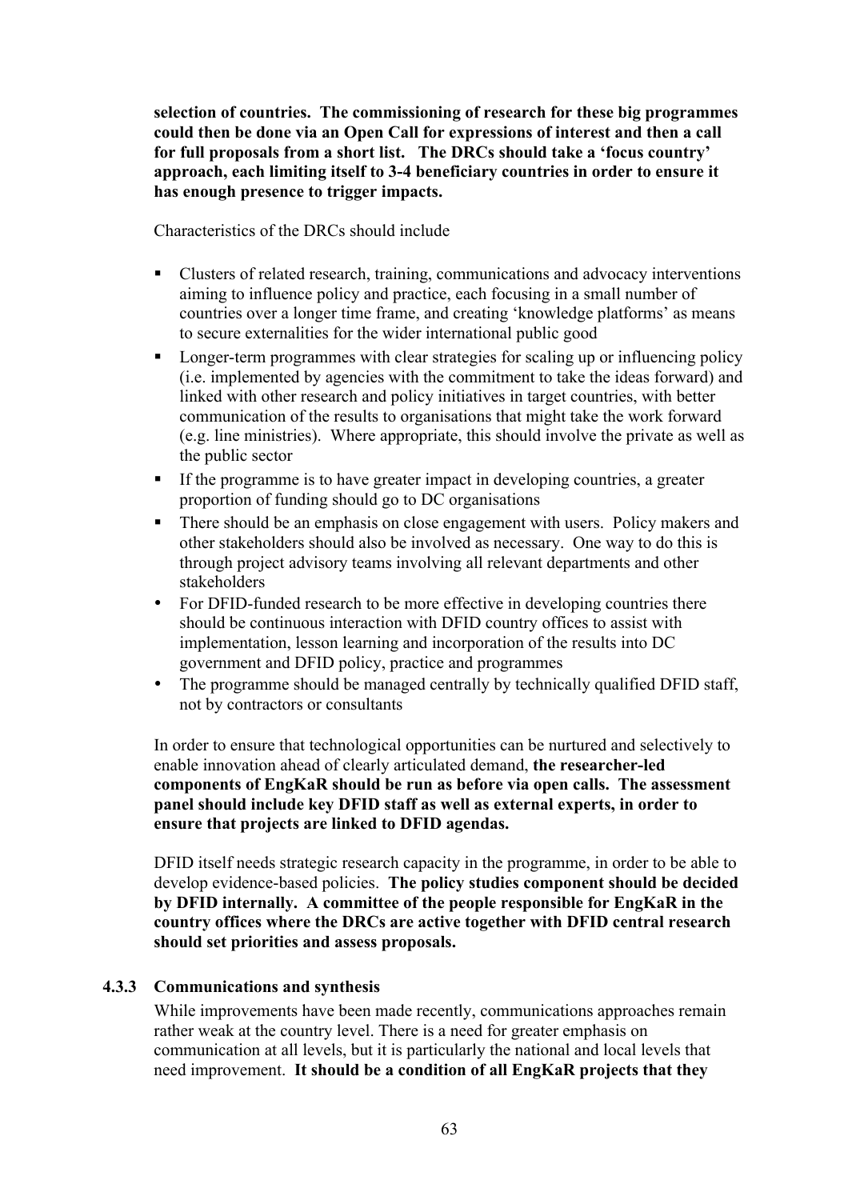**selection of countries. The commissioning of research for these big programmes could then be done via an Open Call for expressions of interest and then a call for full proposals from a short list. The DRCs should take a 'focus country' approach, each limiting itself to 3-4 beneficiary countries in order to ensure it has enough presence to trigger impacts.**

Characteristics of the DRCs should include

- Clusters of related research, training, communications and advocacy interventions aiming to influence policy and practice, each focusing in a small number of countries over a longer time frame, and creating 'knowledge platforms' as means to secure externalities for the wider international public good
- Longer-term programmes with clear strategies for scaling up or influencing policy (i.e. implemented by agencies with the commitment to take the ideas forward) and linked with other research and policy initiatives in target countries, with better communication of the results to organisations that might take the work forward (e.g. line ministries). Where appropriate, this should involve the private as well as the public sector
- If the programme is to have greater impact in developing countries, a greater proportion of funding should go to DC organisations
- There should be an emphasis on close engagement with users. Policy makers and other stakeholders should also be involved as necessary. One way to do this is through project advisory teams involving all relevant departments and other stakeholders
- For DFID-funded research to be more effective in developing countries there should be continuous interaction with DFID country offices to assist with implementation, lesson learning and incorporation of the results into DC government and DFID policy, practice and programmes
- The programme should be managed centrally by technically qualified DFID staff, not by contractors or consultants

In order to ensure that technological opportunities can be nurtured and selectively to enable innovation ahead of clearly articulated demand, **the researcher-led components of EngKaR should be run as before via open calls. The assessment panel should include key DFID staff as well as external experts, in order to ensure that projects are linked to DFID agendas.**

DFID itself needs strategic research capacity in the programme, in order to be able to develop evidence-based policies. **The policy studies component should be decided by DFID internally. A committee of the people responsible for EngKaR in the country offices where the DRCs are active together with DFID central research should set priorities and assess proposals.**

### 4.3.3 Communications and synthesis

While improvements have been made recently, communications approaches remain rather weak at the country level. There is a need for greater emphasis on communication at all levels, but it is particularly the national and local levels that need improvement. **It should be a condition of all EngKaR projects that they**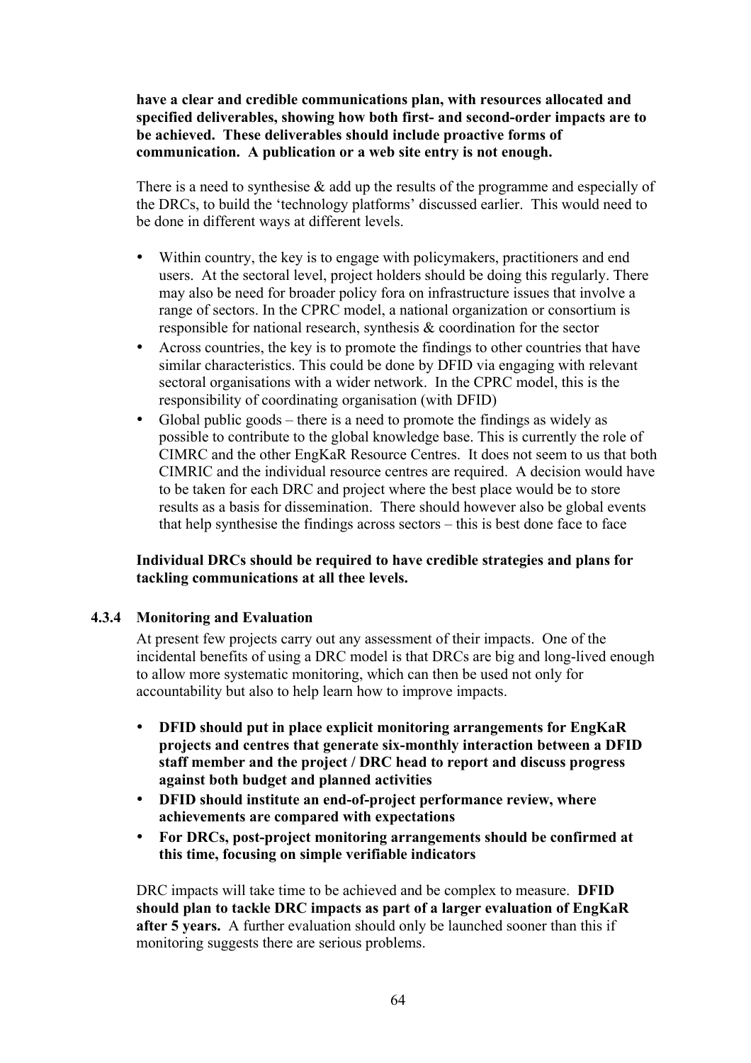**have a clear and credible communications plan, with resources allocated and specified deliverables, showing how both first- and second-order impacts are to be achieved. These deliverables should include proactive forms of communication. A publication or a web site entry is not enough.**

There is a need to synthesise & add up the results of the programme and especially of the DRCs, to build the 'technology platforms' discussed earlier. This would need to be done in different ways at different levels.

- Within country, the key is to engage with policymakers, practitioners and end users. At the sectoral level, project holders should be doing this regularly. There may also be need for broader policy fora on infrastructure issues that involve a range of sectors. In the CPRC model, a national organization or consortium is responsible for national research, synthesis & coordination for the sector
- Across countries, the key is to promote the findings to other countries that have similar characteristics. This could be done by DFID via engaging with relevant sectoral organisations with a wider network. In the CPRC model, this is the responsibility of coordinating organisation (with DFID)
- Global public goods – there is a need to promote the findings as widely as possible to contribute to the global knowledge base. This is currently the role of CIMRC and the other EngKaR Resource Centres. It does not seem to us that both CIMRIC and the individual resource centres are required. A decision would have to be taken for each DRC and project where the best place would be to store results as a basis for dissemination. There should however also be global events that help synthesise the findings across sectors – this is best done face to face

**Individual DRCs should be required to have credible strategies and plans for tackling communications at all thee levels.**

### 4.3.4 Monitoring and Evaluation

At present few projects carry out any assessment of their impacts. One of the incidental benefits of using a DRC model is that DRCs are big and long-lived enough to allow more systematic monitoring, which can then be used not only for accountability but also to help learn how to improve impacts.

- **DFID should put in place explicit monitoring arrangements for EngKaR projects and centres that generate six-monthly interaction between a DFID staff member and the project / DRC head to report and discuss progress against both budget and planned activities**
- **DFID should institute an end-of-project performance review, where achievements are compared with expectations**
- **For DRCs, post-project monitoring arrangements should be confirmed at this time, focusing on simple verifiable indicators**

DRC impacts will take time to be achieved and be complex to measure. **DFID should plan to tackle DRC impacts as part of a larger evaluation of EngKaR after 5 years.** A further evaluation should only be launched sooner than this if monitoring suggests there are serious problems.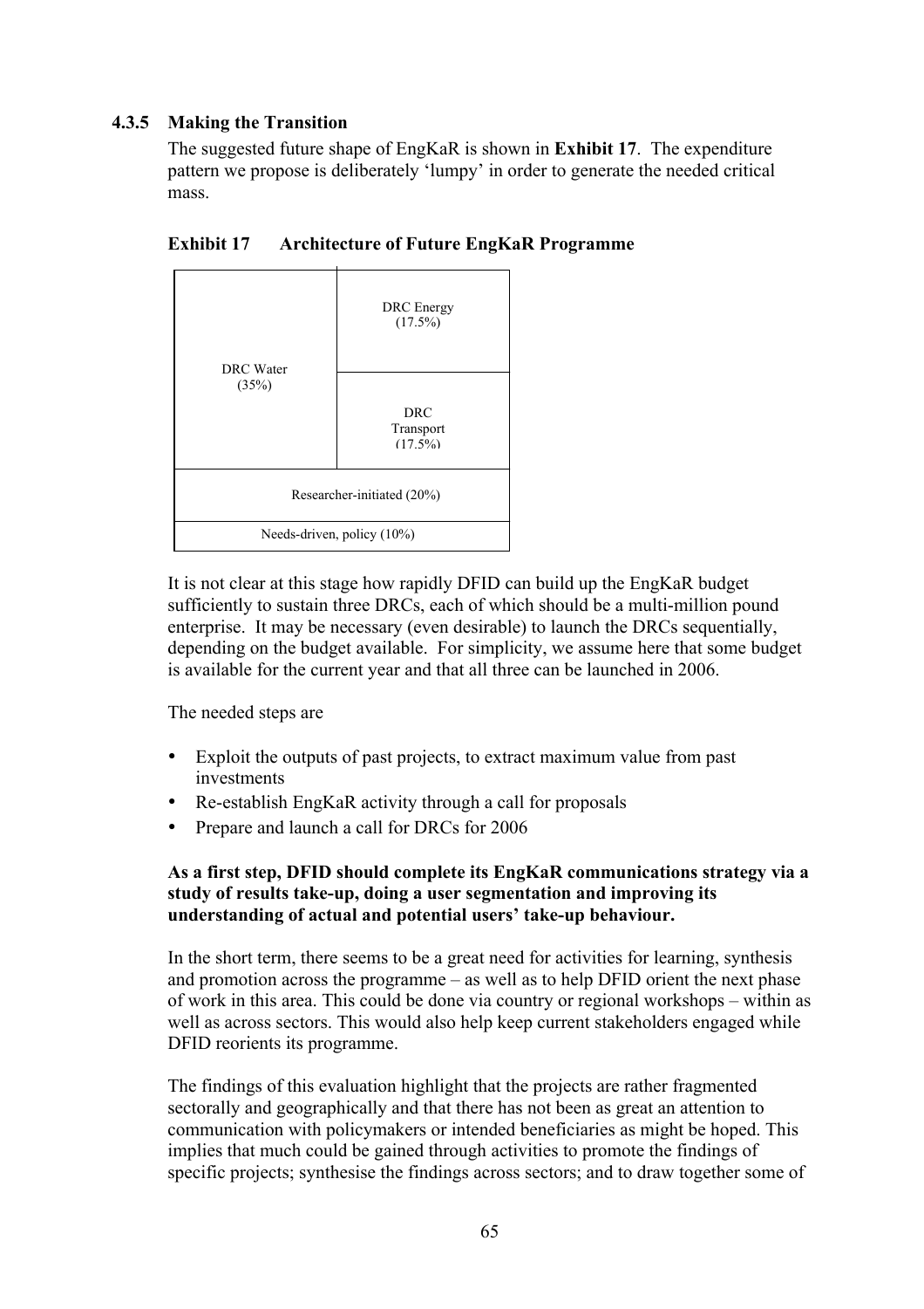### 4.3.5 Making the Transition

The suggested future shape of EngKaR is shown in **Exhibit 17**. The expenditure pattern we propose is deliberately 'lumpy' in order to generate the needed critical mass.

**Exhibit 17 Architecture of Future EngKaR Programme**

| | |
|---|---|
| DRC Water (35%) | DRC Energy (17.5%) |
| | DRC Transport (17.5%) |
| Researcher-initiated (20%) | |
| Needs-driven, policy (10%) | |

It is not clear at this stage how rapidly DFID can build up the EngKaR budget sufficiently to sustain three DRCs, each of which should be a multi-million pound enterprise. It may be necessary (even desirable) to launch the DRCs sequentially, depending on the budget available. For simplicity, we assume here that some budget is available for the current year and that all three can be launched in 2006.

The needed steps are

- Exploit the outputs of past projects, to extract maximum value from past investments
- Re-establish EngKaR activity through a call for proposals
- Prepare and launch a call for DRCs for 2006

**As a first step, DFID should complete its EngKaR communications strategy via a study of results take-up, doing a user segmentation and improving its understanding of actual and potential users' take-up behaviour.**

In the short term, there seems to be a great need for activities for learning, synthesis and promotion across the programme – as well as to help DFID orient the next phase of work in this area. This could be done via country or regional workshops – within as well as across sectors. This would also help keep current stakeholders engaged while DFID reorients its programme.

The findings of this evaluation highlight that the projects are rather fragmented sectorally and geographically and that there has not been as great an attention to communication with policymakers or intended beneficiaries as might be hoped. This implies that much could be gained through activities to promote the findings of specific projects; synthesise the findings across sectors; and to draw together some of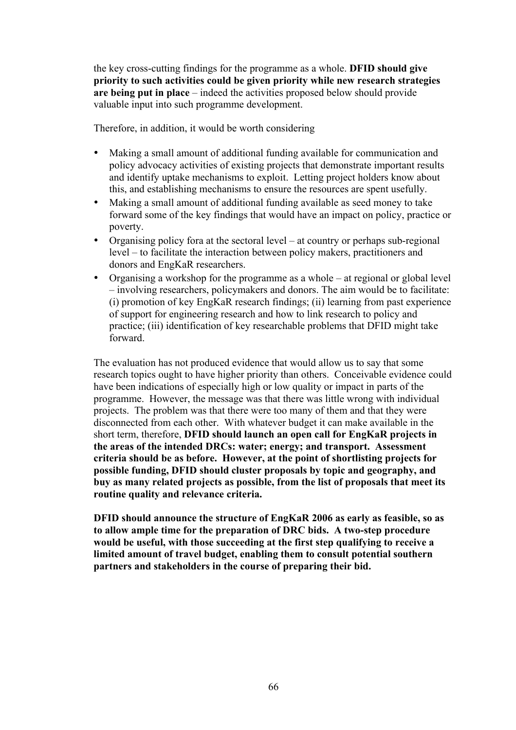the key cross-cutting findings for the programme as a whole. **DFID should give priority to such activities could be given priority while new research strategies are being put in place** – indeed the activities proposed below should provide valuable input into such programme development.

Therefore, in addition, it would be worth considering

- Making a small amount of additional funding available for communication and policy advocacy activities of existing projects that demonstrate important results and identify uptake mechanisms to exploit. Letting project holders know about this, and establishing mechanisms to ensure the resources are spent usefully.
- Making a small amount of additional funding available as seed money to take forward some of the key findings that would have an impact on policy, practice or poverty.
- Organising policy fora at the sectoral level – at country or perhaps sub-regional level – to facilitate the interaction between policy makers, practitioners and donors and EngKaR researchers.
- Organising a workshop for the programme as a whole – at regional or global level – involving researchers, policymakers and donors. The aim would be to facilitate: (i) promotion of key EngKaR research findings; (ii) learning from past experience of support for engineering research and how to link research to policy and practice; (iii) identification of key researchable problems that DFID might take forward.

The evaluation has not produced evidence that would allow us to say that some research topics ought to have higher priority than others. Conceivable evidence could have been indications of especially high or low quality or impact in parts of the programme. However, the message was that there was little wrong with individual projects. The problem was that there were too many of them and that they were disconnected from each other. With whatever budget it can make available in the short term, therefore, **DFID should launch an open call for EngKaR projects in the areas of the intended DRCs: water; energy; and transport. Assessment criteria should be as before. However, at the point of shortlisting projects for possible funding, DFID should cluster proposals by topic and geography, and buy as many related projects as possible, from the list of proposals that meet its routine quality and relevance criteria.**

**DFID should announce the structure of EngKaR 2006 as early as feasible, so as to allow ample time for the preparation of DRC bids. A two-step procedure would be useful, with those succeeding at the first step qualifying to receive a limited amount of travel budget, enabling them to consult potential southern partners and stakeholders in the course of preparing their bid.**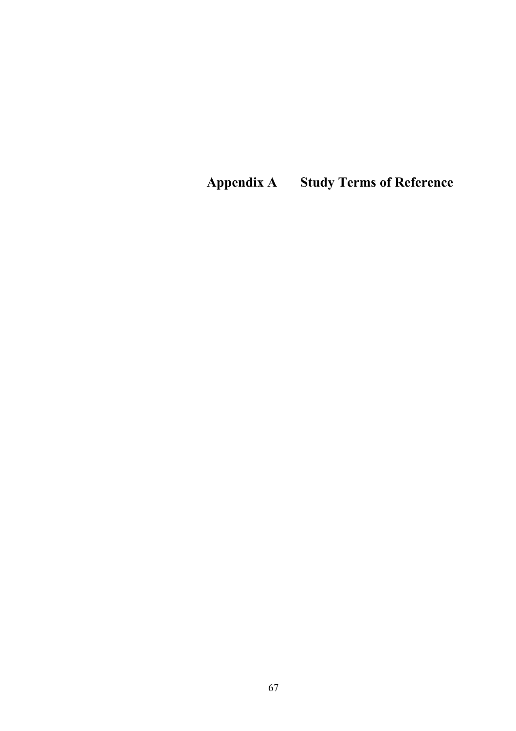# Appendix A Study Terms of Reference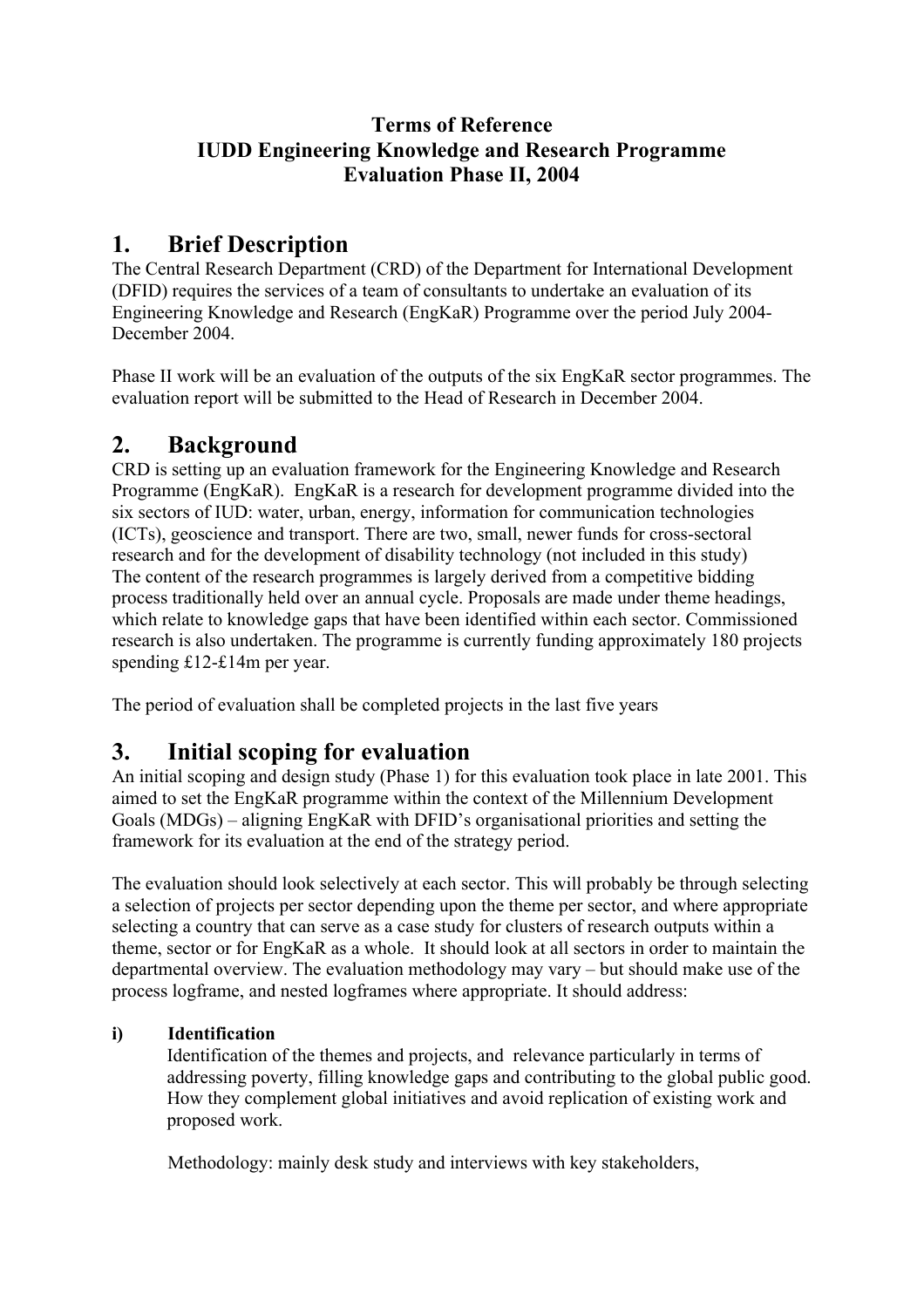**Terms of Reference**
**IUDD Engineering Knowledge and Research Programme**
**Evaluation Phase II, 2004**

# 1. Brief Description

The Central Research Department (CRD) of the Department for International Development (DFID) requires the services of a team of consultants to undertake an evaluation of its Engineering Knowledge and Research (EngKaR) Programme over the period July 2004-December 2004.

Phase II work will be an evaluation of the outputs of the six EngKaR sector programmes. The evaluation report will be submitted to the Head of Research in December 2004.

# 2. Background

CRD is setting up an evaluation framework for the Engineering Knowledge and Research Programme (EngKaR). EngKaR is a research for development programme divided into the six sectors of IUD: water, urban, energy, information for communication technologies (ICTs), geoscience and transport. There are two, small, newer funds for cross-sectoral research and for the development of disability technology (not included in this study)
The content of the research programmes is largely derived from a competitive bidding process traditionally held over an annual cycle. Proposals are made under theme headings, which relate to knowledge gaps that have been identified within each sector. Commissioned research is also undertaken. The programme is currently funding approximately 180 projects spending £12-£14m per year.

The period of evaluation shall be completed projects in the last five years

# 3. Initial scoping for evaluation

An initial scoping and design study (Phase 1) for this evaluation took place in late 2001. This aimed to set the EngKaR programme within the context of the Millennium Development Goals (MDGs) – aligning EngKaR with DFID's organisational priorities and setting the framework for its evaluation at the end of the strategy period.

The evaluation should look selectively at each sector. This will probably be through selecting a selection of projects per sector depending upon the theme per sector, and where appropriate selecting a country that can serve as a case study for clusters of research outputs within a theme, sector or for EngKaR as a whole. It should look at all sectors in order to maintain the departmental overview. The evaluation methodology may vary – but should make use of the process logframe, and nested logframes where appropriate. It should address:

**i) Identification**

Identification of the themes and projects, and relevance particularly in terms of addressing poverty, filling knowledge gaps and contributing to the global public good. How they complement global initiatives and avoid replication of existing work and proposed work.

Methodology: mainly desk study and interviews with key stakeholders,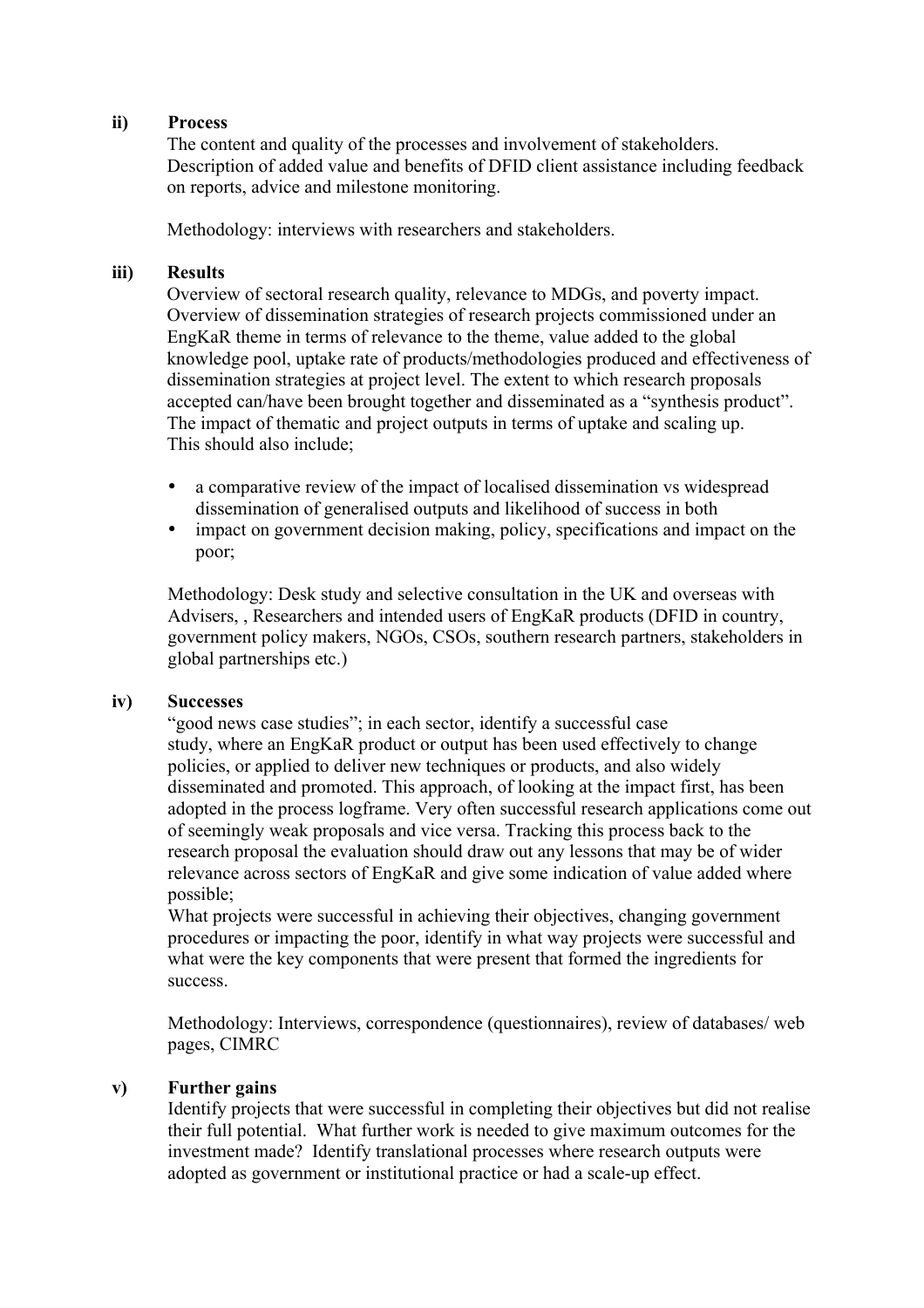**ii) Process**

The content and quality of the processes and involvement of stakeholders. Description of added value and benefits of DFID client assistance including feedback on reports, advice and milestone monitoring.

Methodology: interviews with researchers and stakeholders.

**iii) Results**

Overview of sectoral research quality, relevance to MDGs, and poverty impact. Overview of dissemination strategies of research projects commissioned under an EngKaR theme in terms of relevance to the theme, value added to the global knowledge pool, uptake rate of products/methodologies produced and effectiveness of dissemination strategies at project level. The extent to which research proposals accepted can/have been brought together and disseminated as a "synthesis product". The impact of thematic and project outputs in terms of uptake and scaling up. This should also include;

- a comparative review of the impact of localised dissemination vs widespread dissemination of generalised outputs and likelihood of success in both
- impact on government decision making, policy, specifications and impact on the poor;

Methodology: Desk study and selective consultation in the UK and overseas with Advisers, , Researchers and intended users of EngKaR products (DFID in country, government policy makers, NGOs, CSOs, southern research partners, stakeholders in global partnerships etc.)

**iv) Successes**

"good news case studies"; in each sector, identify a successful case study, where an EngKaR product or output has been used effectively to change policies, or applied to deliver new techniques or products, and also widely disseminated and promoted. This approach, of looking at the impact first, has been adopted in the process logframe. Very often successful research applications come out of seemingly weak proposals and vice versa. Tracking this process back to the research proposal the evaluation should draw out any lessons that may be of wider relevance across sectors of EngKaR and give some indication of value added where possible;

What projects were successful in achieving their objectives, changing government procedures or impacting the poor, identify in what way projects were successful and what were the key components that were present that formed the ingredients for success.

Methodology: Interviews, correspondence (questionnaires), review of databases/ web pages, CIMRC

**v) Further gains**

Identify projects that were successful in completing their objectives but did not realise their full potential. What further work is needed to give maximum outcomes for the investment made? Identify translational processes where research outputs were adopted as government or institutional practice or had a scale-up effect.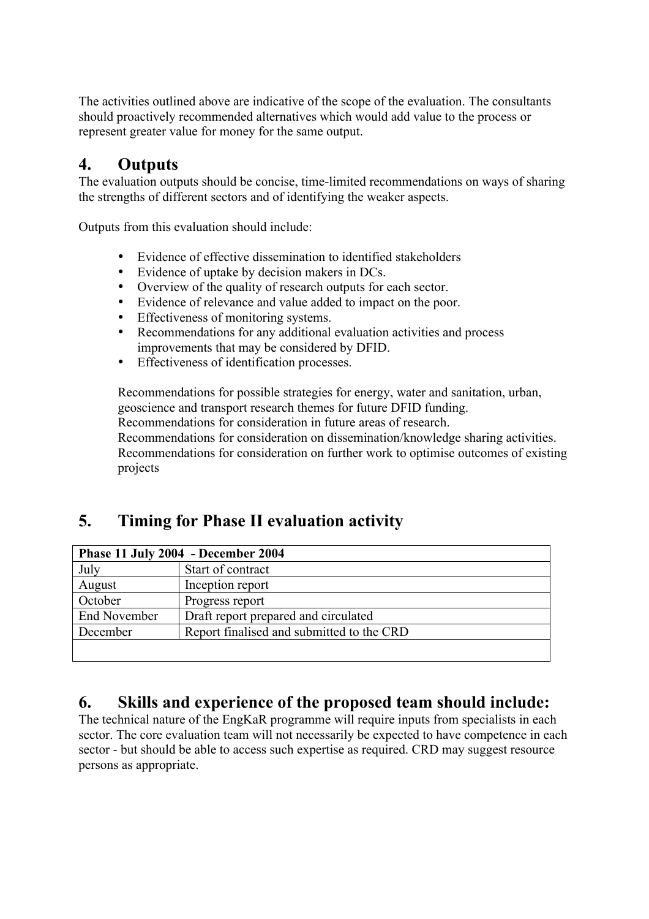The activities outlined above are indicative of the scope of the evaluation. The consultants should proactively recommended alternatives which would add value to the process or represent greater value for money for the same output.

## 4. Outputs

The evaluation outputs should be concise, time-limited recommendations on ways of sharing the strengths of different sectors and of identifying the weaker aspects.

Outputs from this evaluation should include:

- Evidence of effective dissemination to identified stakeholders
- Evidence of uptake by decision makers in DCs.
- Overview of the quality of research outputs for each sector.
- Evidence of relevance and value added to impact on the poor.
- Effectiveness of monitoring systems.
- Recommendations for any additional evaluation activities and process improvements that may be considered by DFID.
- Effectiveness of identification processes.

Recommendations for possible strategies for energy, water and sanitation, urban, geoscience and transport research themes for future DFID funding.
Recommendations for consideration in future areas of research.
Recommendations for consideration on dissemination/knowledge sharing activities.
Recommendations for consideration on further work to optimise outcomes of existing projects

## 5. Timing for Phase II evaluation activity

| **Phase 11 July 2004 - December 2004** | |
|---|---|
| July | Start of contract |
| August | Inception report |
| October | Progress report |
| End November | Draft report prepared and circulated |
| December | Report finalised and submitted to the CRD |
| | |

## 6. Skills and experience of the proposed team should include:

The technical nature of the EngKaR programme will require inputs from specialists in each sector. The core evaluation team will not necessarily be expected to have competence in each sector - but should be able to access such expertise as required. CRD may suggest resource persons as appropriate.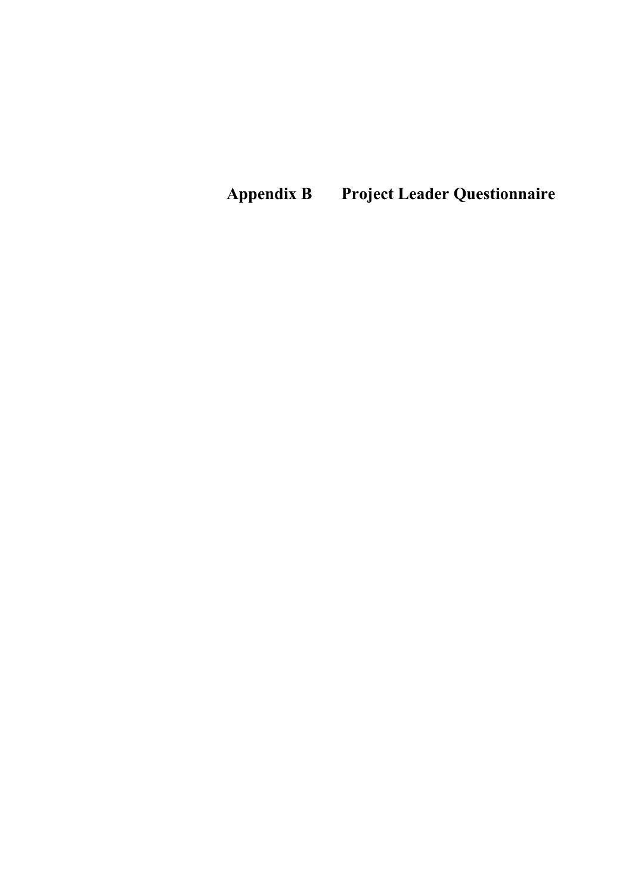# Appendix B Project Leader Questionnaire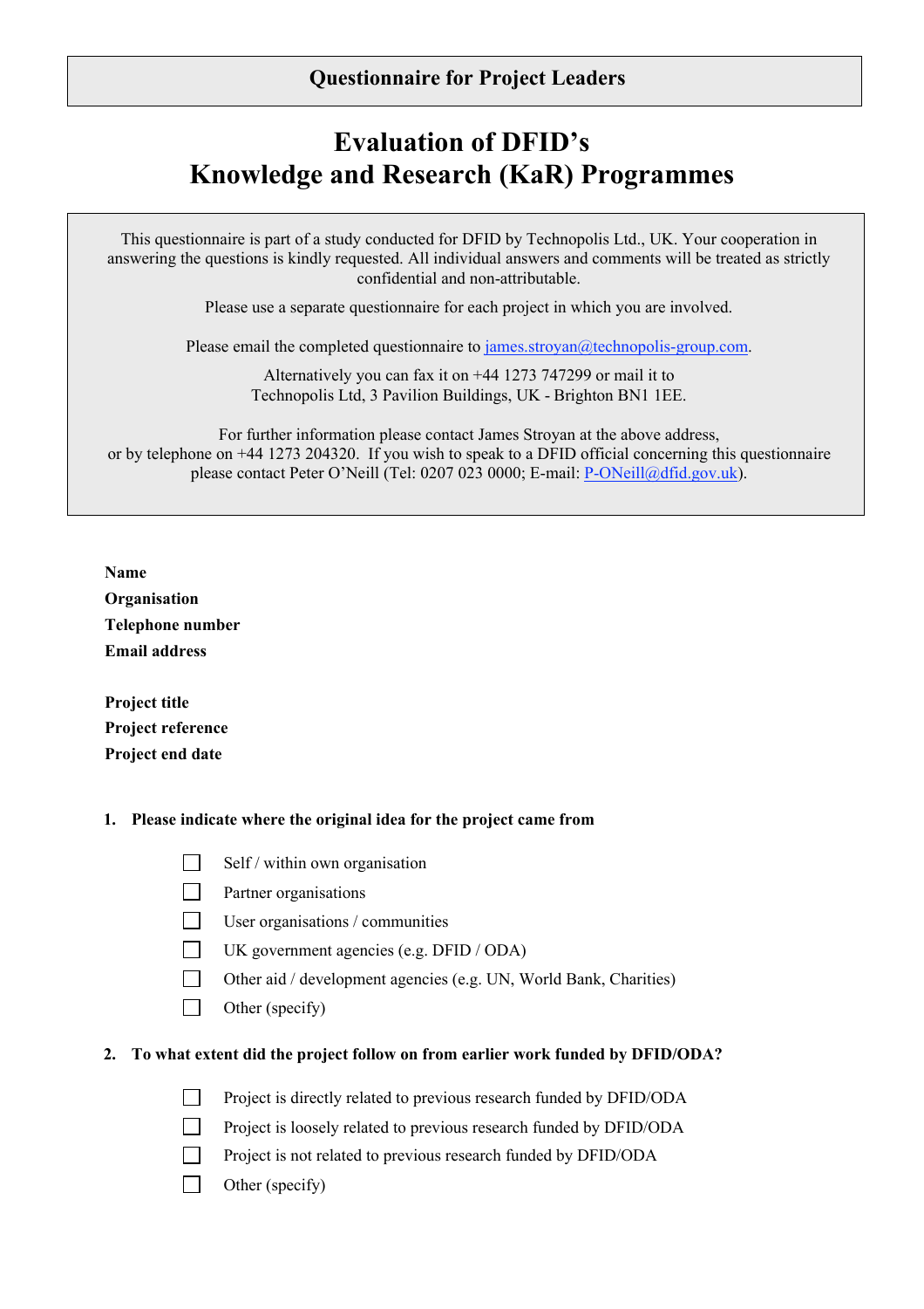**Questionnaire for Project Leaders**

# Evaluation of DFID's Knowledge and Research (KaR) Programmes

This questionnaire is part of a study conducted for DFID by Technopolis Ltd., UK. Your cooperation in answering the questions is kindly requested. All individual answers and comments will be treated as strictly confidential and non-attributable.

Please use a separate questionnaire for each project in which you are involved.

Please email the completed questionnaire to james.stroyan@technopolis-group.com.

Alternatively you can fax it on +44 1273 747299 or mail it to Technopolis Ltd, 3 Pavilion Buildings, UK - Brighton BN1 1EE.

For further information please contact James Stroyan at the above address, or by telephone on +44 1273 204320. If you wish to speak to a DFID official concerning this questionnaire please contact Peter O'Neill (Tel: 0207 023 0000; E-mail: P-ONeill@dfid.gov.uk).

**Name**
**Organisation**
**Telephone number**
**Email address**

**Project title**
**Project reference**
**Project end date**

**1. Please indicate where the original idea for the project came from**

- ☐ Self / within own organisation
- ☐ Partner organisations
- ☐ User organisations / communities
- ☐ UK government agencies (e.g. DFID / ODA)
- ☐ Other aid / development agencies (e.g. UN, World Bank, Charities)
- ☐ Other (specify)

**2. To what extent did the project follow on from earlier work funded by DFID/ODA?**

- ☐ Project is directly related to previous research funded by DFID/ODA
- ☐ Project is loosely related to previous research funded by DFID/ODA
- ☐ Project is not related to previous research funded by DFID/ODA
- ☐ Other (specify)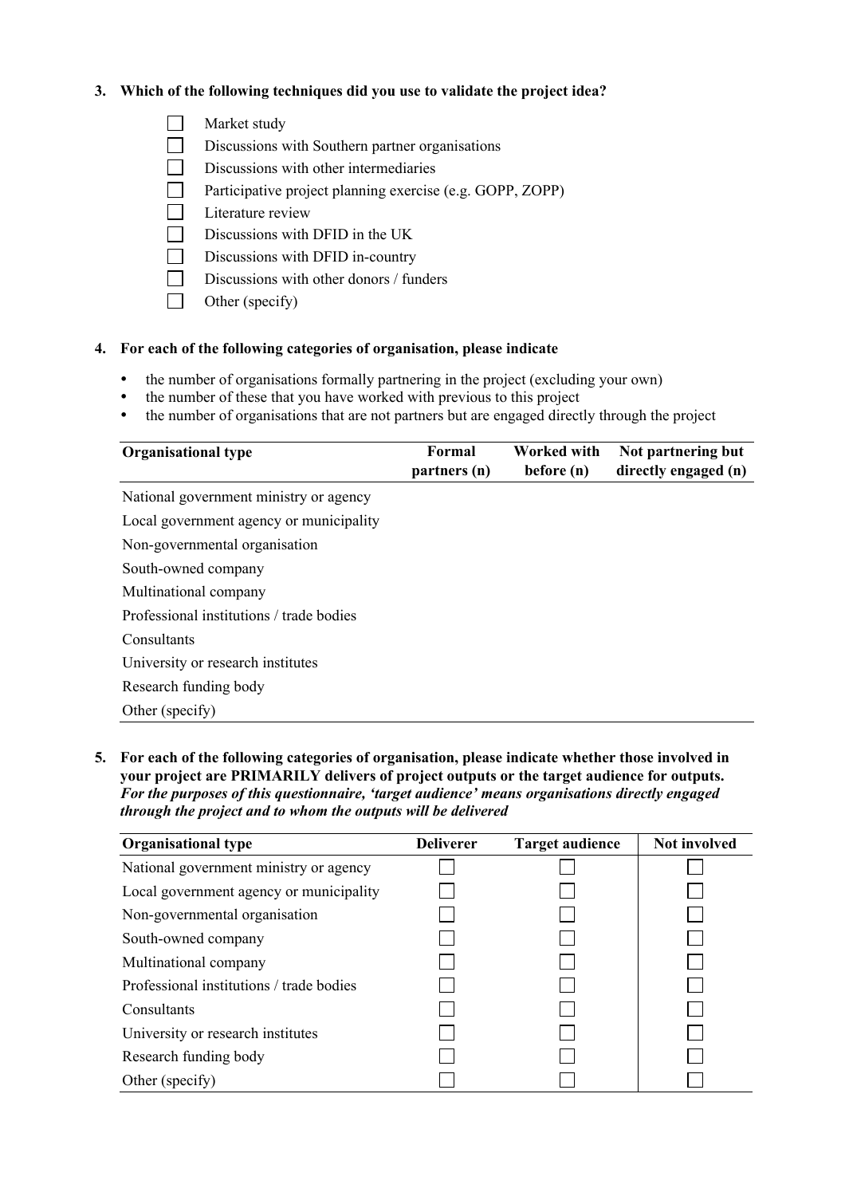**3. Which of the following techniques did you use to validate the project idea?**

- ☐ Market study
- ☐ Discussions with Southern partner organisations
- ☐ Discussions with other intermediaries
- ☐ Participative project planning exercise (e.g. GOPP, ZOPP)
- ☐ Literature review
- ☐ Discussions with DFID in the UK
- ☐ Discussions with DFID in-country
- ☐ Discussions with other donors / funders
- ☐ Other (specify)

**4. For each of the following categories of organisation, please indicate**

- the number of organisations formally partnering in the project (excluding your own)
- the number of these that you have worked with previous to this project
- the number of organisations that are not partners but are engaged directly through the project

| Organisational type | Formal partners (n) | Worked with before (n) | Not partnering but directly engaged (n) |
|---|---|---|---|
| National government ministry or agency | | | |
| Local government agency or municipality | | | |
| Non-governmental organisation | | | |
| South-owned company | | | |
| Multinational company | | | |
| Professional institutions / trade bodies | | | |
| Consultants | | | |
| University or research institutes | | | |
| Research funding body | | | |
| Other (specify) | | | |

**5. For each of the following categories of organisation, please indicate whether those involved in your project are PRIMARILY delivers of project outputs or the target audience for outputs.** ***For the purposes of this questionnaire, 'target audience' means organisations directly engaged through the project and to whom the outputs will be delivered***

| Organisational type | Deliverer | Target audience | Not involved |
|---|---|---|---|
| National government ministry or agency | ☐ | ☐ | ☐ |
| Local government agency or municipality | ☐ | ☐ | ☐ |
| Non-governmental organisation | ☐ | ☐ | ☐ |
| South-owned company | ☐ | ☐ | ☐ |
| Multinational company | ☐ | ☐ | ☐ |
| Professional institutions / trade bodies | ☐ | ☐ | ☐ |
| Consultants | ☐ | ☐ | ☐ |
| University or research institutes | ☐ | ☐ | ☐ |
| Research funding body | ☐ | ☐ | ☐ |
| Other (specify) | ☐ | ☐ | ☐ |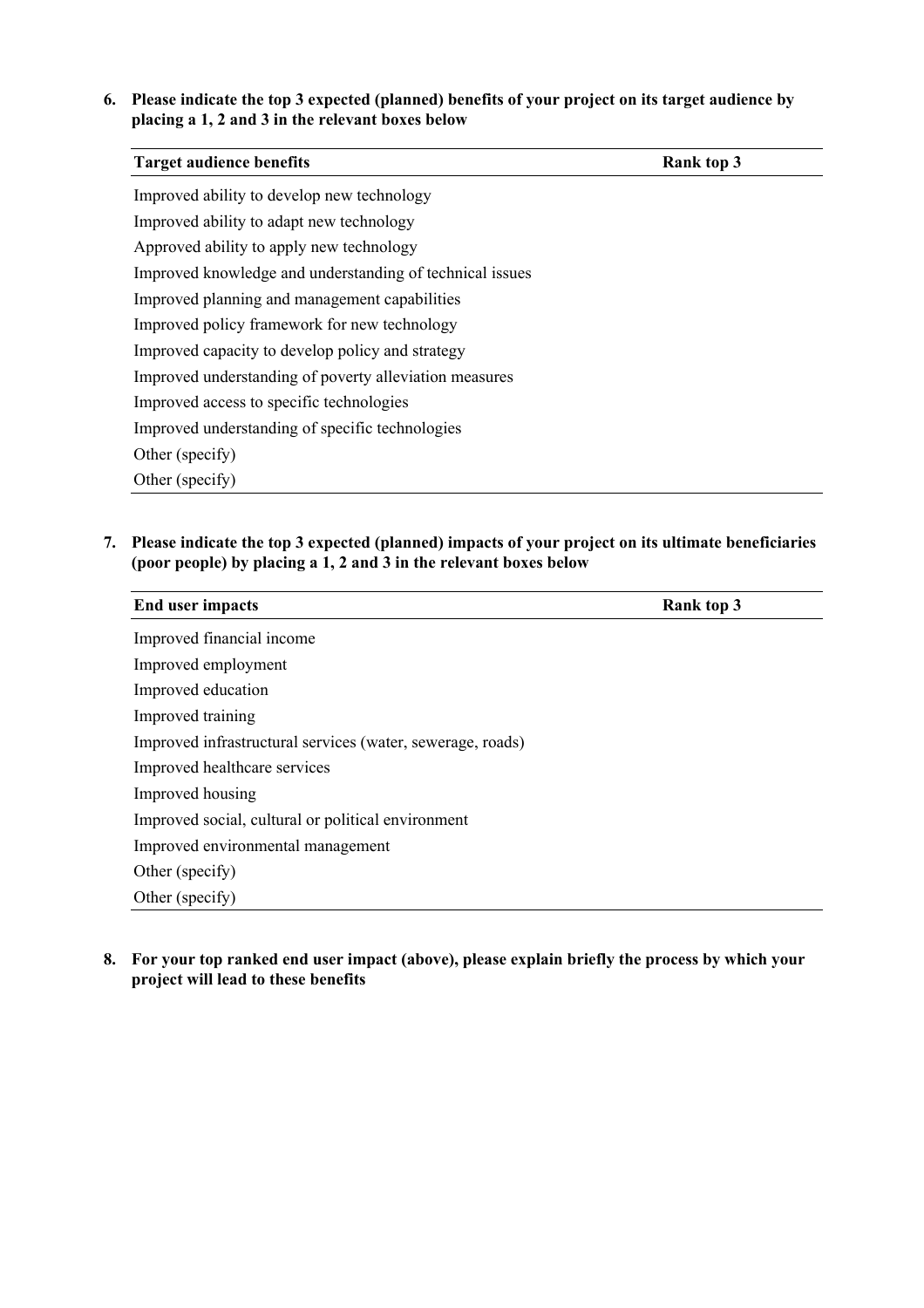6. **Please indicate the top 3 expected (planned) benefits of your project on its target audience by placing a 1, 2 and 3 in the relevant boxes below**

| Target audience benefits | Rank top 3 |
|---|---|
| Improved ability to develop new technology | |
| Improved ability to adapt new technology | |
| Approved ability to apply new technology | |
| Improved knowledge and understanding of technical issues | |
| Improved planning and management capabilities | |
| Improved policy framework for new technology | |
| Improved capacity to develop policy and strategy | |
| Improved understanding of poverty alleviation measures | |
| Improved access to specific technologies | |
| Improved understanding of specific technologies | |
| Other (specify) | |
| Other (specify) | |

7. **Please indicate the top 3 expected (planned) impacts of your project on its ultimate beneficiaries (poor people) by placing a 1, 2 and 3 in the relevant boxes below**

| End user impacts | Rank top 3 |
|---|---|
| Improved financial income | |
| Improved employment | |
| Improved education | |
| Improved training | |
| Improved infrastructural services (water, sewerage, roads) | |
| Improved healthcare services | |
| Improved housing | |
| Improved social, cultural or political environment | |
| Improved environmental management | |
| Other (specify) | |
| Other (specify) | |

8. **For your top ranked end user impact (above), please explain briefly the process by which your project will lead to these benefits**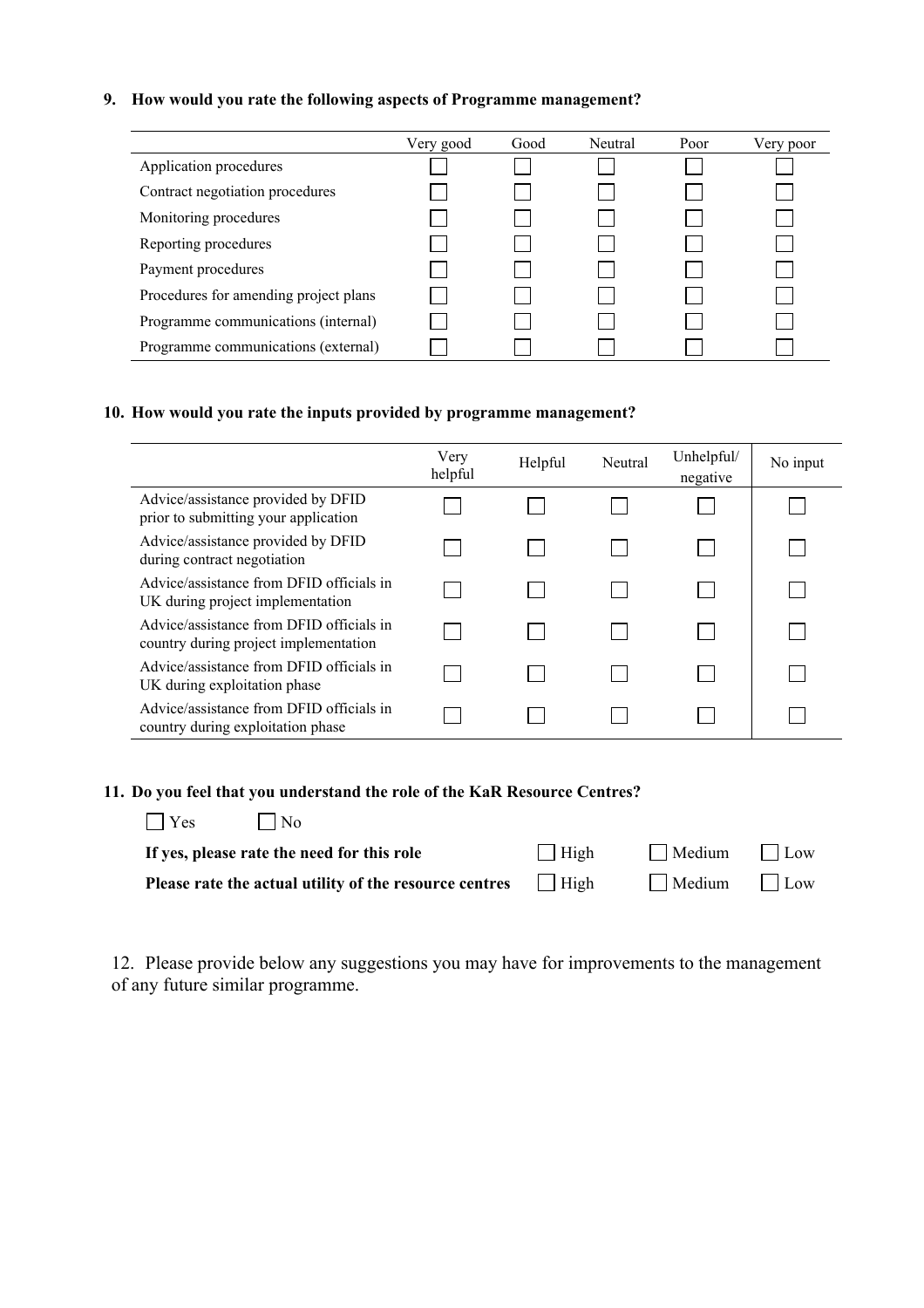**9. How would you rate the following aspects of Programme management?**

| | Very good | Good | Neutral | Poor | Very poor |
|---|---|---|---|---|---|
| Application procedures | ☐ | ☐ | ☐ | ☐ | ☐ |
| Contract negotiation procedures | ☐ | ☐ | ☐ | ☐ | ☐ |
| Monitoring procedures | ☐ | ☐ | ☐ | ☐ | ☐ |
| Reporting procedures | ☐ | ☐ | ☐ | ☐ | ☐ |
| Payment procedures | ☐ | ☐ | ☐ | ☐ | ☐ |
| Procedures for amending project plans | ☐ | ☐ | ☐ | ☐ | ☐ |
| Programme communications (internal) | ☐ | ☐ | ☐ | ☐ | ☐ |
| Programme communications (external) | ☐ | ☐ | ☐ | ☐ | ☐ |

**10. How would you rate the inputs provided by programme management?**

| | Very helpful | Helpful | Neutral | Unhelpful/ negative | No input |
|---|---|---|---|---|---|
| Advice/assistance provided by DFID prior to submitting your application | ☐ | ☐ | ☐ | ☐ | ☐ |
| Advice/assistance provided by DFID during contract negotiation | ☐ | ☐ | ☐ | ☐ | ☐ |
| Advice/assistance from DFID officials in UK during project implementation | ☐ | ☐ | ☐ | ☐ | ☐ |
| Advice/assistance from DFID officials in country during project implementation | ☐ | ☐ | ☐ | ☐ | ☐ |
| Advice/assistance from DFID officials in UK during exploitation phase | ☐ | ☐ | ☐ | ☐ | ☐ |
| Advice/assistance from DFID officials in country during exploitation phase | ☐ | ☐ | ☐ | ☐ | ☐ |

**11. Do you feel that you understand the role of the KaR Resource Centres?**

☐ Yes ☐ No

**If yes, please rate the need for this role** ☐ High ☐ Medium ☐ Low

**Please rate the actual utility of the resource centres** ☐ High ☐ Medium ☐ Low

12. Please provide below any suggestions you may have for improvements to the management of any future similar programme.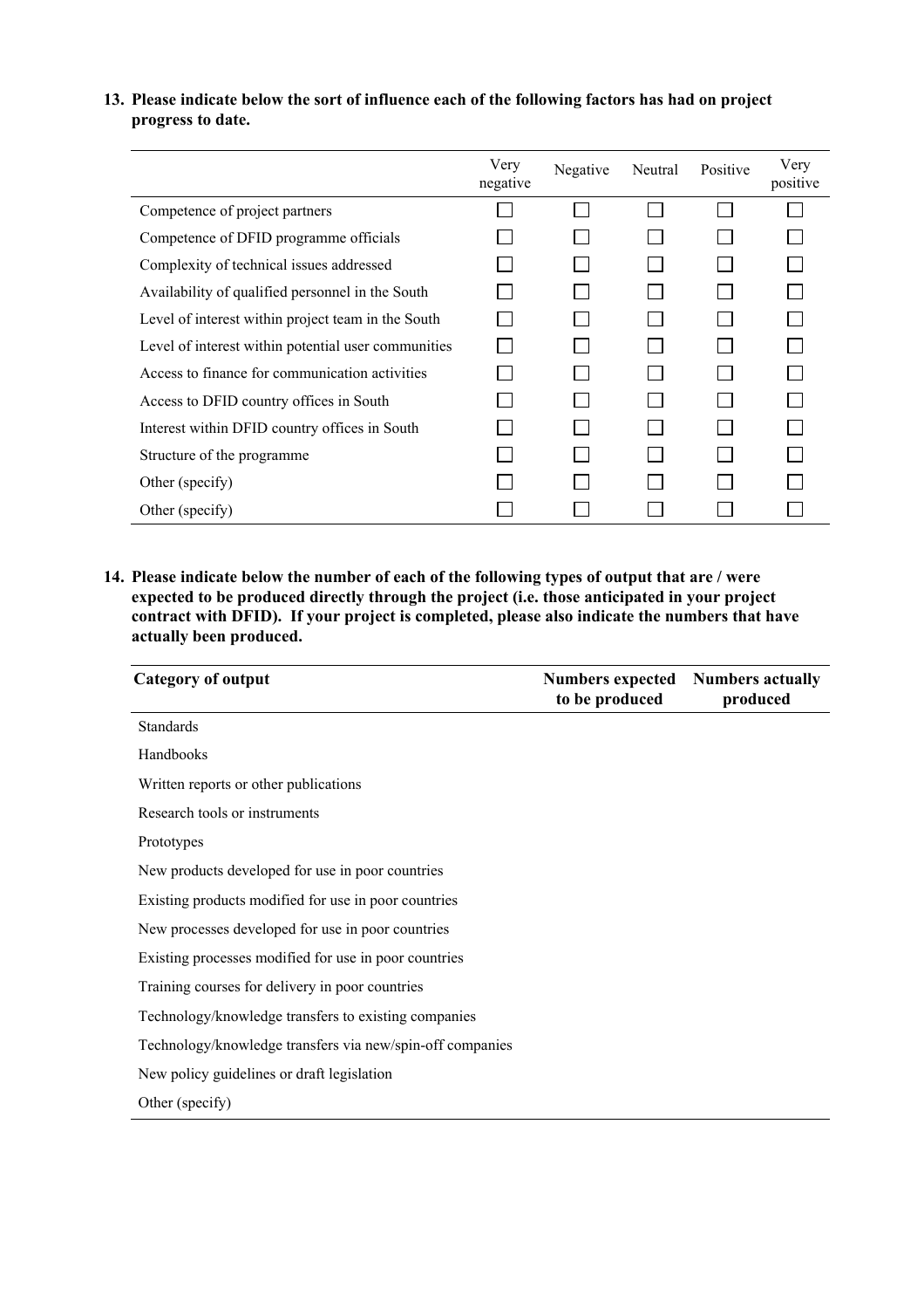**13. Please indicate below the sort of influence each of the following factors has had on project progress to date.**

| | Very negative | Negative | Neutral | Positive | Very positive |
|---|---|---|---|---|---|
| Competence of project partners | ☐ | ☐ | ☐ | ☐ | ☐ |
| Competence of DFID programme officials | ☐ | ☐ | ☐ | ☐ | ☐ |
| Complexity of technical issues addressed | ☐ | ☐ | ☐ | ☐ | ☐ |
| Availability of qualified personnel in the South | ☐ | ☐ | ☐ | ☐ | ☐ |
| Level of interest within project team in the South | ☐ | ☐ | ☐ | ☐ | ☐ |
| Level of interest within potential user communities | ☐ | ☐ | ☐ | ☐ | ☐ |
| Access to finance for communication activities | ☐ | ☐ | ☐ | ☐ | ☐ |
| Access to DFID country offices in South | ☐ | ☐ | ☐ | ☐ | ☐ |
| Interest within DFID country offices in South | ☐ | ☐ | ☐ | ☐ | ☐ |
| Structure of the programme | ☐ | ☐ | ☐ | ☐ | ☐ |
| Other (specify) | ☐ | ☐ | ☐ | ☐ | ☐ |
| Other (specify) | ☐ | ☐ | ☐ | ☐ | ☐ |

**14. Please indicate below the number of each of the following types of output that are / were expected to be produced directly through the project (i.e. those anticipated in your project contract with DFID). If your project is completed, please also indicate the numbers that have actually been produced.**

| Category of output | Numbers expected to be produced | Numbers actually produced |
|---|---|---|
| Standards | | |
| Handbooks | | |
| Written reports or other publications | | |
| Research tools or instruments | | |
| Prototypes | | |
| New products developed for use in poor countries | | |
| Existing products modified for use in poor countries | | |
| New processes developed for use in poor countries | | |
| Existing processes modified for use in poor countries | | |
| Training courses for delivery in poor countries | | |
| Technology/knowledge transfers to existing companies | | |
| Technology/knowledge transfers via new/spin-off companies | | |
| New policy guidelines or draft legislation | | |
| Other (specify) | | |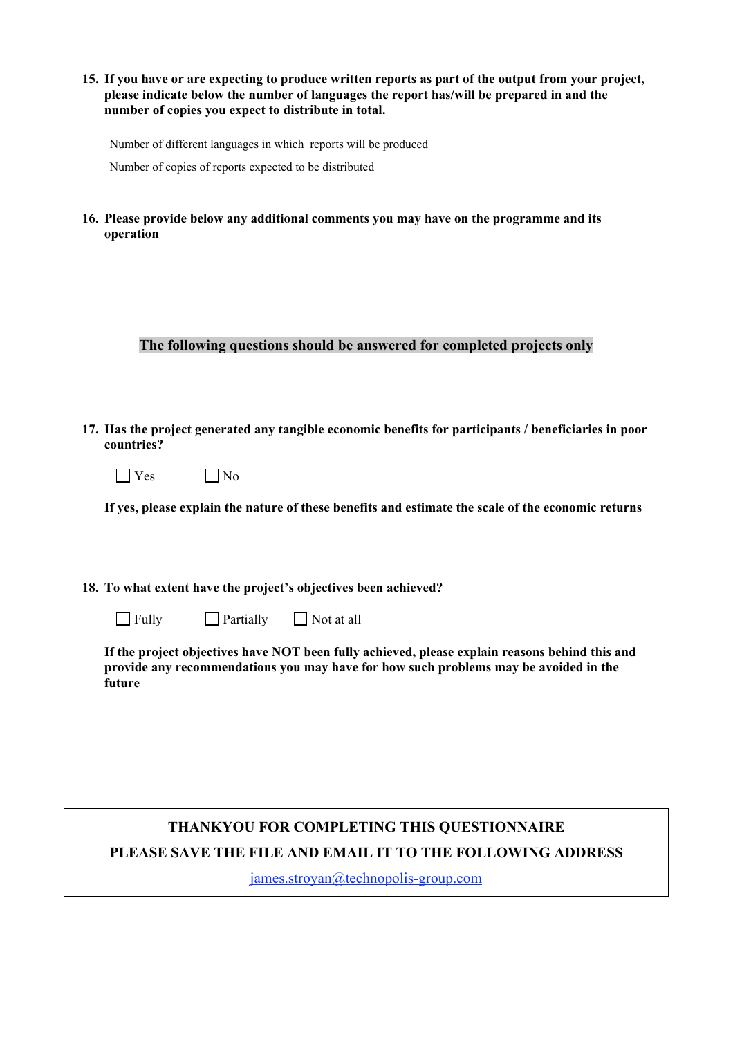**15. If you have or are expecting to produce written reports as part of the output from your project, please indicate below the number of languages the report has/will be prepared in and the number of copies you expect to distribute in total.**

Number of different languages in which reports will be produced

Number of copies of reports expected to be distributed

**16. Please provide below any additional comments you may have on the programme and its operation**

**The following questions should be answered for completed projects only**

**17. Has the project generated any tangible economic benefits for participants / beneficiaries in poor countries?**

☐ Yes ☐ No

**If yes, please explain the nature of these benefits and estimate the scale of the economic returns**

**18. To what extent have the project's objectives been achieved?**

☐ Fully ☐ Partially ☐ Not at all

**If the project objectives have NOT been fully achieved, please explain reasons behind this and provide any recommendations you may have for how such problems may be avoided in the future**

**THANKYOU FOR COMPLETING THIS QUESTIONNAIRE**

**PLEASE SAVE THE FILE AND EMAIL IT TO THE FOLLOWING ADDRESS**

james.stroyan@technopolis-group.com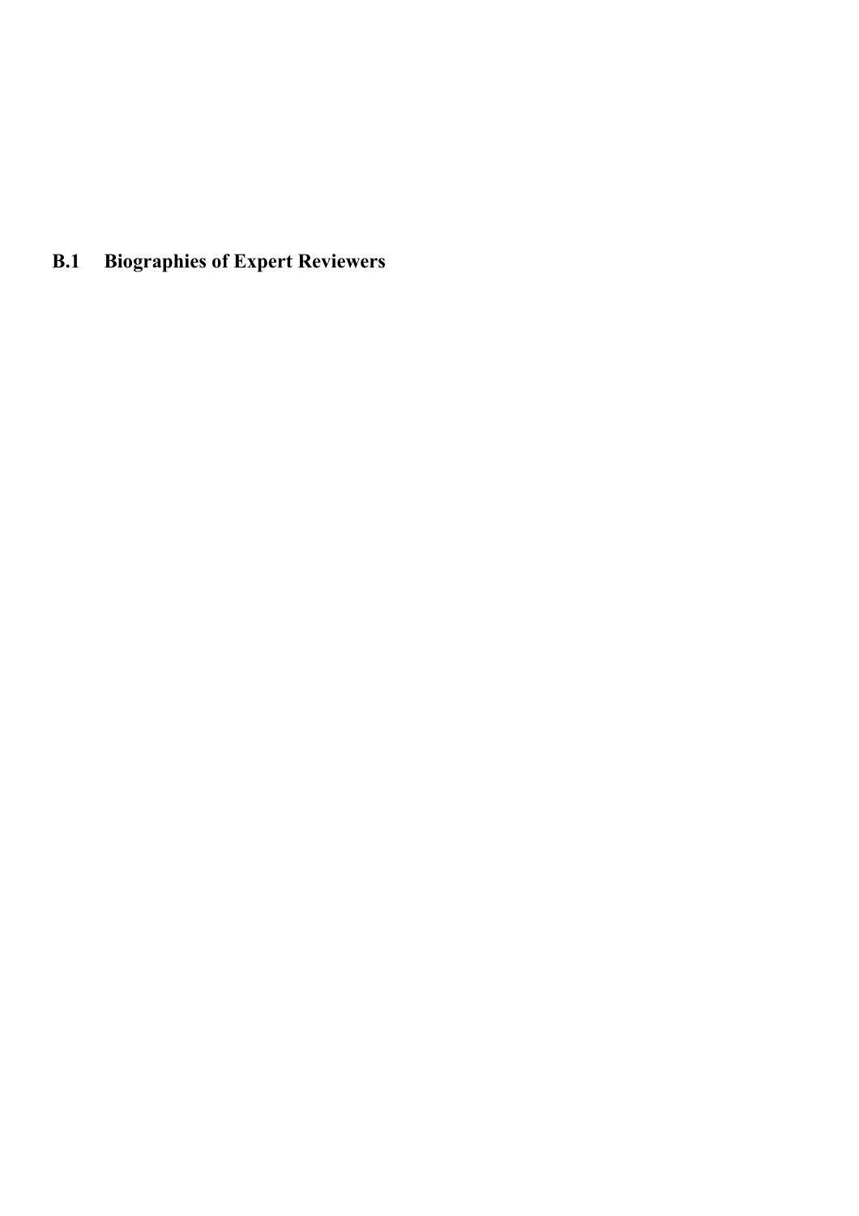## B.1 Biographies of Expert Reviewers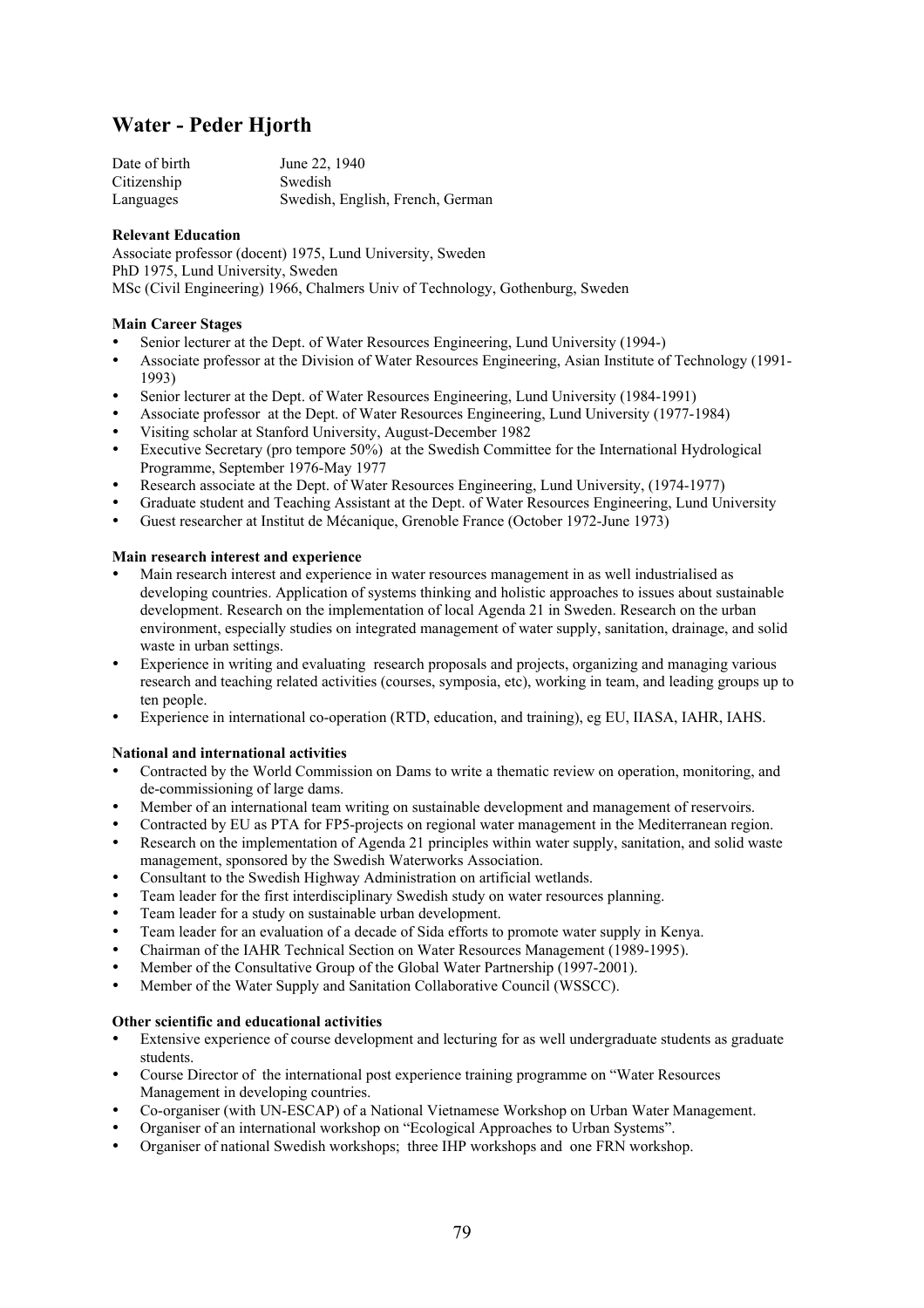# Water - Peder Hjorth

| | |
|---|---|
| Date of birth | June 22, 1940 |
| Citizenship | Swedish |
| Languages | Swedish, English, French, German |

**Relevant Education**

Associate professor (docent) 1975, Lund University, Sweden
PhD 1975, Lund University, Sweden
MSc (Civil Engineering) 1966, Chalmers Univ of Technology, Gothenburg, Sweden

**Main Career Stages**

- Senior lecturer at the Dept. of Water Resources Engineering, Lund University (1994-)
- Associate professor at the Division of Water Resources Engineering, Asian Institute of Technology (1991-1993)
- Senior lecturer at the Dept. of Water Resources Engineering, Lund University (1984-1991)
- Associate professor at the Dept. of Water Resources Engineering, Lund University (1977-1984)
- Visiting scholar at Stanford University, August-December 1982
- Executive Secretary (pro tempore 50%) at the Swedish Committee for the International Hydrological Programme, September 1976-May 1977
- Research associate at the Dept. of Water Resources Engineering, Lund University, (1974-1977)
- Graduate student and Teaching Assistant at the Dept. of Water Resources Engineering, Lund University
- Guest researcher at Institut de Mécanique, Grenoble France (October 1972-June 1973)

**Main research interest and experience**

- Main research interest and experience in water resources management in as well industrialised as developing countries. Application of systems thinking and holistic approaches to issues about sustainable development. Research on the implementation of local Agenda 21 in Sweden. Research on the urban environment, especially studies on integrated management of water supply, sanitation, drainage, and solid waste in urban settings.
- Experience in writing and evaluating research proposals and projects, organizing and managing various research and teaching related activities (courses, symposia, etc), working in team, and leading groups up to ten people.
- Experience in international co-operation (RTD, education, and training), eg EU, IIASA, IAHR, IAHS.

**National and international activities**

- Contracted by the World Commission on Dams to write a thematic review on operation, monitoring, and de-commissioning of large dams.
- Member of an international team writing on sustainable development and management of reservoirs.
- Contracted by EU as PTA for FP5-projects on regional water management in the Mediterranean region.
- Research on the implementation of Agenda 21 principles within water supply, sanitation, and solid waste management, sponsored by the Swedish Waterworks Association.
- Consultant to the Swedish Highway Administration on artificial wetlands.
- Team leader for the first interdisciplinary Swedish study on water resources planning.
- Team leader for a study on sustainable urban development.
- Team leader for an evaluation of a decade of Sida efforts to promote water supply in Kenya.
- Chairman of the IAHR Technical Section on Water Resources Management (1989-1995).
- Member of the Consultative Group of the Global Water Partnership (1997-2001).
- Member of the Water Supply and Sanitation Collaborative Council (WSSCC).

**Other scientific and educational activities**

- Extensive experience of course development and lecturing for as well undergraduate students as graduate students.
- Course Director of the international post experience training programme on "Water Resources Management in developing countries.
- Co-organiser (with UN-ESCAP) of a National Vietnamese Workshop on Urban Water Management.
- Organiser of an international workshop on "Ecological Approaches to Urban Systems".
- Organiser of national Swedish workshops; three IHP workshops and one FRN workshop.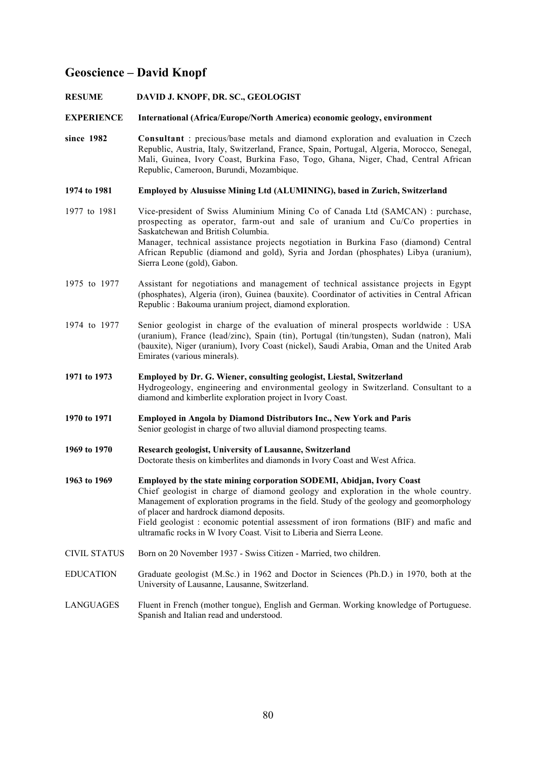## Geoscience – David Knopf

**RESUME** **DAVID J. KNOPF, DR. SC., GEOLOGIST**

**EXPERIENCE** **International (Africa/Europe/North America) economic geology, environment**

**since 1982** **Consultant** : precious/base metals and diamond exploration and evaluation in Czech Republic, Austria, Italy, Switzerland, France, Spain, Portugal, Algeria, Morocco, Senegal, Mali, Guinea, Ivory Coast, Burkina Faso, Togo, Ghana, Niger, Chad, Central African Republic, Cameroon, Burundi, Mozambique.

**1974 to 1981** **Employed by Alusuisse Mining Ltd (ALUMINING), based in Zurich, Switzerland**

1977 to 1981 Vice-president of Swiss Aluminium Mining Co of Canada Ltd (SAMCAN) : purchase, prospecting as operator, farm-out and sale of uranium and Cu/Co properties in Saskatchewan and British Columbia.
Manager, technical assistance projects negotiation in Burkina Faso (diamond) Central African Republic (diamond and gold), Syria and Jordan (phosphates) Libya (uranium), Sierra Leone (gold), Gabon.

1975 to 1977 Assistant for negotiations and management of technical assistance projects in Egypt (phosphates), Algeria (iron), Guinea (bauxite). Coordinator of activities in Central African Republic : Bakouma uranium project, diamond exploration.

1974 to 1977 Senior geologist in charge of the evaluation of mineral prospects worldwide : USA (uranium), France (lead/zinc), Spain (tin), Portugal (tin/tungsten), Sudan (natron), Mali (bauxite), Niger (uranium), Ivory Coast (nickel), Saudi Arabia, Oman and the United Arab Emirates (various minerals).

**1971 to 1973** **Employed by Dr. G. Wiener, consulting geologist, Liestal, Switzerland**
Hydrogeology, engineering and environmental geology in Switzerland. Consultant to a diamond and kimberlite exploration project in Ivory Coast.

**1970 to 1971** **Employed in Angola by Diamond Distributors Inc., New York and Paris**
Senior geologist in charge of two alluvial diamond prospecting teams.

**1969 to 1970** **Research geologist, University of Lausanne, Switzerland**
Doctorate thesis on kimberlites and diamonds in Ivory Coast and West Africa.

**1963 to 1969** **Employed by the state mining corporation SODEMI, Abidjan, Ivory Coast**
Chief geologist in charge of diamond geology and exploration in the whole country. Management of exploration programs in the field. Study of the geology and geomorphology of placer and hardrock diamond deposits.
Field geologist : economic potential assessment of iron formations (BIF) and mafic and ultramafic rocks in W Ivory Coast. Visit to Liberia and Sierra Leone.

CIVIL STATUS Born on 20 November 1937 - Swiss Citizen - Married, two children.

EDUCATION Graduate geologist (M.Sc.) in 1962 and Doctor in Sciences (Ph.D.) in 1970, both at the University of Lausanne, Lausanne, Switzerland.

LANGUAGES Fluent in French (mother tongue), English and German. Working knowledge of Portuguese. Spanish and Italian read and understood.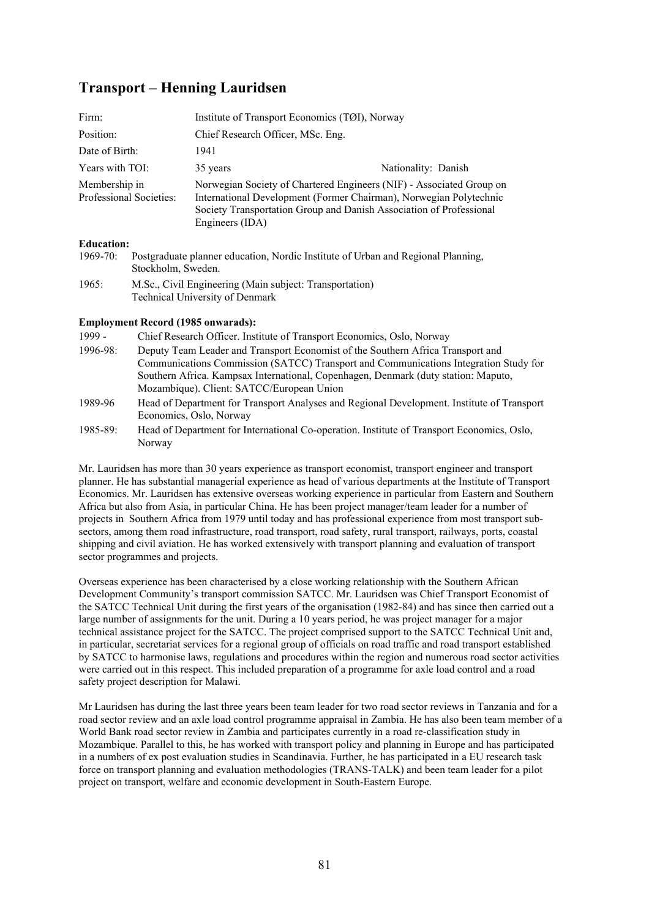## Transport – Henning Lauridsen

| | | |
|---|---|---|
| Firm: | Institute of Transport Economics (TØI), Norway | |
| Position: | Chief Research Officer, MSc. Eng. | |
| Date of Birth: | 1941 | |
| Years with TOI: | 35 years | Nationality: Danish |
| Membership in Professional Societies: | Norwegian Society of Chartered Engineers (NIF) - Associated Group on International Development (Former Chairman), Norwegian Polytechnic Society Transportation Group and Danish Association of Professional Engineers (IDA) | |

**Education:**

1969-70: Postgraduate planner education, Nordic Institute of Urban and Regional Planning, Stockholm, Sweden.

1965: M.Sc., Civil Engineering (Main subject: Transportation) Technical University of Denmark

**Employment Record (1985 onwards):**

1999 - Chief Research Officer. Institute of Transport Economics, Oslo, Norway

1996-98: Deputy Team Leader and Transport Economist of the Southern Africa Transport and Communications Commission (SATCC) Transport and Communications Integration Study for Southern Africa. Kampsax International, Copenhagen, Denmark (duty station: Maputo, Mozambique). Client: SATCC/European Union

1989-96 Head of Department for Transport Analyses and Regional Development. Institute of Transport Economics, Oslo, Norway

1985-89: Head of Department for International Co-operation. Institute of Transport Economics, Oslo, Norway

Mr. Lauridsen has more than 30 years experience as transport economist, transport engineer and transport planner. He has substantial managerial experience as head of various departments at the Institute of Transport Economics. Mr. Lauridsen has extensive overseas working experience in particular from Eastern and Southern Africa but also from Asia, in particular China. He has been project manager/team leader for a number of projects in Southern Africa from 1979 until today and has professional experience from most transport sub-sectors, among them road infrastructure, road transport, road safety, rural transport, railways, ports, coastal shipping and civil aviation. He has worked extensively with transport planning and evaluation of transport sector programmes and projects.

Overseas experience has been characterised by a close working relationship with the Southern African Development Community's transport commission SATCC. Mr. Lauridsen was Chief Transport Economist of the SATCC Technical Unit during the first years of the organisation (1982-84) and has since then carried out a large number of assignments for the unit. During a 10 years period, he was project manager for a major technical assistance project for the SATCC. The project comprised support to the SATCC Technical Unit and, in particular, secretariat services for a regional group of officials on road traffic and road transport established by SATCC to harmonise laws, regulations and procedures within the region and numerous road sector activities were carried out in this respect. This included preparation of a programme for axle load control and a road safety project description for Malawi.

Mr Lauridsen has during the last three years been team leader for two road sector reviews in Tanzania and for a road sector review and an axle load control programme appraisal in Zambia. He has also been team member of a World Bank road sector review in Zambia and participates currently in a road re-classification study in Mozambique. Parallel to this, he has worked with transport policy and planning in Europe and has participated in a numbers of ex post evaluation studies in Scandinavia. Further, he has participated in a EU research task force on transport planning and evaluation methodologies (TRANS-TALK) and been team leader for a pilot project on transport, welfare and economic development in South-Eastern Europe.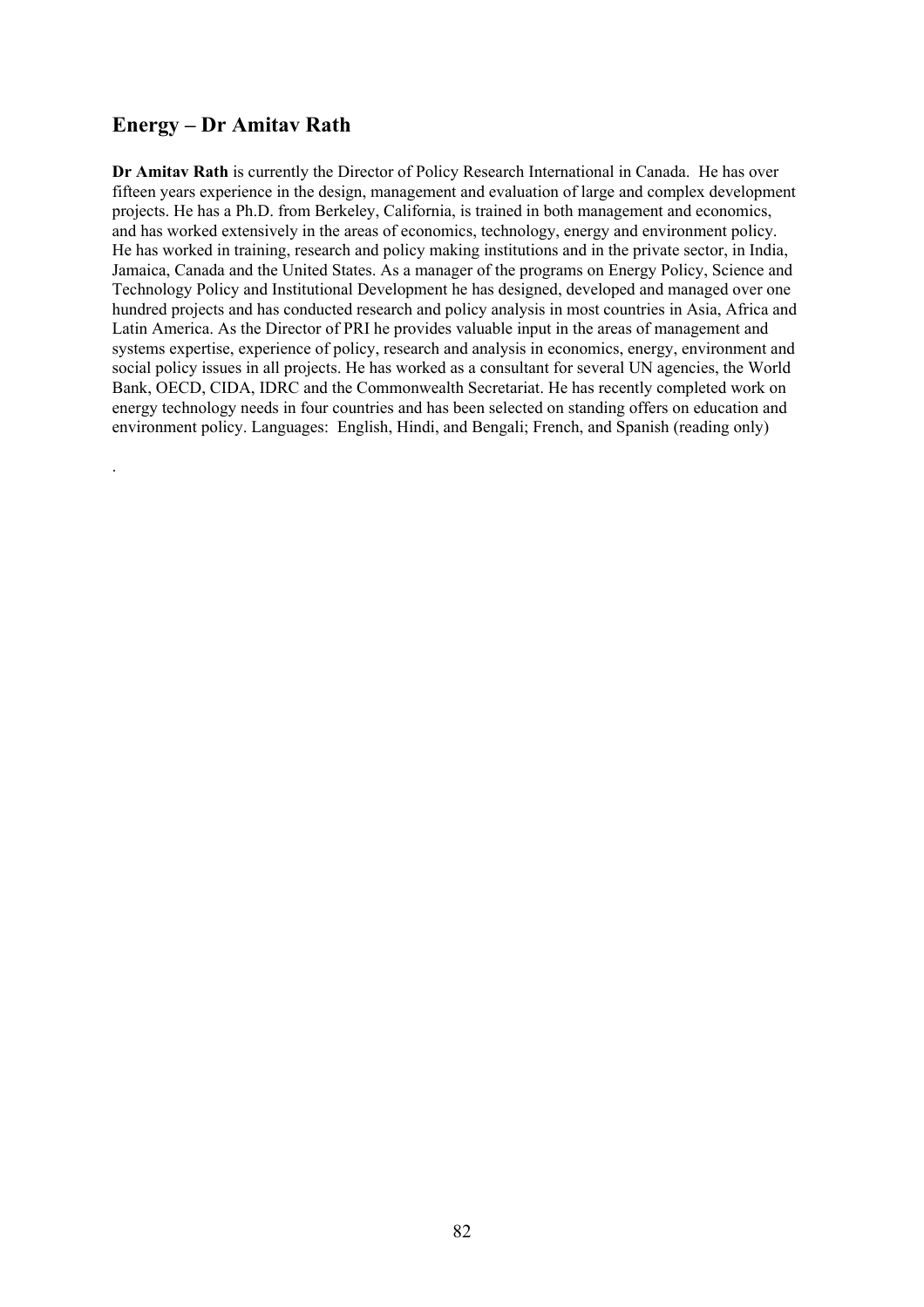## Energy – Dr Amitav Rath

**Dr Amitav Rath** is currently the Director of Policy Research International in Canada. He has over fifteen years experience in the design, management and evaluation of large and complex development projects. He has a Ph.D. from Berkeley, California, is trained in both management and economics, and has worked extensively in the areas of economics, technology, energy and environment policy. He has worked in training, research and policy making institutions and in the private sector, in India, Jamaica, Canada and the United States. As a manager of the programs on Energy Policy, Science and Technology Policy and Institutional Development he has designed, developed and managed over one hundred projects and has conducted research and policy analysis in most countries in Asia, Africa and Latin America. As the Director of PRI he provides valuable input in the areas of management and systems expertise, experience of policy, research and analysis in economics, energy, environment and social policy issues in all projects. He has worked as a consultant for several UN agencies, the World Bank, OECD, CIDA, IDRC and the Commonwealth Secretariat. He has recently completed work on energy technology needs in four countries and has been selected on standing offers on education and environment policy. Languages: English, Hindi, and Bengali; French, and Spanish (reading only)

.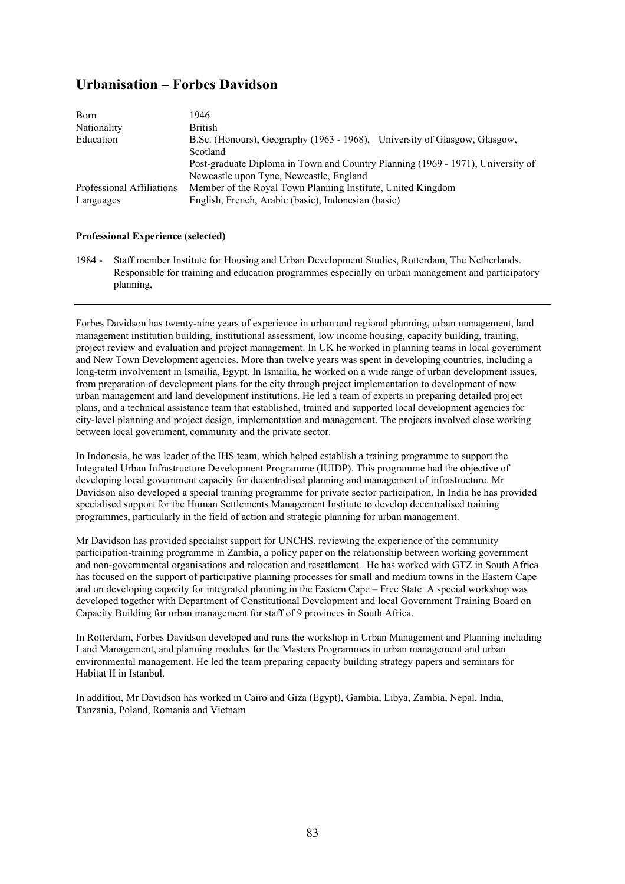## Urbanisation – Forbes Davidson

| | |
|---|---|
| Born | 1946 |
| Nationality | British |
| Education | B.Sc. (Honours), Geography (1963 - 1968), University of Glasgow, Glasgow, Scotland |
| | Post-graduate Diploma in Town and Country Planning (1969 - 1971), University of Newcastle upon Tyne, Newcastle, England |
| Professional Affiliations | Member of the Royal Town Planning Institute, United Kingdom |
| Languages | English, French, Arabic (basic), Indonesian (basic) |

**Professional Experience (selected)**

1984 - Staff member Institute for Housing and Urban Development Studies, Rotterdam, The Netherlands. Responsible for training and education programmes especially on urban management and participatory planning,

---

Forbes Davidson has twenty-nine years of experience in urban and regional planning, urban management, land management institution building, institutional assessment, low income housing, capacity building, training, project review and evaluation and project management. In UK he worked in planning teams in local government and New Town Development agencies. More than twelve years was spent in developing countries, including a long-term involvement in Ismailia, Egypt. In Ismailia, he worked on a wide range of urban development issues, from preparation of development plans for the city through project implementation to development of new urban management and land development institutions. He led a team of experts in preparing detailed project plans, and a technical assistance team that established, trained and supported local development agencies for city-level planning and project design, implementation and management. The projects involved close working between local government, community and the private sector.

In Indonesia, he was leader of the IHS team, which helped establish a training programme to support the Integrated Urban Infrastructure Development Programme (IUIDP). This programme had the objective of developing local government capacity for decentralised planning and management of infrastructure. Mr Davidson also developed a special training programme for private sector participation. In India he has provided specialised support for the Human Settlements Management Institute to develop decentralised training programmes, particularly in the field of action and strategic planning for urban management.

Mr Davidson has provided specialist support for UNCHS, reviewing the experience of the community participation-training programme in Zambia, a policy paper on the relationship between working government and non-governmental organisations and relocation and resettlement. He has worked with GTZ in South Africa has focused on the support of participative planning processes for small and medium towns in the Eastern Cape and on developing capacity for integrated planning in the Eastern Cape – Free State. A special workshop was developed together with Department of Constitutional Development and local Government Training Board on Capacity Building for urban management for staff of 9 provinces in South Africa.

In Rotterdam, Forbes Davidson developed and runs the workshop in Urban Management and Planning including Land Management, and planning modules for the Masters Programmes in urban management and urban environmental management. He led the team preparing capacity building strategy papers and seminars for Habitat II in Istanbul.

In addition, Mr Davidson has worked in Cairo and Giza (Egypt), Gambia, Libya, Zambia, Nepal, India, Tanzania, Poland, Romania and Vietnam